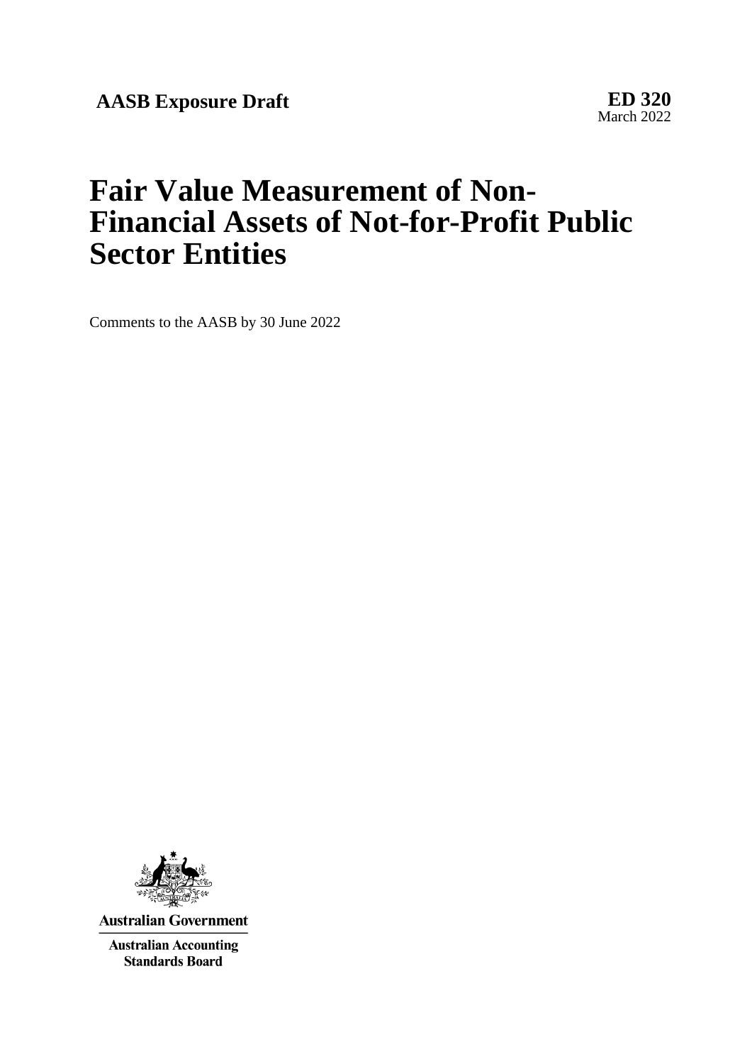**AASB Exposure Draft**

**ED 320**
March 2022

# Fair Value Measurement of Non-Financial Assets of Not-for-Profit Public Sector Entities

Comments to the AASB by 30 June 2022

Australian Government

Australian Accounting Standards Board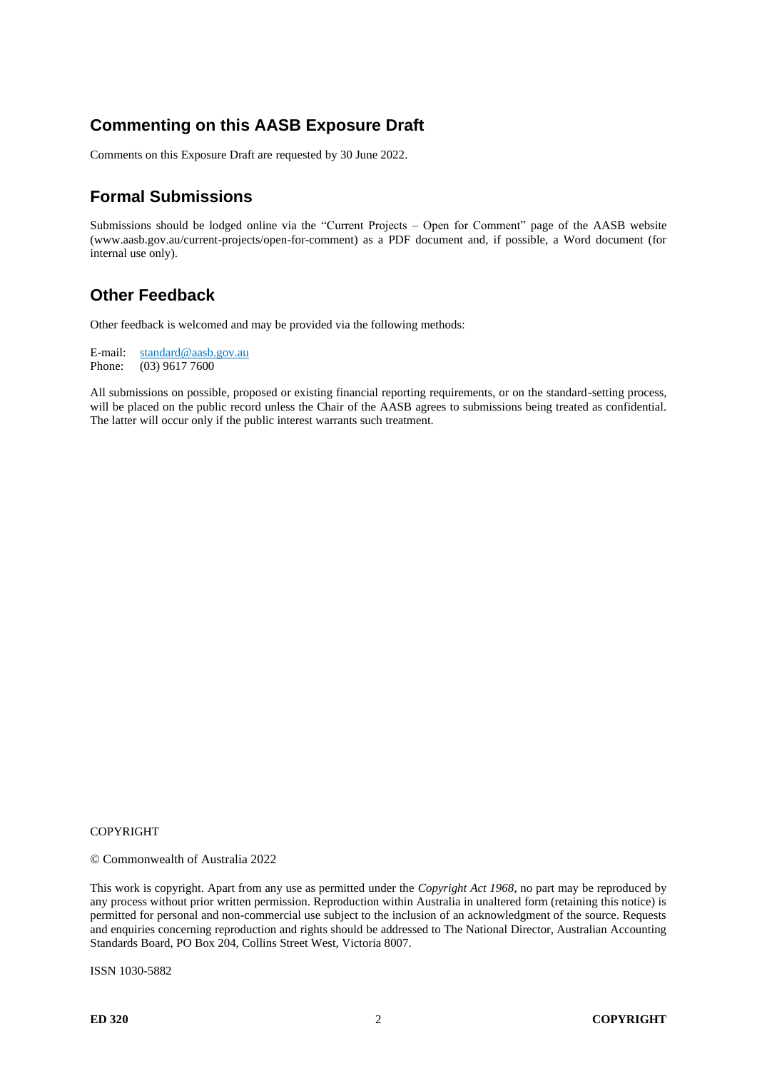## Commenting on this AASB Exposure Draft

Comments on this Exposure Draft are requested by 30 June 2022.

## Formal Submissions

Submissions should be lodged online via the "Current Projects – Open for Comment" page of the AASB website (www.aasb.gov.au/current-projects/open-for-comment) as a PDF document and, if possible, a Word document (for internal use only).

## Other Feedback

Other feedback is welcomed and may be provided via the following methods:

E-mail: standard@aasb.gov.au
Phone: (03) 9617 7600

All submissions on possible, proposed or existing financial reporting requirements, or on the standard-setting process, will be placed on the public record unless the Chair of the AASB agrees to submissions being treated as confidential. The latter will occur only if the public interest warrants such treatment.

COPYRIGHT

© Commonwealth of Australia 2022

This work is copyright. Apart from any use as permitted under the *Copyright Act 1968*, no part may be reproduced by any process without prior written permission. Reproduction within Australia in unaltered form (retaining this notice) is permitted for personal and non-commercial use subject to the inclusion of an acknowledgment of the source. Requests and enquiries concerning reproduction and rights should be addressed to The National Director, Australian Accounting Standards Board, PO Box 204, Collins Street West, Victoria 8007.

ISSN 1030-5882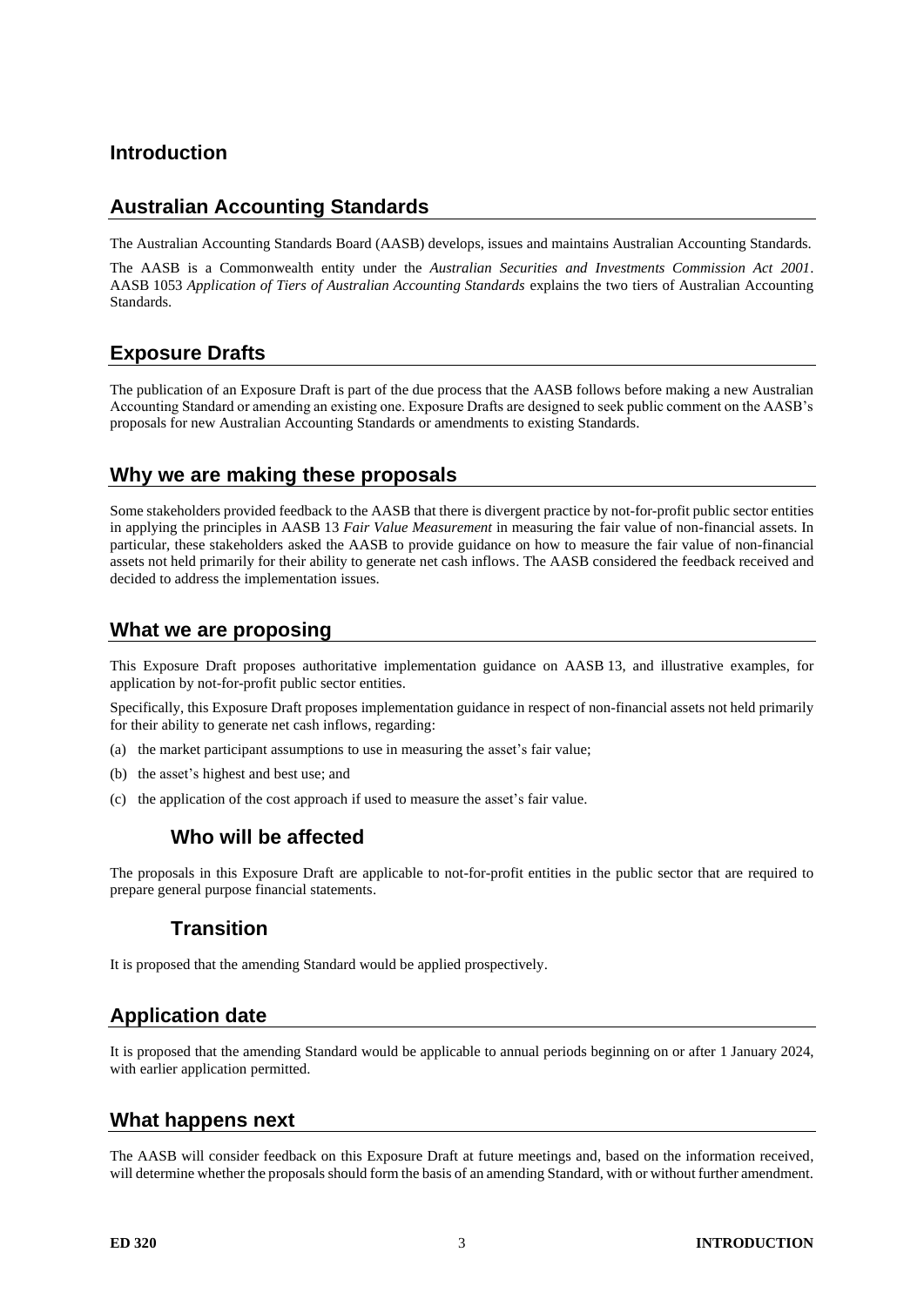# Introduction

## Australian Accounting Standards

The Australian Accounting Standards Board (AASB) develops, issues and maintains Australian Accounting Standards.

The AASB is a Commonwealth entity under the *Australian Securities and Investments Commission Act 2001*. AASB 1053 *Application of Tiers of Australian Accounting Standards* explains the two tiers of Australian Accounting Standards.

## Exposure Drafts

The publication of an Exposure Draft is part of the due process that the AASB follows before making a new Australian Accounting Standard or amending an existing one. Exposure Drafts are designed to seek public comment on the AASB's proposals for new Australian Accounting Standards or amendments to existing Standards.

## Why we are making these proposals

Some stakeholders provided feedback to the AASB that there is divergent practice by not-for-profit public sector entities in applying the principles in AASB 13 *Fair Value Measurement* in measuring the fair value of non-financial assets. In particular, these stakeholders asked the AASB to provide guidance on how to measure the fair value of non-financial assets not held primarily for their ability to generate net cash inflows. The AASB considered the feedback received and decided to address the implementation issues.

## What we are proposing

This Exposure Draft proposes authoritative implementation guidance on AASB 13, and illustrative examples, for application by not-for-profit public sector entities.

Specifically, this Exposure Draft proposes implementation guidance in respect of non-financial assets not held primarily for their ability to generate net cash inflows, regarding:

(a) the market participant assumptions to use in measuring the asset's fair value;

(b) the asset's highest and best use; and

(c) the application of the cost approach if used to measure the asset's fair value.

### Who will be affected

The proposals in this Exposure Draft are applicable to not-for-profit entities in the public sector that are required to prepare general purpose financial statements.

### Transition

It is proposed that the amending Standard would be applied prospectively.

## Application date

It is proposed that the amending Standard would be applicable to annual periods beginning on or after 1 January 2024, with earlier application permitted.

## What happens next

The AASB will consider feedback on this Exposure Draft at future meetings and, based on the information received, will determine whether the proposals should form the basis of an amending Standard, with or without further amendment.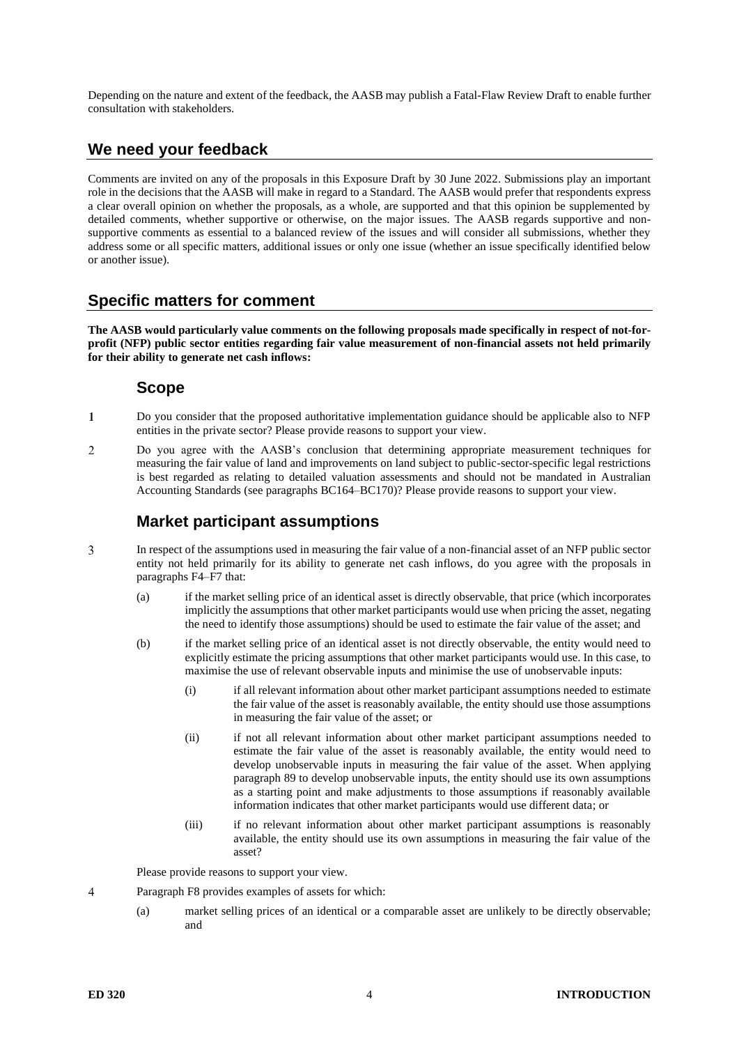Depending on the nature and extent of the feedback, the AASB may publish a Fatal-Flaw Review Draft to enable further consultation with stakeholders.

## We need your feedback

Comments are invited on any of the proposals in this Exposure Draft by 30 June 2022. Submissions play an important role in the decisions that the AASB will make in regard to a Standard. The AASB would prefer that respondents express a clear overall opinion on whether the proposals, as a whole, are supported and that this opinion be supplemented by detailed comments, whether supportive or otherwise, on the major issues. The AASB regards supportive and non-supportive comments as essential to a balanced review of the issues and will consider all submissions, whether they address some or all specific matters, additional issues or only one issue (whether an issue specifically identified below or another issue).

## Specific matters for comment

**The AASB would particularly value comments on the following proposals made specifically in respect of not-for-profit (NFP) public sector entities regarding fair value measurement of non-financial assets not held primarily for their ability to generate net cash inflows:**

### Scope

1 Do you consider that the proposed authoritative implementation guidance should be applicable also to NFP entities in the private sector? Please provide reasons to support your view.

2 Do you agree with the AASB's conclusion that determining appropriate measurement techniques for measuring the fair value of land and improvements on land subject to public-sector-specific legal restrictions is best regarded as relating to detailed valuation assessments and should not be mandated in Australian Accounting Standards (see paragraphs BC164–BC170)? Please provide reasons to support your view.

### Market participant assumptions

3 In respect of the assumptions used in measuring the fair value of a non-financial asset of an NFP public sector entity not held primarily for its ability to generate net cash inflows, do you agree with the proposals in paragraphs F4–F7 that:

(a) if the market selling price of an identical asset is directly observable, that price (which incorporates implicitly the assumptions that other market participants would use when pricing the asset, negating the need to identify those assumptions) should be used to estimate the fair value of the asset; and

(b) if the market selling price of an identical asset is not directly observable, the entity would need to explicitly estimate the pricing assumptions that other market participants would use. In this case, to maximise the use of relevant observable inputs and minimise the use of unobservable inputs:

(i) if all relevant information about other market participant assumptions needed to estimate the fair value of the asset is reasonably available, the entity should use those assumptions in measuring the fair value of the asset; or

(ii) if not all relevant information about other market participant assumptions needed to estimate the fair value of the asset is reasonably available, the entity would need to develop unobservable inputs in measuring the fair value of the asset. When applying paragraph 89 to develop unobservable inputs, the entity should use its own assumptions as a starting point and make adjustments to those assumptions if reasonably available information indicates that other market participants would use different data; or

(iii) if no relevant information about other market participant assumptions is reasonably available, the entity should use its own assumptions in measuring the fair value of the asset?

Please provide reasons to support your view.

4 Paragraph F8 provides examples of assets for which:

(a) market selling prices of an identical or a comparable asset are unlikely to be directly observable; and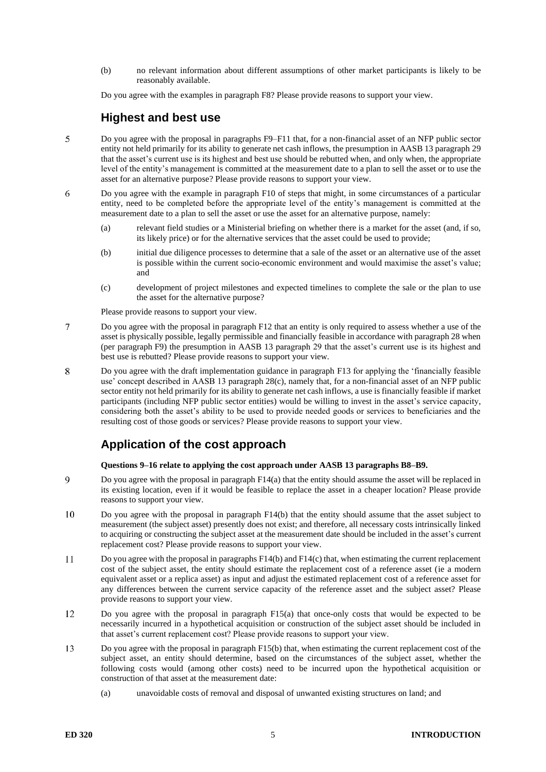(b) no relevant information about different assumptions of other market participants is likely to be reasonably available.

Do you agree with the examples in paragraph F8? Please provide reasons to support your view.

## Highest and best use

5 Do you agree with the proposal in paragraphs F9–F11 that, for a non-financial asset of an NFP public sector entity not held primarily for its ability to generate net cash inflows, the presumption in AASB 13 paragraph 29 that the asset's current use is its highest and best use should be rebutted when, and only when, the appropriate level of the entity's management is committed at the measurement date to a plan to sell the asset or to use the asset for an alternative purpose? Please provide reasons to support your view.

6 Do you agree with the example in paragraph F10 of steps that might, in some circumstances of a particular entity, need to be completed before the appropriate level of the entity's management is committed at the measurement date to a plan to sell the asset or use the asset for an alternative purpose, namely:

(a) relevant field studies or a Ministerial briefing on whether there is a market for the asset (and, if so, its likely price) or for the alternative services that the asset could be used to provide;

(b) initial due diligence processes to determine that a sale of the asset or an alternative use of the asset is possible within the current socio-economic environment and would maximise the asset's value; and

(c) development of project milestones and expected timelines to complete the sale or the plan to use the asset for the alternative purpose?

Please provide reasons to support your view.

7 Do you agree with the proposal in paragraph F12 that an entity is only required to assess whether a use of the asset is physically possible, legally permissible and financially feasible in accordance with paragraph 28 when (per paragraph F9) the presumption in AASB 13 paragraph 29 that the asset's current use is its highest and best use is rebutted? Please provide reasons to support your view.

8 Do you agree with the draft implementation guidance in paragraph F13 for applying the 'financially feasible use' concept described in AASB 13 paragraph 28(c), namely that, for a non-financial asset of an NFP public sector entity not held primarily for its ability to generate net cash inflows, a use is financially feasible if market participants (including NFP public sector entities) would be willing to invest in the asset's service capacity, considering both the asset's ability to be used to provide needed goods or services to beneficiaries and the resulting cost of those goods or services? Please provide reasons to support your view.

## Application of the cost approach

**Questions 9–16 relate to applying the cost approach under AASB 13 paragraphs B8–B9.**

9 Do you agree with the proposal in paragraph F14(a) that the entity should assume the asset will be replaced in its existing location, even if it would be feasible to replace the asset in a cheaper location? Please provide reasons to support your view.

10 Do you agree with the proposal in paragraph F14(b) that the entity should assume that the asset subject to measurement (the subject asset) presently does not exist; and therefore, all necessary costs intrinsically linked to acquiring or constructing the subject asset at the measurement date should be included in the asset's current replacement cost? Please provide reasons to support your view.

11 Do you agree with the proposal in paragraphs F14(b) and F14(c) that, when estimating the current replacement cost of the subject asset, the entity should estimate the replacement cost of a reference asset (ie a modern equivalent asset or a replica asset) as input and adjust the estimated replacement cost of a reference asset for any differences between the current service capacity of the reference asset and the subject asset? Please provide reasons to support your view.

12 Do you agree with the proposal in paragraph F15(a) that once-only costs that would be expected to be necessarily incurred in a hypothetical acquisition or construction of the subject asset should be included in that asset's current replacement cost? Please provide reasons to support your view.

13 Do you agree with the proposal in paragraph F15(b) that, when estimating the current replacement cost of the subject asset, an entity should determine, based on the circumstances of the subject asset, whether the following costs would (among other costs) need to be incurred upon the hypothetical acquisition or construction of that asset at the measurement date:

(a) unavoidable costs of removal and disposal of unwanted existing structures on land; and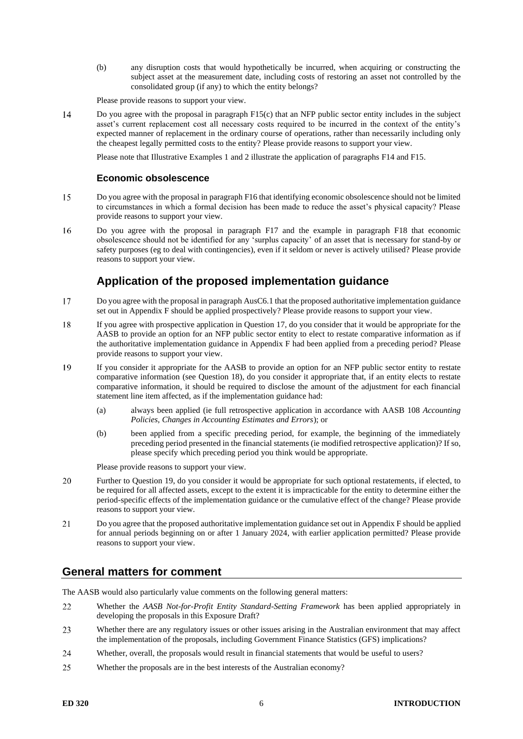(b) any disruption costs that would hypothetically be incurred, when acquiring or constructing the subject asset at the measurement date, including costs of restoring an asset not controlled by the consolidated group (if any) to which the entity belongs?

Please provide reasons to support your view.

14 Do you agree with the proposal in paragraph F15(c) that an NFP public sector entity includes in the subject asset's current replacement cost all necessary costs required to be incurred in the context of the entity's expected manner of replacement in the ordinary course of operations, rather than necessarily including only the cheapest legally permitted costs to the entity? Please provide reasons to support your view.

Please note that Illustrative Examples 1 and 2 illustrate the application of paragraphs F14 and F15.

### Economic obsolescence

15 Do you agree with the proposal in paragraph F16 that identifying economic obsolescence should not be limited to circumstances in which a formal decision has been made to reduce the asset's physical capacity? Please provide reasons to support your view.

16 Do you agree with the proposal in paragraph F17 and the example in paragraph F18 that economic obsolescence should not be identified for any 'surplus capacity' of an asset that is necessary for stand-by or safety purposes (eg to deal with contingencies), even if it seldom or never is actively utilised? Please provide reasons to support your view.

## Application of the proposed implementation guidance

17 Do you agree with the proposal in paragraph AusC6.1 that the proposed authoritative implementation guidance set out in Appendix F should be applied prospectively? Please provide reasons to support your view.

18 If you agree with prospective application in Question 17, do you consider that it would be appropriate for the AASB to provide an option for an NFP public sector entity to elect to restate comparative information as if the authoritative implementation guidance in Appendix F had been applied from a preceding period? Please provide reasons to support your view.

19 If you consider it appropriate for the AASB to provide an option for an NFP public sector entity to restate comparative information (see Question 18), do you consider it appropriate that, if an entity elects to restate comparative information, it should be required to disclose the amount of the adjustment for each financial statement line item affected, as if the implementation guidance had:

(a) always been applied (ie full retrospective application in accordance with AASB 108 *Accounting Policies, Changes in Accounting Estimates and Errors*); or

(b) been applied from a specific preceding period, for example, the beginning of the immediately preceding period presented in the financial statements (ie modified retrospective application)? If so, please specify which preceding period you think would be appropriate.

Please provide reasons to support your view.

20 Further to Question 19, do you consider it would be appropriate for such optional restatements, if elected, to be required for all affected assets, except to the extent it is impracticable for the entity to determine either the period-specific effects of the implementation guidance or the cumulative effect of the change? Please provide reasons to support your view.

21 Do you agree that the proposed authoritative implementation guidance set out in Appendix F should be applied for annual periods beginning on or after 1 January 2024, with earlier application permitted? Please provide reasons to support your view.

## General matters for comment

The AASB would also particularly value comments on the following general matters:

22 Whether the *AASB Not-for-Profit Entity Standard-Setting Framework* has been applied appropriately in developing the proposals in this Exposure Draft?

23 Whether there are any regulatory issues or other issues arising in the Australian environment that may affect the implementation of the proposals, including Government Finance Statistics (GFS) implications?

24 Whether, overall, the proposals would result in financial statements that would be useful to users?

25 Whether the proposals are in the best interests of the Australian economy?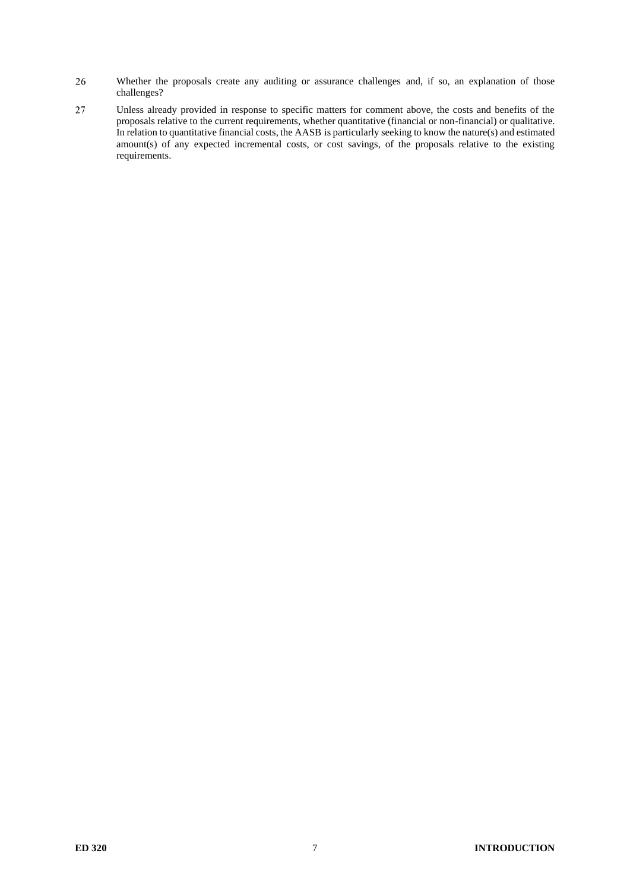26 Whether the proposals create any auditing or assurance challenges and, if so, an explanation of those challenges?

27 Unless already provided in response to specific matters for comment above, the costs and benefits of the proposals relative to the current requirements, whether quantitative (financial or non-financial) or qualitative. In relation to quantitative financial costs, the AASB is particularly seeking to know the nature(s) and estimated amount(s) of any expected incremental costs, or cost savings, of the proposals relative to the existing requirements.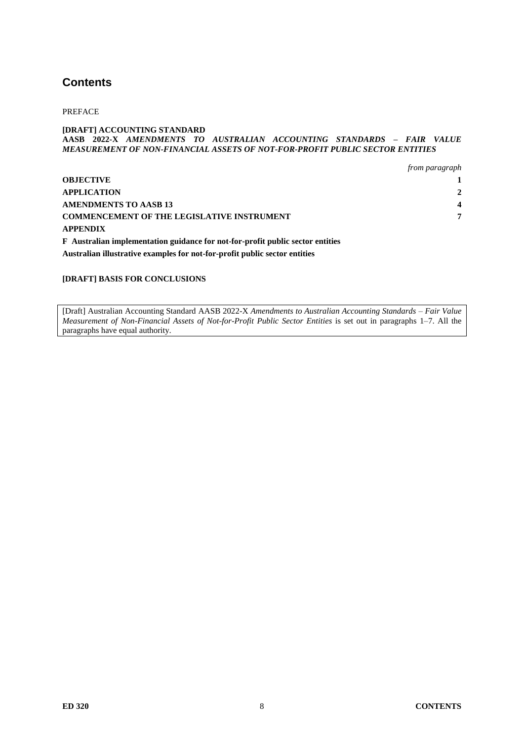# Contents

PREFACE

**[DRAFT] ACCOUNTING STANDARD**
**AASB 2022-X** ***AMENDMENTS TO AUSTRALIAN ACCOUNTING STANDARDS – FAIR VALUE MEASUREMENT OF NON-FINANCIAL ASSETS OF NOT-FOR-PROFIT PUBLIC SECTOR ENTITIES***

| | *from paragraph* |
|---|---|
| **OBJECTIVE** | **1** |
| **APPLICATION** | **2** |
| **AMENDMENTS TO AASB 13** | **4** |
| **COMMENCEMENT OF THE LEGISLATIVE INSTRUMENT** | **7** |
| **APPENDIX** | |
| **F Australian implementation guidance for not-for-profit public sector entities** | |
| **Australian illustrative examples for not-for-profit public sector entities** | |

**[DRAFT] BASIS FOR CONCLUSIONS**

[Draft] Australian Accounting Standard AASB 2022-X *Amendments to Australian Accounting Standards – Fair Value Measurement of Non-Financial Assets of Not-for-Profit Public Sector Entities* is set out in paragraphs 1–7. All the paragraphs have equal authority.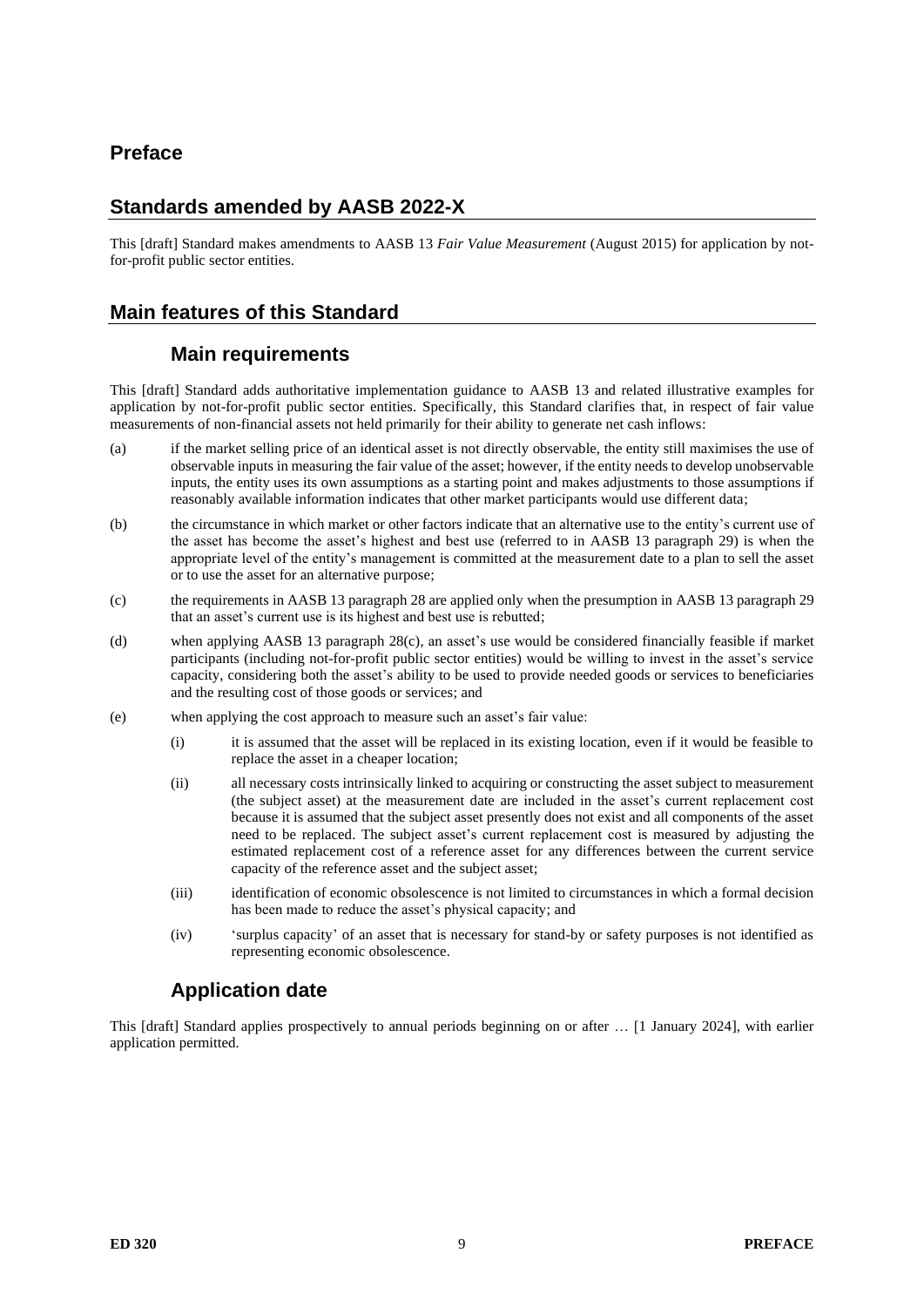# Preface

## Standards amended by AASB 2022-X

This [draft] Standard makes amendments to AASB 13 *Fair Value Measurement* (August 2015) for application by not-for-profit public sector entities.

## Main features of this Standard

### Main requirements

This [draft] Standard adds authoritative implementation guidance to AASB 13 and related illustrative examples for application by not-for-profit public sector entities. Specifically, this Standard clarifies that, in respect of fair value measurements of non-financial assets not held primarily for their ability to generate net cash inflows:

(a) if the market selling price of an identical asset is not directly observable, the entity still maximises the use of observable inputs in measuring the fair value of the asset; however, if the entity needs to develop unobservable inputs, the entity uses its own assumptions as a starting point and makes adjustments to those assumptions if reasonably available information indicates that other market participants would use different data;

(b) the circumstance in which market or other factors indicate that an alternative use to the entity's current use of the asset has become the asset's highest and best use (referred to in AASB 13 paragraph 29) is when the appropriate level of the entity's management is committed at the measurement date to a plan to sell the asset or to use the asset for an alternative purpose;

(c) the requirements in AASB 13 paragraph 28 are applied only when the presumption in AASB 13 paragraph 29 that an asset's current use is its highest and best use is rebutted;

(d) when applying AASB 13 paragraph 28(c), an asset's use would be considered financially feasible if market participants (including not-for-profit public sector entities) would be willing to invest in the asset's service capacity, considering both the asset's ability to be used to provide needed goods or services to beneficiaries and the resulting cost of those goods or services; and

(e) when applying the cost approach to measure such an asset's fair value:

   (i) it is assumed that the asset will be replaced in its existing location, even if it would be feasible to replace the asset in a cheaper location;

   (ii) all necessary costs intrinsically linked to acquiring or constructing the asset subject to measurement (the subject asset) at the measurement date are included in the asset's current replacement cost because it is assumed that the subject asset presently does not exist and all components of the asset need to be replaced. The subject asset's current replacement cost is measured by adjusting the estimated replacement cost of a reference asset for any differences between the current service capacity of the reference asset and the subject asset;

   (iii) identification of economic obsolescence is not limited to circumstances in which a formal decision has been made to reduce the asset's physical capacity; and

   (iv) 'surplus capacity' of an asset that is necessary for stand-by or safety purposes is not identified as representing economic obsolescence.

### Application date

This [draft] Standard applies prospectively to annual periods beginning on or after … [1 January 2024], with earlier application permitted.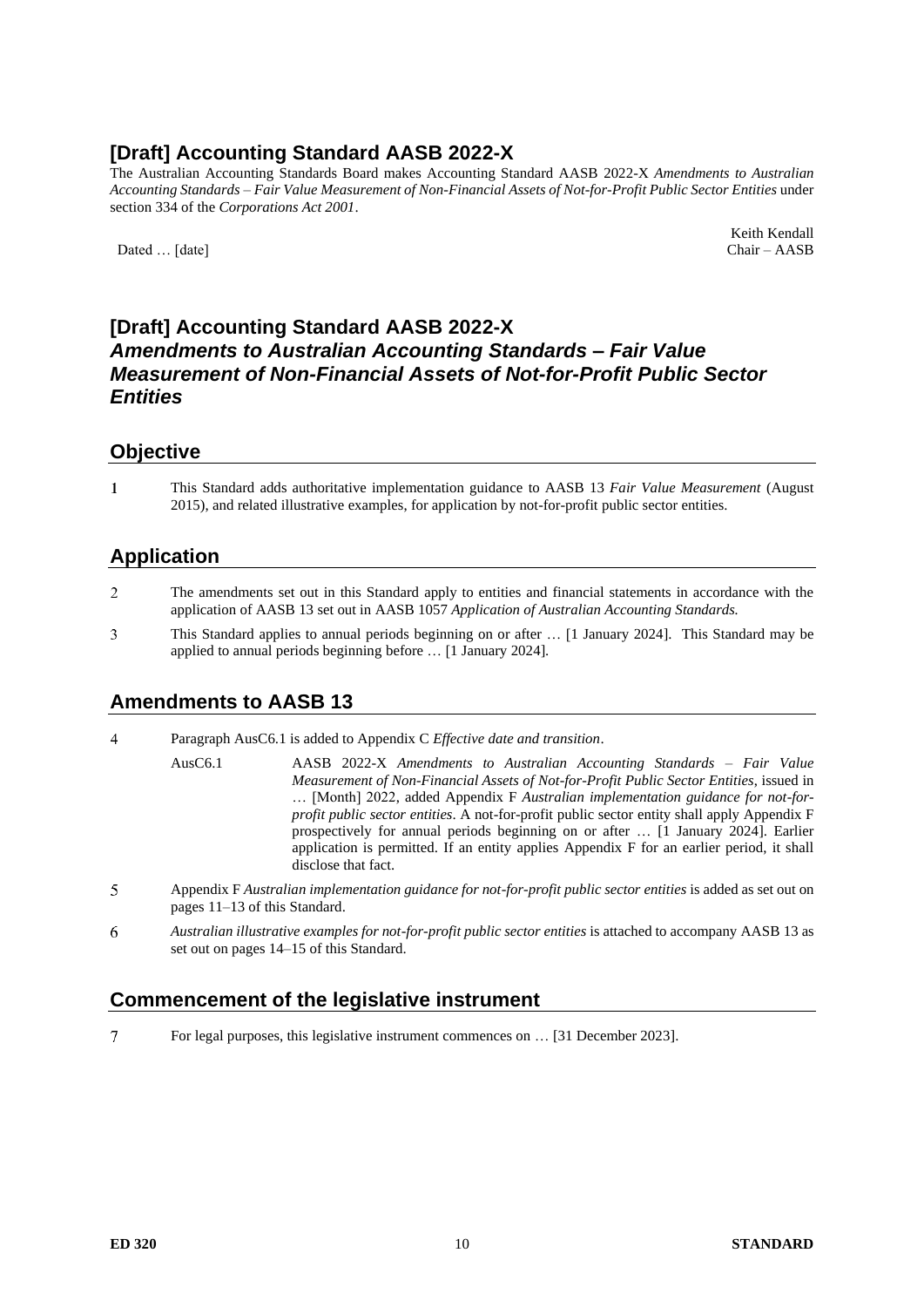## [Draft] Accounting Standard AASB 2022-X

The Australian Accounting Standards Board makes Accounting Standard AASB 2022-X *Amendments to Australian Accounting Standards – Fair Value Measurement of Non-Financial Assets of Not-for-Profit Public Sector Entities* under section 334 of the *Corporations Act 2001*.

Dated … [date]

Keith Kendall
Chair – AASB

## [Draft] Accounting Standard AASB 2022-X *Amendments to Australian Accounting Standards – Fair Value Measurement of Non-Financial Assets of Not-for-Profit Public Sector Entities*

### Objective

1 This Standard adds authoritative implementation guidance to AASB 13 *Fair Value Measurement* (August 2015), and related illustrative examples, for application by not-for-profit public sector entities.

### Application

2 The amendments set out in this Standard apply to entities and financial statements in accordance with the application of AASB 13 set out in AASB 1057 *Application of Australian Accounting Standards.*

3 This Standard applies to annual periods beginning on or after … [1 January 2024]. This Standard may be applied to annual periods beginning before … [1 January 2024].

### Amendments to AASB 13

4 Paragraph AusC6.1 is added to Appendix C *Effective date and transition*.

AusC6.1 AASB 2022-X *Amendments to Australian Accounting Standards – Fair Value Measurement of Non-Financial Assets of Not-for-Profit Public Sector Entities*, issued in … [Month] 2022, added Appendix F *Australian implementation guidance for not-for-profit public sector entities*. A not-for-profit public sector entity shall apply Appendix F prospectively for annual periods beginning on or after … [1 January 2024]. Earlier application is permitted. If an entity applies Appendix F for an earlier period, it shall disclose that fact.

5 Appendix F *Australian implementation guidance for not-for-profit public sector entities* is added as set out on pages 11–13 of this Standard.

6 *Australian illustrative examples for not-for-profit public sector entities* is attached to accompany AASB 13 as set out on pages 14–15 of this Standard.

### Commencement of the legislative instrument

7 For legal purposes, this legislative instrument commences on … [31 December 2023].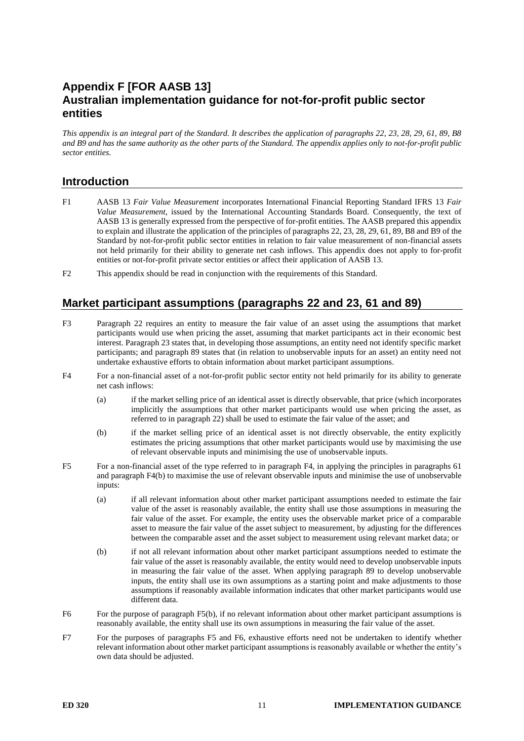# Appendix F [FOR AASB 13]
# Australian implementation guidance for not-for-profit public sector entities

*This appendix is an integral part of the Standard. It describes the application of paragraphs 22, 23, 28, 29, 61, 89, B8 and B9 and has the same authority as the other parts of the Standard. The appendix applies only to not-for-profit public sector entities.*

## Introduction

F1 AASB 13 *Fair Value Measurement* incorporates International Financial Reporting Standard IFRS 13 *Fair Value Measurement*, issued by the International Accounting Standards Board. Consequently, the text of AASB 13 is generally expressed from the perspective of for-profit entities. The AASB prepared this appendix to explain and illustrate the application of the principles of paragraphs 22, 23, 28, 29, 61, 89, B8 and B9 of the Standard by not-for-profit public sector entities in relation to fair value measurement of non-financial assets not held primarily for their ability to generate net cash inflows. This appendix does not apply to for-profit entities or not-for-profit private sector entities or affect their application of AASB 13.

F2 This appendix should be read in conjunction with the requirements of this Standard.

## Market participant assumptions (paragraphs 22 and 23, 61 and 89)

F3 Paragraph 22 requires an entity to measure the fair value of an asset using the assumptions that market participants would use when pricing the asset, assuming that market participants act in their economic best interest. Paragraph 23 states that, in developing those assumptions, an entity need not identify specific market participants; and paragraph 89 states that (in relation to unobservable inputs for an asset) an entity need not undertake exhaustive efforts to obtain information about market participant assumptions.

F4 For a non-financial asset of a not-for-profit public sector entity not held primarily for its ability to generate net cash inflows:

(a) if the market selling price of an identical asset is directly observable, that price (which incorporates implicitly the assumptions that other market participants would use when pricing the asset, as referred to in paragraph 22) shall be used to estimate the fair value of the asset; and

(b) if the market selling price of an identical asset is not directly observable, the entity explicitly estimates the pricing assumptions that other market participants would use by maximising the use of relevant observable inputs and minimising the use of unobservable inputs.

F5 For a non-financial asset of the type referred to in paragraph F4, in applying the principles in paragraphs 61 and paragraph F4(b) to maximise the use of relevant observable inputs and minimise the use of unobservable inputs:

(a) if all relevant information about other market participant assumptions needed to estimate the fair value of the asset is reasonably available, the entity shall use those assumptions in measuring the fair value of the asset. For example, the entity uses the observable market price of a comparable asset to measure the fair value of the asset subject to measurement, by adjusting for the differences between the comparable asset and the asset subject to measurement using relevant market data; or

(b) if not all relevant information about other market participant assumptions needed to estimate the fair value of the asset is reasonably available, the entity would need to develop unobservable inputs in measuring the fair value of the asset. When applying paragraph 89 to develop unobservable inputs, the entity shall use its own assumptions as a starting point and make adjustments to those assumptions if reasonably available information indicates that other market participants would use different data.

F6 For the purpose of paragraph F5(b), if no relevant information about other market participant assumptions is reasonably available, the entity shall use its own assumptions in measuring the fair value of the asset.

F7 For the purposes of paragraphs F5 and F6, exhaustive efforts need not be undertaken to identify whether relevant information about other market participant assumptions is reasonably available or whether the entity's own data should be adjusted.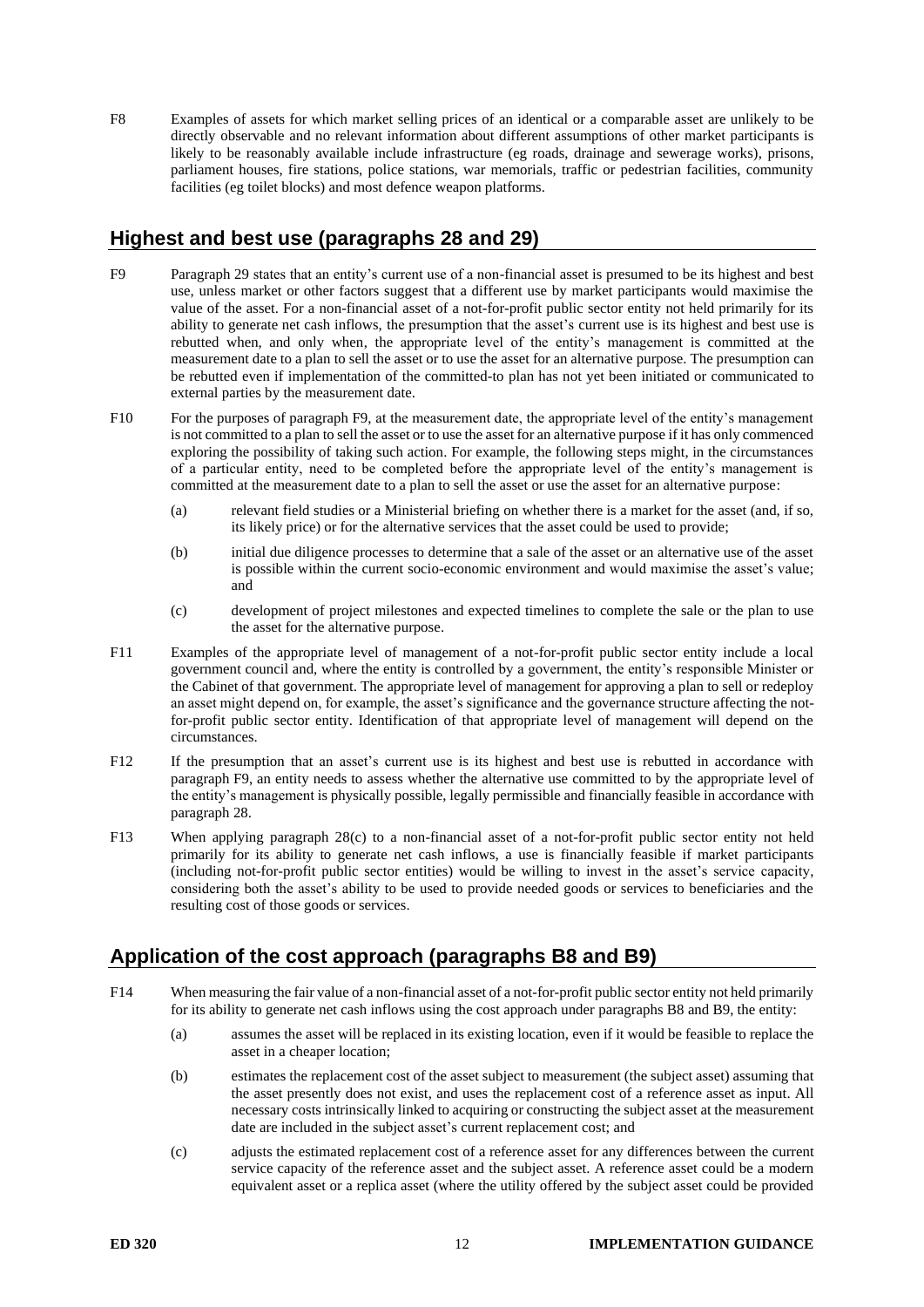F8 Examples of assets for which market selling prices of an identical or a comparable asset are unlikely to be directly observable and no relevant information about different assumptions of other market participants is likely to be reasonably available include infrastructure (eg roads, drainage and sewerage works), prisons, parliament houses, fire stations, police stations, war memorials, traffic or pedestrian facilities, community facilities (eg toilet blocks) and most defence weapon platforms.

## Highest and best use (paragraphs 28 and 29)

F9 Paragraph 29 states that an entity's current use of a non-financial asset is presumed to be its highest and best use, unless market or other factors suggest that a different use by market participants would maximise the value of the asset. For a non-financial asset of a not-for-profit public sector entity not held primarily for its ability to generate net cash inflows, the presumption that the asset's current use is its highest and best use is rebutted when, and only when, the appropriate level of the entity's management is committed at the measurement date to a plan to sell the asset or to use the asset for an alternative purpose. The presumption can be rebutted even if implementation of the committed-to plan has not yet been initiated or communicated to external parties by the measurement date.

F10 For the purposes of paragraph F9, at the measurement date, the appropriate level of the entity's management is not committed to a plan to sell the asset or to use the asset for an alternative purpose if it has only commenced exploring the possibility of taking such action. For example, the following steps might, in the circumstances of a particular entity, need to be completed before the appropriate level of the entity's management is committed at the measurement date to a plan to sell the asset or use the asset for an alternative purpose:

(a) relevant field studies or a Ministerial briefing on whether there is a market for the asset (and, if so, its likely price) or for the alternative services that the asset could be used to provide;

(b) initial due diligence processes to determine that a sale of the asset or an alternative use of the asset is possible within the current socio-economic environment and would maximise the asset's value; and

(c) development of project milestones and expected timelines to complete the sale or the plan to use the asset for the alternative purpose.

F11 Examples of the appropriate level of management of a not-for-profit public sector entity include a local government council and, where the entity is controlled by a government, the entity's responsible Minister or the Cabinet of that government. The appropriate level of management for approving a plan to sell or redeploy an asset might depend on, for example, the asset's significance and the governance structure affecting the not-for-profit public sector entity. Identification of that appropriate level of management will depend on the circumstances.

F12 If the presumption that an asset's current use is its highest and best use is rebutted in accordance with paragraph F9, an entity needs to assess whether the alternative use committed to by the appropriate level of the entity's management is physically possible, legally permissible and financially feasible in accordance with paragraph 28.

F13 When applying paragraph 28(c) to a non-financial asset of a not-for-profit public sector entity not held primarily for its ability to generate net cash inflows, a use is financially feasible if market participants (including not-for-profit public sector entities) would be willing to invest in the asset's service capacity, considering both the asset's ability to be used to provide needed goods or services to beneficiaries and the resulting cost of those goods or services.

## Application of the cost approach (paragraphs B8 and B9)

F14 When measuring the fair value of a non-financial asset of a not-for-profit public sector entity not held primarily for its ability to generate net cash inflows using the cost approach under paragraphs B8 and B9, the entity:

(a) assumes the asset will be replaced in its existing location, even if it would be feasible to replace the asset in a cheaper location;

(b) estimates the replacement cost of the asset subject to measurement (the subject asset) assuming that the asset presently does not exist, and uses the replacement cost of a reference asset as input. All necessary costs intrinsically linked to acquiring or constructing the subject asset at the measurement date are included in the subject asset's current replacement cost; and

(c) adjusts the estimated replacement cost of a reference asset for any differences between the current service capacity of the reference asset and the subject asset. A reference asset could be a modern equivalent asset or a replica asset (where the utility offered by the subject asset could be provided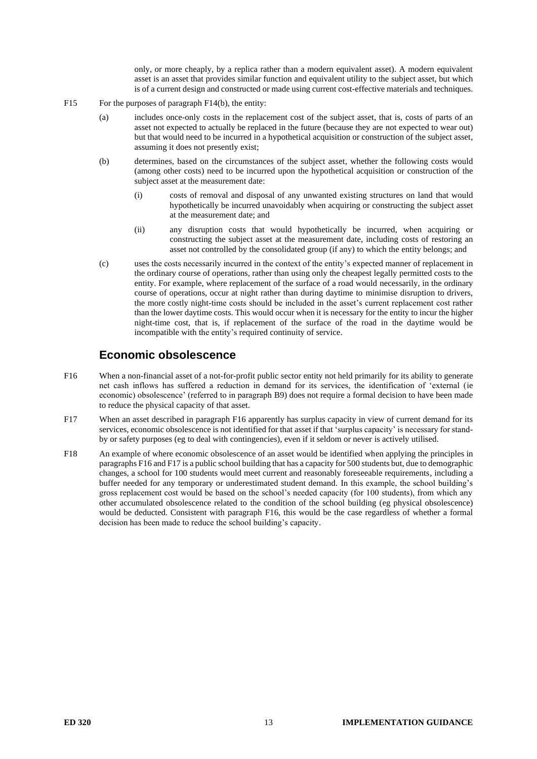only, or more cheaply, by a replica rather than a modern equivalent asset). A modern equivalent asset is an asset that provides similar function and equivalent utility to the subject asset, but which is of a current design and constructed or made using current cost-effective materials and techniques.

F15 For the purposes of paragraph F14(b), the entity:

(a) includes once-only costs in the replacement cost of the subject asset, that is, costs of parts of an asset not expected to actually be replaced in the future (because they are not expected to wear out) but that would need to be incurred in a hypothetical acquisition or construction of the subject asset, assuming it does not presently exist;

(b) determines, based on the circumstances of the subject asset, whether the following costs would (among other costs) need to be incurred upon the hypothetical acquisition or construction of the subject asset at the measurement date:

(i) costs of removal and disposal of any unwanted existing structures on land that would hypothetically be incurred unavoidably when acquiring or constructing the subject asset at the measurement date; and

(ii) any disruption costs that would hypothetically be incurred, when acquiring or constructing the subject asset at the measurement date, including costs of restoring an asset not controlled by the consolidated group (if any) to which the entity belongs; and

(c) uses the costs necessarily incurred in the context of the entity's expected manner of replacement in the ordinary course of operations, rather than using only the cheapest legally permitted costs to the entity. For example, where replacement of the surface of a road would necessarily, in the ordinary course of operations, occur at night rather than during daytime to minimise disruption to drivers, the more costly night-time costs should be included in the asset's current replacement cost rather than the lower daytime costs. This would occur when it is necessary for the entity to incur the higher night-time cost, that is, if replacement of the surface of the road in the daytime would be incompatible with the entity's required continuity of service.

## Economic obsolescence

F16 When a non-financial asset of a not-for-profit public sector entity not held primarily for its ability to generate net cash inflows has suffered a reduction in demand for its services, the identification of 'external (ie economic) obsolescence' (referred to in paragraph B9) does not require a formal decision to have been made to reduce the physical capacity of that asset.

F17 When an asset described in paragraph F16 apparently has surplus capacity in view of current demand for its services, economic obsolescence is not identified for that asset if that 'surplus capacity' is necessary for stand-by or safety purposes (eg to deal with contingencies), even if it seldom or never is actively utilised.

F18 An example of where economic obsolescence of an asset would be identified when applying the principles in paragraphs F16 and F17 is a public school building that has a capacity for 500 students but, due to demographic changes, a school for 100 students would meet current and reasonably foreseeable requirements, including a buffer needed for any temporary or underestimated student demand. In this example, the school building's gross replacement cost would be based on the school's needed capacity (for 100 students), from which any other accumulated obsolescence related to the condition of the school building (eg physical obsolescence) would be deducted. Consistent with paragraph F16, this would be the case regardless of whether a formal decision has been made to reduce the school building's capacity.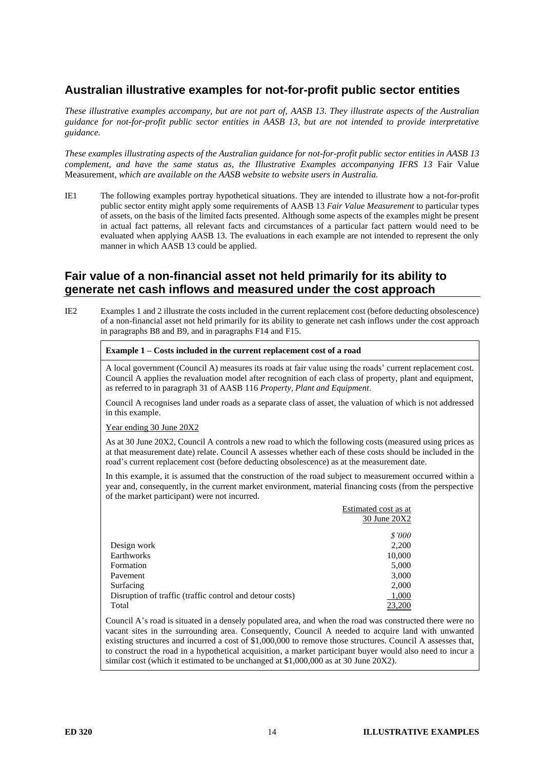## Australian illustrative examples for not-for-profit public sector entities

*These illustrative examples accompany, but are not part of, AASB 13. They illustrate aspects of the Australian guidance for not-for-profit public sector entities in AASB 13, but are not intended to provide interpretative guidance.*

*These examples illustrating aspects of the Australian guidance for not-for-profit public sector entities in AASB 13 complement, and have the same status as, the Illustrative Examples accompanying IFRS 13* Fair Value Measurement*, which are available on the AASB website to website users in Australia.*

IE1 The following examples portray hypothetical situations. They are intended to illustrate how a not-for-profit public sector entity might apply some requirements of AASB 13 *Fair Value Measurement* to particular types of assets, on the basis of the limited facts presented. Although some aspects of the examples might be present in actual fact patterns, all relevant facts and circumstances of a particular fact pattern would need to be evaluated when applying AASB 13. The evaluations in each example are not intended to represent the only manner in which AASB 13 could be applied.

## Fair value of a non-financial asset not held primarily for its ability to generate net cash inflows and measured under the cost approach

IE2 Examples 1 and 2 illustrate the costs included in the current replacement cost (before deducting obsolescence) of a non-financial asset not held primarily for its ability to generate net cash inflows under the cost approach in paragraphs B8 and B9, and in paragraphs F14 and F15.

**Example 1 – Costs included in the current replacement cost of a road**

A local government (Council A) measures its roads at fair value using the roads' current replacement cost. Council A applies the revaluation model after recognition of each class of property, plant and equipment, as referred to in paragraph 31 of AASB 116 *Property, Plant and Equipment*.

Council A recognises land under roads as a separate class of asset, the valuation of which is not addressed in this example.

Year ending 30 June 20X2

As at 30 June 20X2, Council A controls a new road to which the following costs (measured using prices as at that measurement date) relate. Council A assesses whether each of these costs should be included in the road's current replacement cost (before deducting obsolescence) as at the measurement date.

In this example, it is assumed that the construction of the road subject to measurement occurred within a year and, consequently, in the current market environment, material financing costs (from the perspective of the market participant) were not incurred.

| | Estimated cost as at 30 June 20X2 |
|---|---|
| | *$'000* |
| Design work | 2,200 |
| Earthworks | 10,000 |
| Formation | 5,000 |
| Pavement | 3,000 |
| Surfacing | 2,000 |
| Disruption of traffic (traffic control and detour costs) | 1,000 |
| Total | 23,200 |

Council A's road is situated in a densely populated area, and when the road was constructed there were no vacant sites in the surrounding area. Consequently, Council A needed to acquire land with unwanted existing structures and incurred a cost of $1,000,000 to remove those structures. Council A assesses that, to construct the road in a hypothetical acquisition, a market participant buyer would also need to incur a similar cost (which it estimated to be unchanged at $1,000,000 as at 30 June 20X2).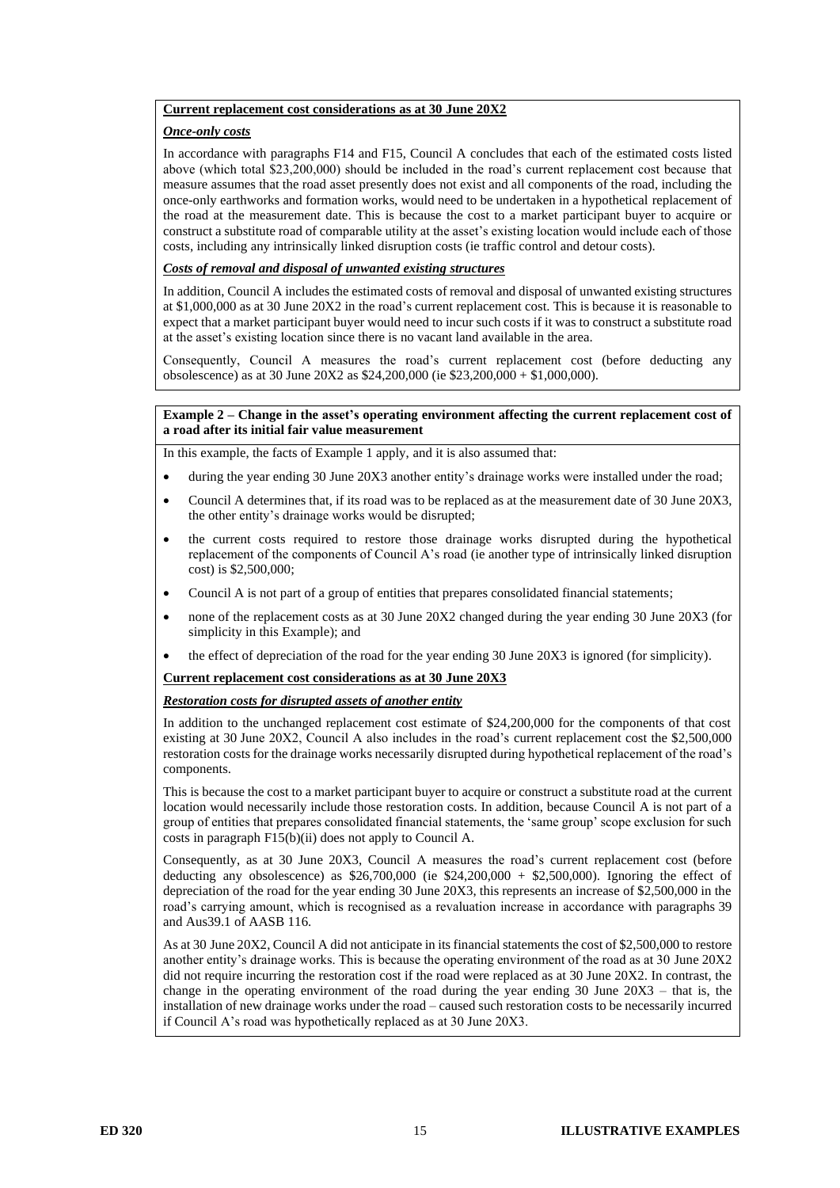**Current replacement cost considerations as at 30 June 20X2**

***Once-only costs***

In accordance with paragraphs F14 and F15, Council A concludes that each of the estimated costs listed above (which total $23,200,000) should be included in the road's current replacement cost because that measure assumes that the road asset presently does not exist and all components of the road, including the once-only earthworks and formation works, would need to be undertaken in a hypothetical replacement of the road at the measurement date. This is because the cost to a market participant buyer to acquire or construct a substitute road of comparable utility at the asset's existing location would include each of those costs, including any intrinsically linked disruption costs (ie traffic control and detour costs).

***Costs of removal and disposal of unwanted existing structures***

In addition, Council A includes the estimated costs of removal and disposal of unwanted existing structures at $1,000,000 as at 30 June 20X2 in the road's current replacement cost. This is because it is reasonable to expect that a market participant buyer would need to incur such costs if it was to construct a substitute road at the asset's existing location since there is no vacant land available in the area.

Consequently, Council A measures the road's current replacement cost (before deducting any obsolescence) as at 30 June 20X2 as $24,200,000 (ie $23,200,000 + $1,000,000).

**Example 2 – Change in the asset's operating environment affecting the current replacement cost of a road after its initial fair value measurement**

In this example, the facts of Example 1 apply, and it is also assumed that:

- during the year ending 30 June 20X3 another entity's drainage works were installed under the road;
- Council A determines that, if its road was to be replaced as at the measurement date of 30 June 20X3, the other entity's drainage works would be disrupted;
- the current costs required to restore those drainage works disrupted during the hypothetical replacement of the components of Council A's road (ie another type of intrinsically linked disruption cost) is $2,500,000;
- Council A is not part of a group of entities that prepares consolidated financial statements;
- none of the replacement costs as at 30 June 20X2 changed during the year ending 30 June 20X3 (for simplicity in this Example); and
- the effect of depreciation of the road for the year ending 30 June 20X3 is ignored (for simplicity).

**Current replacement cost considerations as at 30 June 20X3**

***Restoration costs for disrupted assets of another entity***

In addition to the unchanged replacement cost estimate of $24,200,000 for the components of that cost existing at 30 June 20X2, Council A also includes in the road's current replacement cost the $2,500,000 restoration costs for the drainage works necessarily disrupted during hypothetical replacement of the road's components.

This is because the cost to a market participant buyer to acquire or construct a substitute road at the current location would necessarily include those restoration costs. In addition, because Council A is not part of a group of entities that prepares consolidated financial statements, the 'same group' scope exclusion for such costs in paragraph F15(b)(ii) does not apply to Council A.

Consequently, as at 30 June 20X3, Council A measures the road's current replacement cost (before deducting any obsolescence) as $26,700,000 (ie $24,200,000 + $2,500,000). Ignoring the effect of depreciation of the road for the year ending 30 June 20X3, this represents an increase of $2,500,000 in the road's carrying amount, which is recognised as a revaluation increase in accordance with paragraphs 39 and Aus39.1 of AASB 116.

As at 30 June 20X2, Council A did not anticipate in its financial statements the cost of $2,500,000 to restore another entity's drainage works. This is because the operating environment of the road as at 30 June 20X2 did not require incurring the restoration cost if the road were replaced as at 30 June 20X2. In contrast, the change in the operating environment of the road during the year ending 30 June 20X3 – that is, the installation of new drainage works under the road – caused such restoration costs to be necessarily incurred if Council A's road was hypothetically replaced as at 30 June 20X3.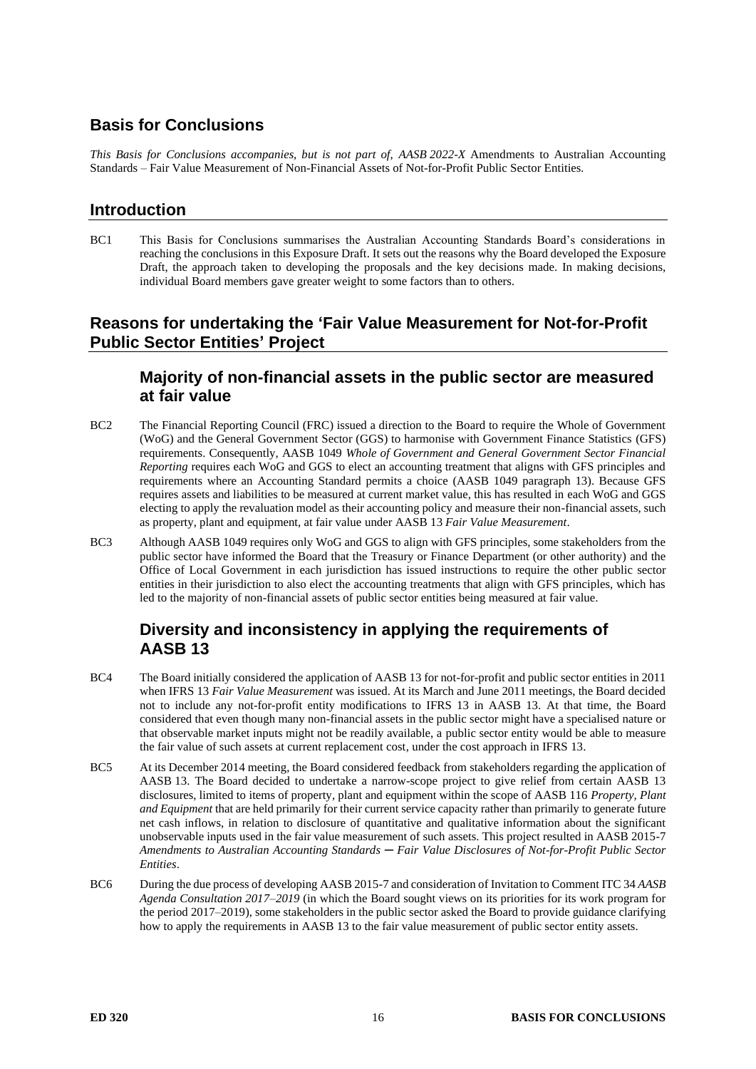## Basis for Conclusions

*This Basis for Conclusions accompanies, but is not part of, AASB 2022-X* Amendments to Australian Accounting Standards – Fair Value Measurement of Non-Financial Assets of Not-for-Profit Public Sector Entities*.*

## Introduction

BC1 This Basis for Conclusions summarises the Australian Accounting Standards Board's considerations in reaching the conclusions in this Exposure Draft. It sets out the reasons why the Board developed the Exposure Draft, the approach taken to developing the proposals and the key decisions made. In making decisions, individual Board members gave greater weight to some factors than to others.

## Reasons for undertaking the 'Fair Value Measurement for Not-for-Profit Public Sector Entities' Project

### Majority of non-financial assets in the public sector are measured at fair value

BC2 The Financial Reporting Council (FRC) issued a direction to the Board to require the Whole of Government (WoG) and the General Government Sector (GGS) to harmonise with Government Finance Statistics (GFS) requirements. Consequently, AASB 1049 *Whole of Government and General Government Sector Financial Reporting* requires each WoG and GGS to elect an accounting treatment that aligns with GFS principles and requirements where an Accounting Standard permits a choice (AASB 1049 paragraph 13). Because GFS requires assets and liabilities to be measured at current market value, this has resulted in each WoG and GGS electing to apply the revaluation model as their accounting policy and measure their non-financial assets, such as property, plant and equipment, at fair value under AASB 13 *Fair Value Measurement*.

BC3 Although AASB 1049 requires only WoG and GGS to align with GFS principles, some stakeholders from the public sector have informed the Board that the Treasury or Finance Department (or other authority) and the Office of Local Government in each jurisdiction has issued instructions to require the other public sector entities in their jurisdiction to also elect the accounting treatments that align with GFS principles, which has led to the majority of non-financial assets of public sector entities being measured at fair value.

### Diversity and inconsistency in applying the requirements of AASB 13

BC4 The Board initially considered the application of AASB 13 for not-for-profit and public sector entities in 2011 when IFRS 13 *Fair Value Measurement* was issued. At its March and June 2011 meetings, the Board decided not to include any not-for-profit entity modifications to IFRS 13 in AASB 13. At that time, the Board considered that even though many non-financial assets in the public sector might have a specialised nature or that observable market inputs might not be readily available, a public sector entity would be able to measure the fair value of such assets at current replacement cost, under the cost approach in IFRS 13.

BC5 At its December 2014 meeting, the Board considered feedback from stakeholders regarding the application of AASB 13. The Board decided to undertake a narrow-scope project to give relief from certain AASB 13 disclosures, limited to items of property, plant and equipment within the scope of AASB 116 *Property, Plant and Equipment* that are held primarily for their current service capacity rather than primarily to generate future net cash inflows, in relation to disclosure of quantitative and qualitative information about the significant unobservable inputs used in the fair value measurement of such assets. This project resulted in AASB 2015-7 *Amendments to Australian Accounting Standards – Fair Value Disclosures of Not-for-Profit Public Sector Entities*.

BC6 During the due process of developing AASB 2015-7 and consideration of Invitation to Comment ITC 34 *AASB Agenda Consultation 2017–2019* (in which the Board sought views on its priorities for its work program for the period 2017–2019), some stakeholders in the public sector asked the Board to provide guidance clarifying how to apply the requirements in AASB 13 to the fair value measurement of public sector entity assets.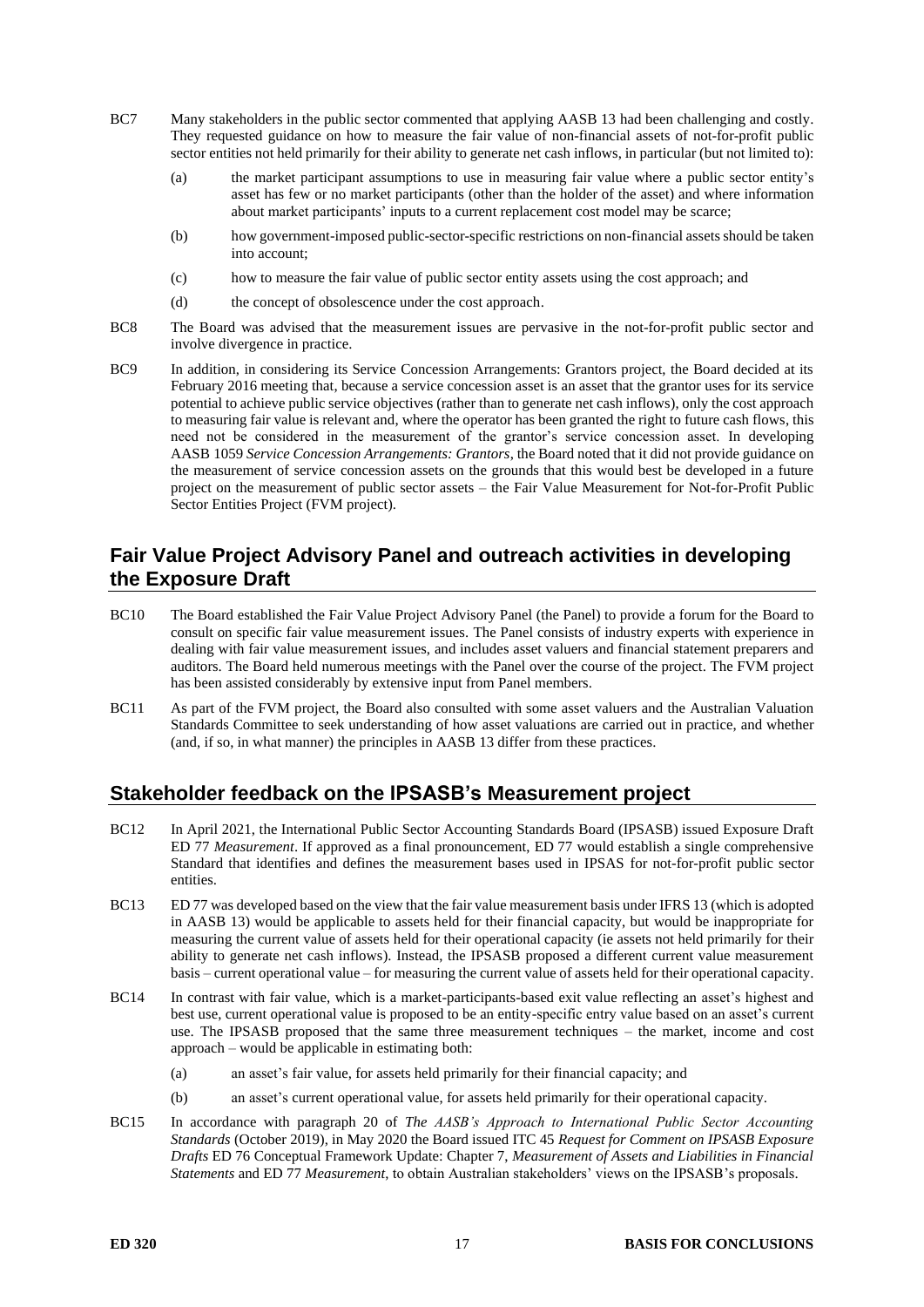BC7 Many stakeholders in the public sector commented that applying AASB 13 had been challenging and costly. They requested guidance on how to measure the fair value of non-financial assets of not-for-profit public sector entities not held primarily for their ability to generate net cash inflows, in particular (but not limited to):

(a) the market participant assumptions to use in measuring fair value where a public sector entity's asset has few or no market participants (other than the holder of the asset) and where information about market participants' inputs to a current replacement cost model may be scarce;

(b) how government-imposed public-sector-specific restrictions on non-financial assets should be taken into account;

(c) how to measure the fair value of public sector entity assets using the cost approach; and

(d) the concept of obsolescence under the cost approach.

BC8 The Board was advised that the measurement issues are pervasive in the not-for-profit public sector and involve divergence in practice.

BC9 In addition, in considering its Service Concession Arrangements: Grantors project, the Board decided at its February 2016 meeting that, because a service concession asset is an asset that the grantor uses for its service potential to achieve public service objectives (rather than to generate net cash inflows), only the cost approach to measuring fair value is relevant and, where the operator has been granted the right to future cash flows, this need not be considered in the measurement of the grantor's service concession asset. In developing AASB 1059 *Service Concession Arrangements: Grantors*, the Board noted that it did not provide guidance on the measurement of service concession assets on the grounds that this would best be developed in a future project on the measurement of public sector assets – the Fair Value Measurement for Not-for-Profit Public Sector Entities Project (FVM project).

## Fair Value Project Advisory Panel and outreach activities in developing the Exposure Draft

BC10 The Board established the Fair Value Project Advisory Panel (the Panel) to provide a forum for the Board to consult on specific fair value measurement issues. The Panel consists of industry experts with experience in dealing with fair value measurement issues, and includes asset valuers and financial statement preparers and auditors. The Board held numerous meetings with the Panel over the course of the project. The FVM project has been assisted considerably by extensive input from Panel members.

BC11 As part of the FVM project, the Board also consulted with some asset valuers and the Australian Valuation Standards Committee to seek understanding of how asset valuations are carried out in practice, and whether (and, if so, in what manner) the principles in AASB 13 differ from these practices.

## Stakeholder feedback on the IPSASB's Measurement project

BC12 In April 2021, the International Public Sector Accounting Standards Board (IPSASB) issued Exposure Draft ED 77 *Measurement*. If approved as a final pronouncement, ED 77 would establish a single comprehensive Standard that identifies and defines the measurement bases used in IPSAS for not-for-profit public sector entities.

BC13 ED 77 was developed based on the view that the fair value measurement basis under IFRS 13 (which is adopted in AASB 13) would be applicable to assets held for their financial capacity, but would be inappropriate for measuring the current value of assets held for their operational capacity (ie assets not held primarily for their ability to generate net cash inflows). Instead, the IPSASB proposed a different current value measurement basis – current operational value – for measuring the current value of assets held for their operational capacity.

BC14 In contrast with fair value, which is a market-participants-based exit value reflecting an asset's highest and best use, current operational value is proposed to be an entity-specific entry value based on an asset's current use. The IPSASB proposed that the same three measurement techniques – the market, income and cost approach – would be applicable in estimating both:

(a) an asset's fair value, for assets held primarily for their financial capacity; and

(b) an asset's current operational value, for assets held primarily for their operational capacity.

BC15 In accordance with paragraph 20 of *The AASB's Approach to International Public Sector Accounting Standards* (October 2019), in May 2020 the Board issued ITC 45 *Request for Comment on IPSASB Exposure Drafts* ED 76 Conceptual Framework Update: Chapter 7, *Measurement of Assets and Liabilities in Financial Statements* and ED 77 *Measurement*, to obtain Australian stakeholders' views on the IPSASB's proposals.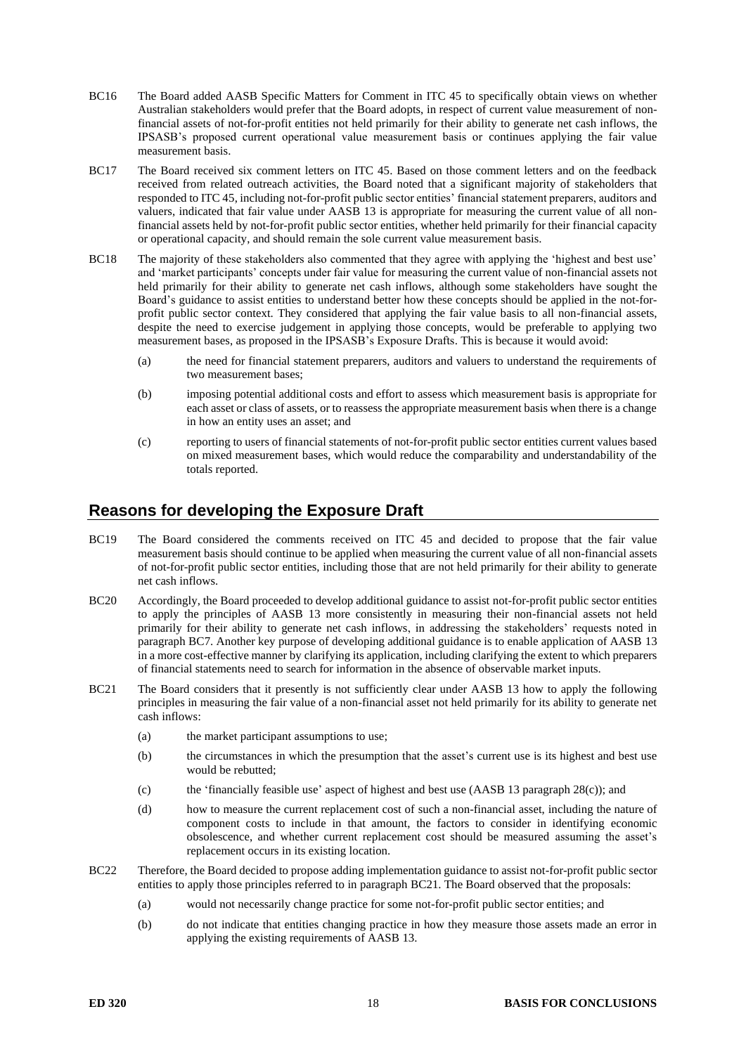BC16 The Board added AASB Specific Matters for Comment in ITC 45 to specifically obtain views on whether Australian stakeholders would prefer that the Board adopts, in respect of current value measurement of non-financial assets of not-for-profit entities not held primarily for their ability to generate net cash inflows, the IPSASB's proposed current operational value measurement basis or continues applying the fair value measurement basis.

BC17 The Board received six comment letters on ITC 45. Based on those comment letters and on the feedback received from related outreach activities, the Board noted that a significant majority of stakeholders that responded to ITC 45, including not-for-profit public sector entities' financial statement preparers, auditors and valuers, indicated that fair value under AASB 13 is appropriate for measuring the current value of all non-financial assets held by not-for-profit public sector entities, whether held primarily for their financial capacity or operational capacity, and should remain the sole current value measurement basis.

BC18 The majority of these stakeholders also commented that they agree with applying the 'highest and best use' and 'market participants' concepts under fair value for measuring the current value of non-financial assets not held primarily for their ability to generate net cash inflows, although some stakeholders have sought the Board's guidance to assist entities to understand better how these concepts should be applied in the not-for-profit public sector context. They considered that applying the fair value basis to all non-financial assets, despite the need to exercise judgement in applying those concepts, would be preferable to applying two measurement bases, as proposed in the IPSASB's Exposure Drafts. This is because it would avoid:

(a) the need for financial statement preparers, auditors and valuers to understand the requirements of two measurement bases;

(b) imposing potential additional costs and effort to assess which measurement basis is appropriate for each asset or class of assets, or to reassess the appropriate measurement basis when there is a change in how an entity uses an asset; and

(c) reporting to users of financial statements of not-for-profit public sector entities current values based on mixed measurement bases, which would reduce the comparability and understandability of the totals reported.

## Reasons for developing the Exposure Draft

BC19 The Board considered the comments received on ITC 45 and decided to propose that the fair value measurement basis should continue to be applied when measuring the current value of all non-financial assets of not-for-profit public sector entities, including those that are not held primarily for their ability to generate net cash inflows.

BC20 Accordingly, the Board proceeded to develop additional guidance to assist not-for-profit public sector entities to apply the principles of AASB 13 more consistently in measuring their non-financial assets not held primarily for their ability to generate net cash inflows, in addressing the stakeholders' requests noted in paragraph BC7. Another key purpose of developing additional guidance is to enable application of AASB 13 in a more cost-effective manner by clarifying its application, including clarifying the extent to which preparers of financial statements need to search for information in the absence of observable market inputs.

BC21 The Board considers that it presently is not sufficiently clear under AASB 13 how to apply the following principles in measuring the fair value of a non-financial asset not held primarily for its ability to generate net cash inflows:

(a) the market participant assumptions to use;

(b) the circumstances in which the presumption that the asset's current use is its highest and best use would be rebutted;

(c) the 'financially feasible use' aspect of highest and best use (AASB 13 paragraph 28(c)); and

(d) how to measure the current replacement cost of such a non-financial asset, including the nature of component costs to include in that amount, the factors to consider in identifying economic obsolescence, and whether current replacement cost should be measured assuming the asset's replacement occurs in its existing location.

BC22 Therefore, the Board decided to propose adding implementation guidance to assist not-for-profit public sector entities to apply those principles referred to in paragraph BC21. The Board observed that the proposals:

(a) would not necessarily change practice for some not-for-profit public sector entities; and

(b) do not indicate that entities changing practice in how they measure those assets made an error in applying the existing requirements of AASB 13.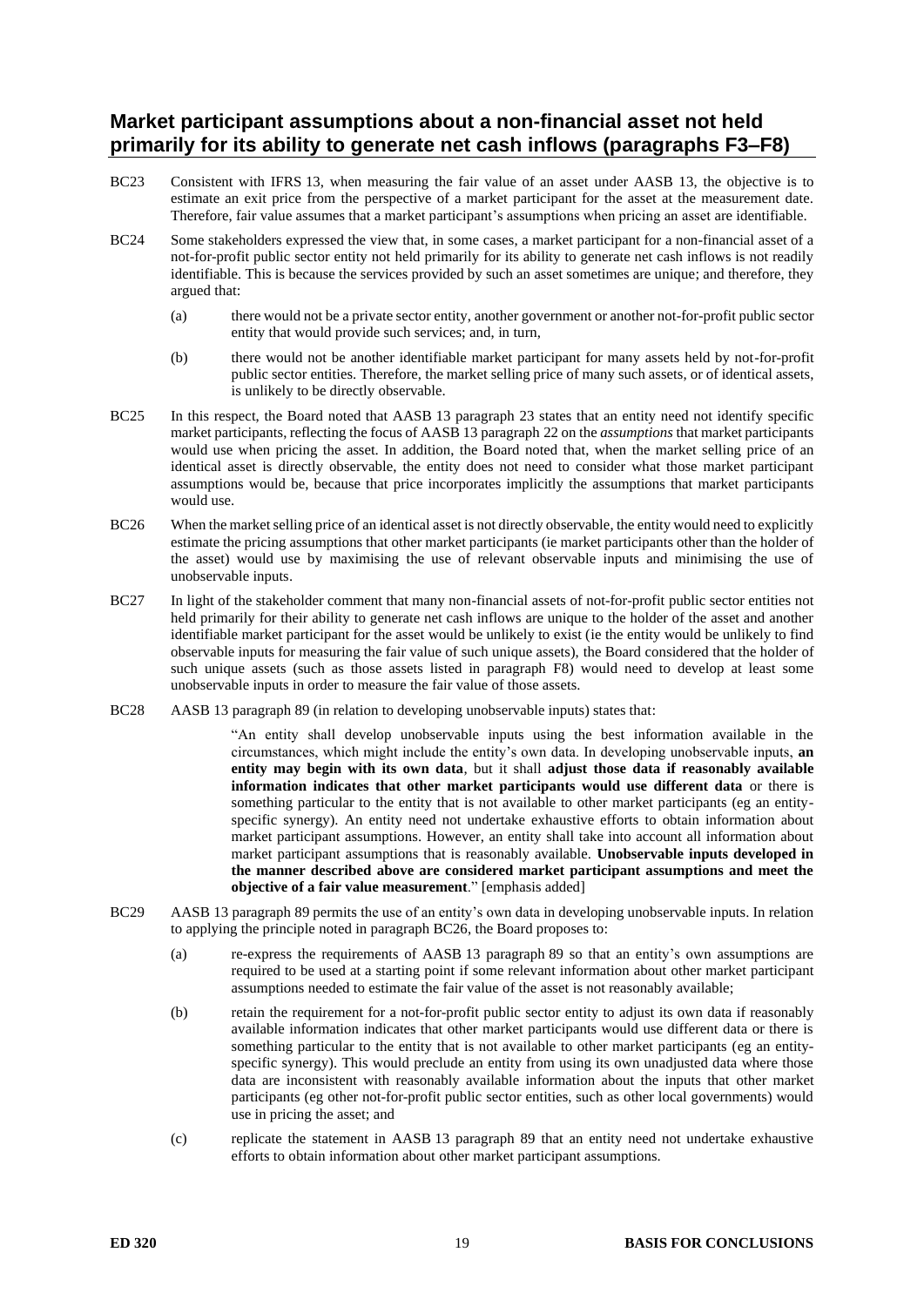## Market participant assumptions about a non-financial asset not held primarily for its ability to generate net cash inflows (paragraphs F3–F8)

BC23 Consistent with IFRS 13, when measuring the fair value of an asset under AASB 13, the objective is to estimate an exit price from the perspective of a market participant for the asset at the measurement date. Therefore, fair value assumes that a market participant's assumptions when pricing an asset are identifiable.

BC24 Some stakeholders expressed the view that, in some cases, a market participant for a non-financial asset of a not-for-profit public sector entity not held primarily for its ability to generate net cash inflows is not readily identifiable. This is because the services provided by such an asset sometimes are unique; and therefore, they argued that:

(a) there would not be a private sector entity, another government or another not-for-profit public sector entity that would provide such services; and, in turn,

(b) there would not be another identifiable market participant for many assets held by not-for-profit public sector entities. Therefore, the market selling price of many such assets, or of identical assets, is unlikely to be directly observable.

BC25 In this respect, the Board noted that AASB 13 paragraph 23 states that an entity need not identify specific market participants, reflecting the focus of AASB 13 paragraph 22 on the *assumptions* that market participants would use when pricing the asset. In addition, the Board noted that, when the market selling price of an identical asset is directly observable, the entity does not need to consider what those market participant assumptions would be, because that price incorporates implicitly the assumptions that market participants would use.

BC26 When the market selling price of an identical asset is not directly observable, the entity would need to explicitly estimate the pricing assumptions that other market participants (ie market participants other than the holder of the asset) would use by maximising the use of relevant observable inputs and minimising the use of unobservable inputs.

BC27 In light of the stakeholder comment that many non-financial assets of not-for-profit public sector entities not held primarily for their ability to generate net cash inflows are unique to the holder of the asset and another identifiable market participant for the asset would be unlikely to exist (ie the entity would be unlikely to find observable inputs for measuring the fair value of such unique assets), the Board considered that the holder of such unique assets (such as those assets listed in paragraph F8) would need to develop at least some unobservable inputs in order to measure the fair value of those assets.

BC28 AASB 13 paragraph 89 (in relation to developing unobservable inputs) states that:

> "An entity shall develop unobservable inputs using the best information available in the circumstances, which might include the entity's own data. In developing unobservable inputs, **an entity may begin with its own data**, but it shall **adjust those data if reasonably available information indicates that other market participants would use different data** or there is something particular to the entity that is not available to other market participants (eg an entity-specific synergy). An entity need not undertake exhaustive efforts to obtain information about market participant assumptions. However, an entity shall take into account all information about market participant assumptions that is reasonably available. **Unobservable inputs developed in the manner described above are considered market participant assumptions and meet the objective of a fair value measurement**." [emphasis added]

BC29 AASB 13 paragraph 89 permits the use of an entity's own data in developing unobservable inputs. In relation to applying the principle noted in paragraph BC26, the Board proposes to:

(a) re-express the requirements of AASB 13 paragraph 89 so that an entity's own assumptions are required to be used at a starting point if some relevant information about other market participant assumptions needed to estimate the fair value of the asset is not reasonably available;

(b) retain the requirement for a not-for-profit public sector entity to adjust its own data if reasonably available information indicates that other market participants would use different data or there is something particular to the entity that is not available to other market participants (eg an entity-specific synergy). This would preclude an entity from using its own unadjusted data where those data are inconsistent with reasonably available information about the inputs that other market participants (eg other not-for-profit public sector entities, such as other local governments) would use in pricing the asset; and

(c) replicate the statement in AASB 13 paragraph 89 that an entity need not undertake exhaustive efforts to obtain information about other market participant assumptions.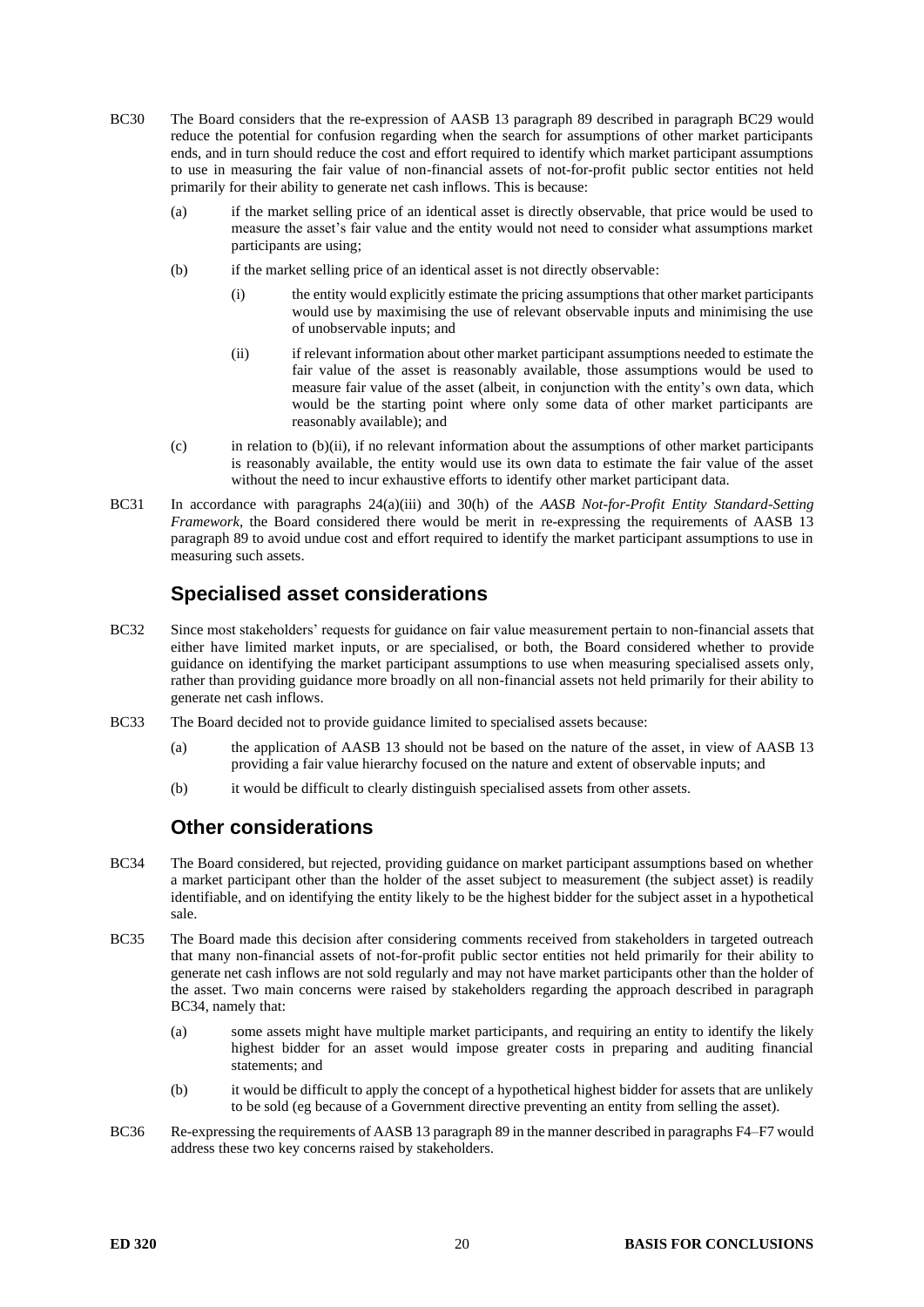BC30 The Board considers that the re-expression of AASB 13 paragraph 89 described in paragraph BC29 would reduce the potential for confusion regarding when the search for assumptions of other market participants ends, and in turn should reduce the cost and effort required to identify which market participant assumptions to use in measuring the fair value of non-financial assets of not-for-profit public sector entities not held primarily for their ability to generate net cash inflows. This is because:

(a) if the market selling price of an identical asset is directly observable, that price would be used to measure the asset's fair value and the entity would not need to consider what assumptions market participants are using;

(b) if the market selling price of an identical asset is not directly observable:

(i) the entity would explicitly estimate the pricing assumptions that other market participants would use by maximising the use of relevant observable inputs and minimising the use of unobservable inputs; and

(ii) if relevant information about other market participant assumptions needed to estimate the fair value of the asset is reasonably available, those assumptions would be used to measure fair value of the asset (albeit, in conjunction with the entity's own data, which would be the starting point where only some data of other market participants are reasonably available); and

(c) in relation to (b)(ii), if no relevant information about the assumptions of other market participants is reasonably available, the entity would use its own data to estimate the fair value of the asset without the need to incur exhaustive efforts to identify other market participant data.

BC31 In accordance with paragraphs 24(a)(iii) and 30(h) of the *AASB Not-for-Profit Entity Standard-Setting Framework*, the Board considered there would be merit in re-expressing the requirements of AASB 13 paragraph 89 to avoid undue cost and effort required to identify the market participant assumptions to use in measuring such assets.

## Specialised asset considerations

BC32 Since most stakeholders' requests for guidance on fair value measurement pertain to non-financial assets that either have limited market inputs, or are specialised, or both, the Board considered whether to provide guidance on identifying the market participant assumptions to use when measuring specialised assets only, rather than providing guidance more broadly on all non-financial assets not held primarily for their ability to generate net cash inflows.

BC33 The Board decided not to provide guidance limited to specialised assets because:

(a) the application of AASB 13 should not be based on the nature of the asset, in view of AASB 13 providing a fair value hierarchy focused on the nature and extent of observable inputs; and

(b) it would be difficult to clearly distinguish specialised assets from other assets.

## Other considerations

BC34 The Board considered, but rejected, providing guidance on market participant assumptions based on whether a market participant other than the holder of the asset subject to measurement (the subject asset) is readily identifiable, and on identifying the entity likely to be the highest bidder for the subject asset in a hypothetical sale.

BC35 The Board made this decision after considering comments received from stakeholders in targeted outreach that many non-financial assets of not-for-profit public sector entities not held primarily for their ability to generate net cash inflows are not sold regularly and may not have market participants other than the holder of the asset. Two main concerns were raised by stakeholders regarding the approach described in paragraph BC34, namely that:

(a) some assets might have multiple market participants, and requiring an entity to identify the likely highest bidder for an asset would impose greater costs in preparing and auditing financial statements; and

(b) it would be difficult to apply the concept of a hypothetical highest bidder for assets that are unlikely to be sold (eg because of a Government directive preventing an entity from selling the asset).

BC36 Re-expressing the requirements of AASB 13 paragraph 89 in the manner described in paragraphs F4–F7 would address these two key concerns raised by stakeholders.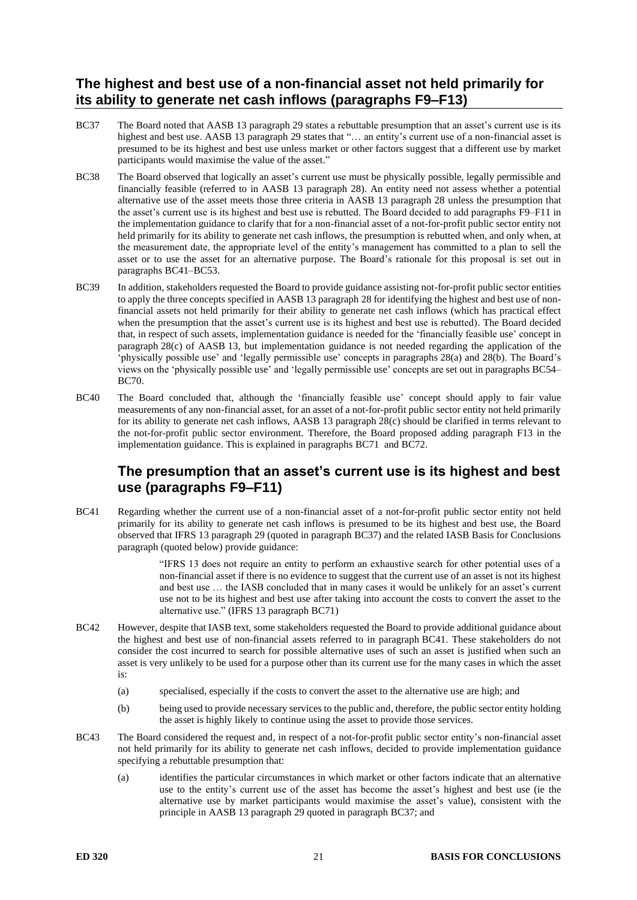## The highest and best use of a non-financial asset not held primarily for its ability to generate net cash inflows (paragraphs F9–F13)

BC37 The Board noted that AASB 13 paragraph 29 states a rebuttable presumption that an asset's current use is its highest and best use. AASB 13 paragraph 29 states that "… an entity's current use of a non-financial asset is presumed to be its highest and best use unless market or other factors suggest that a different use by market participants would maximise the value of the asset."

BC38 The Board observed that logically an asset's current use must be physically possible, legally permissible and financially feasible (referred to in AASB 13 paragraph 28). An entity need not assess whether a potential alternative use of the asset meets those three criteria in AASB 13 paragraph 28 unless the presumption that the asset's current use is its highest and best use is rebutted. The Board decided to add paragraphs F9–F11 in the implementation guidance to clarify that for a non-financial asset of a not-for-profit public sector entity not held primarily for its ability to generate net cash inflows, the presumption is rebutted when, and only when, at the measurement date, the appropriate level of the entity's management has committed to a plan to sell the asset or to use the asset for an alternative purpose. The Board's rationale for this proposal is set out in paragraphs BC41–BC53.

BC39 In addition, stakeholders requested the Board to provide guidance assisting not-for-profit public sector entities to apply the three concepts specified in AASB 13 paragraph 28 for identifying the highest and best use of non-financial assets not held primarily for their ability to generate net cash inflows (which has practical effect when the presumption that the asset's current use is its highest and best use is rebutted). The Board decided that, in respect of such assets, implementation guidance is needed for the 'financially feasible use' concept in paragraph 28(c) of AASB 13, but implementation guidance is not needed regarding the application of the 'physically possible use' and 'legally permissible use' concepts in paragraphs 28(a) and 28(b). The Board's views on the 'physically possible use' and 'legally permissible use' concepts are set out in paragraphs BC54–BC70.

BC40 The Board concluded that, although the 'financially feasible use' concept should apply to fair value measurements of any non-financial asset, for an asset of a not-for-profit public sector entity not held primarily for its ability to generate net cash inflows, AASB 13 paragraph 28(c) should be clarified in terms relevant to the not-for-profit public sector environment. Therefore, the Board proposed adding paragraph F13 in the implementation guidance. This is explained in paragraphs BC71 and BC72.

### The presumption that an asset's current use is its highest and best use (paragraphs F9–F11)

BC41 Regarding whether the current use of a non-financial asset of a not-for-profit public sector entity not held primarily for its ability to generate net cash inflows is presumed to be its highest and best use, the Board observed that IFRS 13 paragraph 29 (quoted in paragraph BC37) and the related IASB Basis for Conclusions paragraph (quoted below) provide guidance:

> "IFRS 13 does not require an entity to perform an exhaustive search for other potential uses of a non-financial asset if there is no evidence to suggest that the current use of an asset is not its highest and best use … the IASB concluded that in many cases it would be unlikely for an asset's current use not to be its highest and best use after taking into account the costs to convert the asset to the alternative use." (IFRS 13 paragraph BC71)

BC42 However, despite that IASB text, some stakeholders requested the Board to provide additional guidance about the highest and best use of non-financial assets referred to in paragraph BC41. These stakeholders do not consider the cost incurred to search for possible alternative uses of such an asset is justified when such an asset is very unlikely to be used for a purpose other than its current use for the many cases in which the asset is:

(a) specialised, especially if the costs to convert the asset to the alternative use are high; and

(b) being used to provide necessary services to the public and, therefore, the public sector entity holding the asset is highly likely to continue using the asset to provide those services.

BC43 The Board considered the request and, in respect of a not-for-profit public sector entity's non-financial asset not held primarily for its ability to generate net cash inflows, decided to provide implementation guidance specifying a rebuttable presumption that:

(a) identifies the particular circumstances in which market or other factors indicate that an alternative use to the entity's current use of the asset has become the asset's highest and best use (ie the alternative use by market participants would maximise the asset's value), consistent with the principle in AASB 13 paragraph 29 quoted in paragraph BC37; and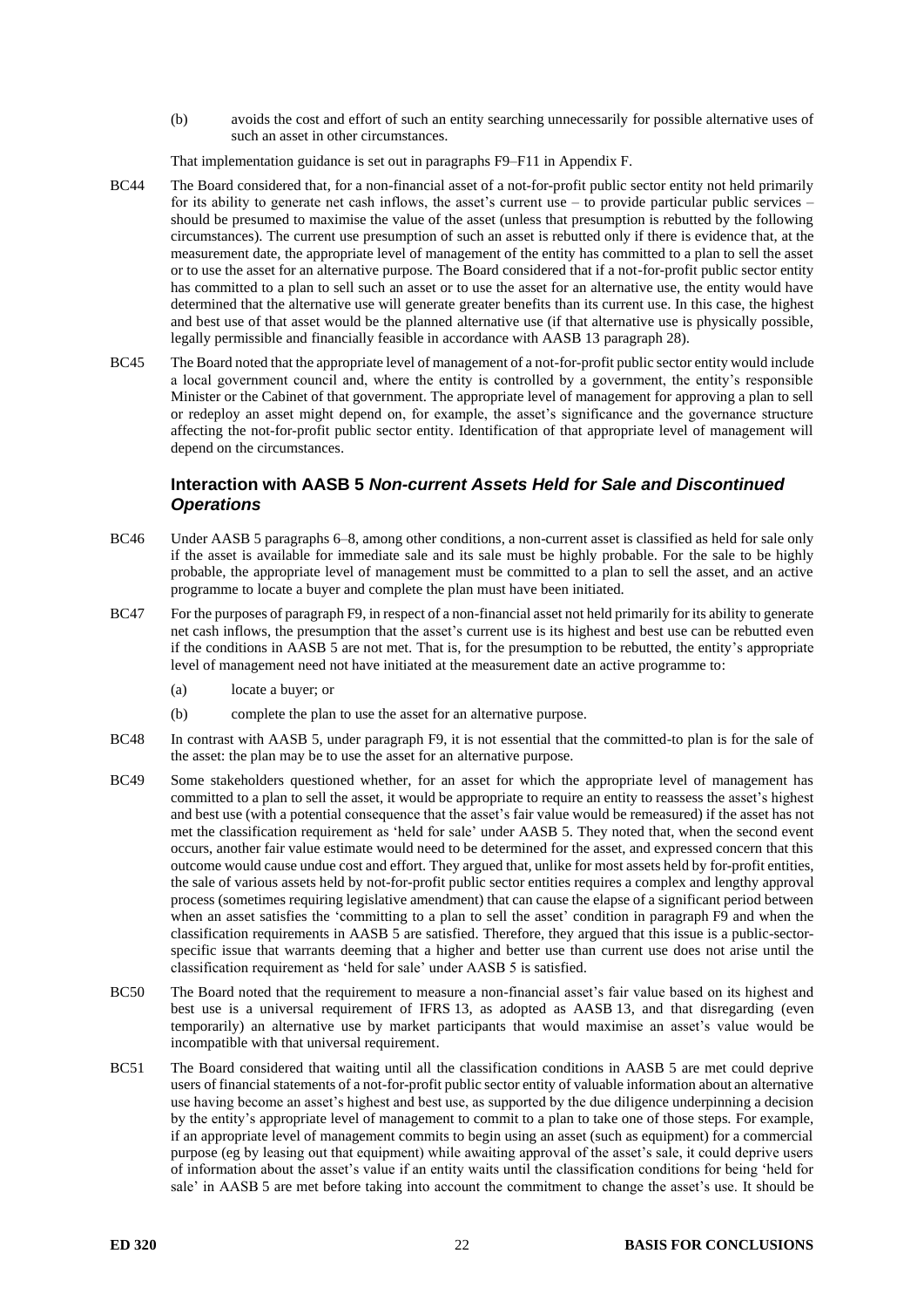(b) avoids the cost and effort of such an entity searching unnecessarily for possible alternative uses of such an asset in other circumstances.

That implementation guidance is set out in paragraphs F9–F11 in Appendix F.

BC44 The Board considered that, for a non-financial asset of a not-for-profit public sector entity not held primarily for its ability to generate net cash inflows, the asset's current use – to provide particular public services – should be presumed to maximise the value of the asset (unless that presumption is rebutted by the following circumstances). The current use presumption of such an asset is rebutted only if there is evidence that, at the measurement date, the appropriate level of management of the entity has committed to a plan to sell the asset or to use the asset for an alternative purpose. The Board considered that if a not-for-profit public sector entity has committed to a plan to sell such an asset or to use the asset for an alternative use, the entity would have determined that the alternative use will generate greater benefits than its current use. In this case, the highest and best use of that asset would be the planned alternative use (if that alternative use is physically possible, legally permissible and financially feasible in accordance with AASB 13 paragraph 28).

BC45 The Board noted that the appropriate level of management of a not-for-profit public sector entity would include a local government council and, where the entity is controlled by a government, the entity's responsible Minister or the Cabinet of that government. The appropriate level of management for approving a plan to sell or redeploy an asset might depend on, for example, the asset's significance and the governance structure affecting the not-for-profit public sector entity. Identification of that appropriate level of management will depend on the circumstances.

### Interaction with AASB 5 *Non-current Assets Held for Sale and Discontinued Operations*

BC46 Under AASB 5 paragraphs 6–8, among other conditions, a non-current asset is classified as held for sale only if the asset is available for immediate sale and its sale must be highly probable. For the sale to be highly probable, the appropriate level of management must be committed to a plan to sell the asset, and an active programme to locate a buyer and complete the plan must have been initiated.

BC47 For the purposes of paragraph F9, in respect of a non-financial asset not held primarily for its ability to generate net cash inflows, the presumption that the asset's current use is its highest and best use can be rebutted even if the conditions in AASB 5 are not met. That is, for the presumption to be rebutted, the entity's appropriate level of management need not have initiated at the measurement date an active programme to:

(a) locate a buyer; or

(b) complete the plan to use the asset for an alternative purpose.

BC48 In contrast with AASB 5, under paragraph F9, it is not essential that the committed-to plan is for the sale of the asset: the plan may be to use the asset for an alternative purpose.

BC49 Some stakeholders questioned whether, for an asset for which the appropriate level of management has committed to a plan to sell the asset, it would be appropriate to require an entity to reassess the asset's highest and best use (with a potential consequence that the asset's fair value would be remeasured) if the asset has not met the classification requirement as 'held for sale' under AASB 5. They noted that, when the second event occurs, another fair value estimate would need to be determined for the asset, and expressed concern that this outcome would cause undue cost and effort. They argued that, unlike for most assets held by for-profit entities, the sale of various assets held by not-for-profit public sector entities requires a complex and lengthy approval process (sometimes requiring legislative amendment) that can cause the elapse of a significant period between when an asset satisfies the 'committing to a plan to sell the asset' condition in paragraph F9 and when the classification requirements in AASB 5 are satisfied. Therefore, they argued that this issue is a public-sector-specific issue that warrants deeming that a higher and better use than current use does not arise until the classification requirement as 'held for sale' under AASB 5 is satisfied.

BC50 The Board noted that the requirement to measure a non-financial asset's fair value based on its highest and best use is a universal requirement of IFRS 13, as adopted as AASB 13, and that disregarding (even temporarily) an alternative use by market participants that would maximise an asset's value would be incompatible with that universal requirement.

BC51 The Board considered that waiting until all the classification conditions in AASB 5 are met could deprive users of financial statements of a not-for-profit public sector entity of valuable information about an alternative use having become an asset's highest and best use, as supported by the due diligence underpinning a decision by the entity's appropriate level of management to commit to a plan to take one of those steps. For example, if an appropriate level of management commits to begin using an asset (such as equipment) for a commercial purpose (eg by leasing out that equipment) while awaiting approval of the asset's sale, it could deprive users of information about the asset's value if an entity waits until the classification conditions for being 'held for sale' in AASB 5 are met before taking into account the commitment to change the asset's use. It should be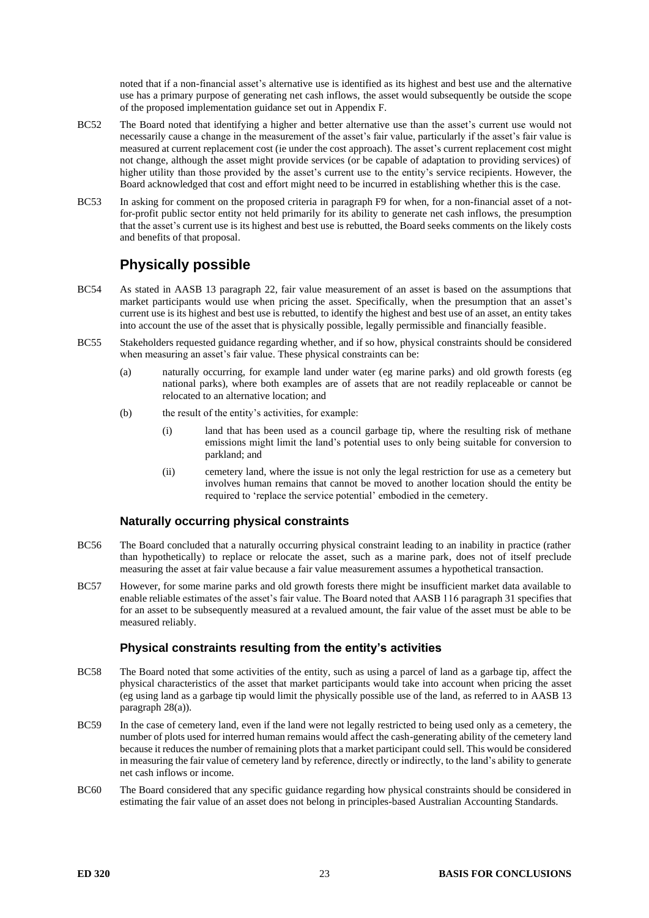noted that if a non-financial asset's alternative use is identified as its highest and best use and the alternative use has a primary purpose of generating net cash inflows, the asset would subsequently be outside the scope of the proposed implementation guidance set out in Appendix F.

BC52 The Board noted that identifying a higher and better alternative use than the asset's current use would not necessarily cause a change in the measurement of the asset's fair value, particularly if the asset's fair value is measured at current replacement cost (ie under the cost approach). The asset's current replacement cost might not change, although the asset might provide services (or be capable of adaptation to providing services) of higher utility than those provided by the asset's current use to the entity's service recipients. However, the Board acknowledged that cost and effort might need to be incurred in establishing whether this is the case.

BC53 In asking for comment on the proposed criteria in paragraph F9 for when, for a non-financial asset of a not-for-profit public sector entity not held primarily for its ability to generate net cash inflows, the presumption that the asset's current use is its highest and best use is rebutted, the Board seeks comments on the likely costs and benefits of that proposal.

## Physically possible

BC54 As stated in AASB 13 paragraph 22, fair value measurement of an asset is based on the assumptions that market participants would use when pricing the asset. Specifically, when the presumption that an asset's current use is its highest and best use is rebutted, to identify the highest and best use of an asset, an entity takes into account the use of the asset that is physically possible, legally permissible and financially feasible.

BC55 Stakeholders requested guidance regarding whether, and if so how, physical constraints should be considered when measuring an asset's fair value. These physical constraints can be:

- (a) naturally occurring, for example land under water (eg marine parks) and old growth forests (eg national parks), where both examples are of assets that are not readily replaceable or cannot be relocated to an alternative location; and
- (b) the result of the entity's activities, for example:
  - (i) land that has been used as a council garbage tip, where the resulting risk of methane emissions might limit the land's potential uses to only being suitable for conversion to parkland; and
  - (ii) cemetery land, where the issue is not only the legal restriction for use as a cemetery but involves human remains that cannot be moved to another location should the entity be required to 'replace the service potential' embodied in the cemetery.

### Naturally occurring physical constraints

BC56 The Board concluded that a naturally occurring physical constraint leading to an inability in practice (rather than hypothetically) to replace or relocate the asset, such as a marine park, does not of itself preclude measuring the asset at fair value because a fair value measurement assumes a hypothetical transaction.

BC57 However, for some marine parks and old growth forests there might be insufficient market data available to enable reliable estimates of the asset's fair value. The Board noted that AASB 116 paragraph 31 specifies that for an asset to be subsequently measured at a revalued amount, the fair value of the asset must be able to be measured reliably.

### Physical constraints resulting from the entity's activities

BC58 The Board noted that some activities of the entity, such as using a parcel of land as a garbage tip, affect the physical characteristics of the asset that market participants would take into account when pricing the asset (eg using land as a garbage tip would limit the physically possible use of the land, as referred to in AASB 13 paragraph 28(a)).

BC59 In the case of cemetery land, even if the land were not legally restricted to being used only as a cemetery, the number of plots used for interred human remains would affect the cash-generating ability of the cemetery land because it reduces the number of remaining plots that a market participant could sell. This would be considered in measuring the fair value of cemetery land by reference, directly or indirectly, to the land's ability to generate net cash inflows or income.

BC60 The Board considered that any specific guidance regarding how physical constraints should be considered in estimating the fair value of an asset does not belong in principles-based Australian Accounting Standards.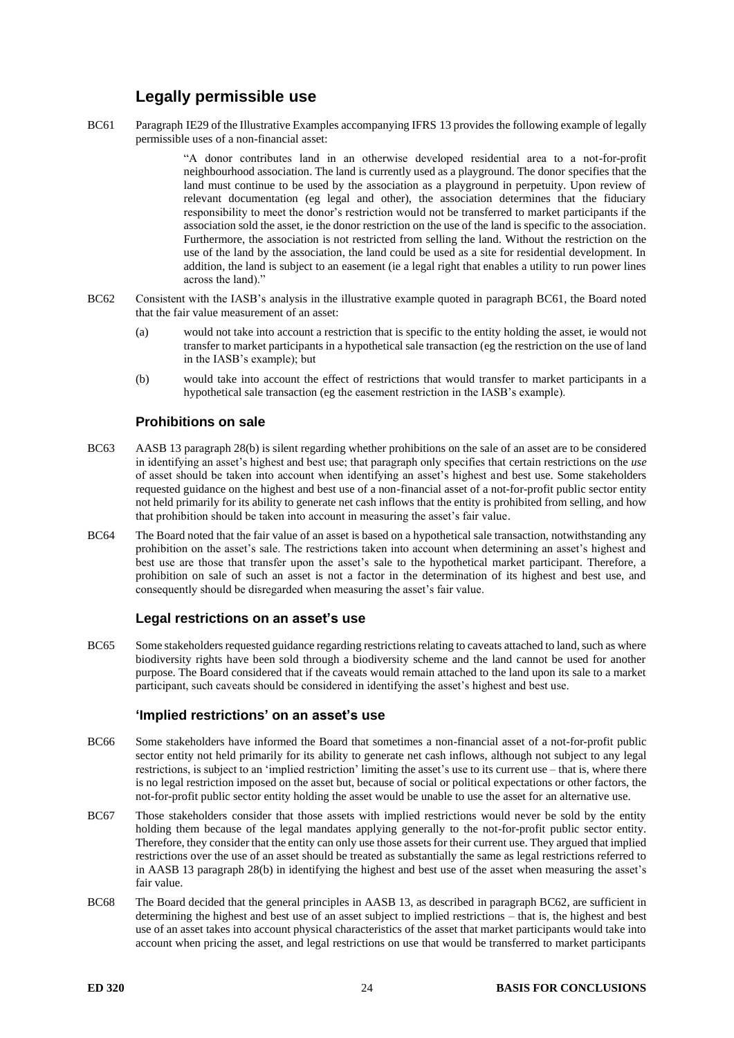## Legally permissible use

BC61 Paragraph IE29 of the Illustrative Examples accompanying IFRS 13 provides the following example of legally permissible uses of a non-financial asset:

> "A donor contributes land in an otherwise developed residential area to a not-for-profit neighbourhood association. The land is currently used as a playground. The donor specifies that the land must continue to be used by the association as a playground in perpetuity. Upon review of relevant documentation (eg legal and other), the association determines that the fiduciary responsibility to meet the donor's restriction would not be transferred to market participants if the association sold the asset, ie the donor restriction on the use of the land is specific to the association. Furthermore, the association is not restricted from selling the land. Without the restriction on the use of the land by the association, the land could be used as a site for residential development. In addition, the land is subject to an easement (ie a legal right that enables a utility to run power lines across the land)."

BC62 Consistent with the IASB's analysis in the illustrative example quoted in paragraph BC61, the Board noted that the fair value measurement of an asset:

(a) would not take into account a restriction that is specific to the entity holding the asset, ie would not transfer to market participants in a hypothetical sale transaction (eg the restriction on the use of land in the IASB's example); but

(b) would take into account the effect of restrictions that would transfer to market participants in a hypothetical sale transaction (eg the easement restriction in the IASB's example).

### Prohibitions on sale

BC63 AASB 13 paragraph 28(b) is silent regarding whether prohibitions on the sale of an asset are to be considered in identifying an asset's highest and best use; that paragraph only specifies that certain restrictions on the *use* of asset should be taken into account when identifying an asset's highest and best use. Some stakeholders requested guidance on the highest and best use of a non-financial asset of a not-for-profit public sector entity not held primarily for its ability to generate net cash inflows that the entity is prohibited from selling, and how that prohibition should be taken into account in measuring the asset's fair value.

BC64 The Board noted that the fair value of an asset is based on a hypothetical sale transaction, notwithstanding any prohibition on the asset's sale. The restrictions taken into account when determining an asset's highest and best use are those that transfer upon the asset's sale to the hypothetical market participant. Therefore, a prohibition on sale of such an asset is not a factor in the determination of its highest and best use, and consequently should be disregarded when measuring the asset's fair value.

### Legal restrictions on an asset's use

BC65 Some stakeholders requested guidance regarding restrictions relating to caveats attached to land, such as where biodiversity rights have been sold through a biodiversity scheme and the land cannot be used for another purpose. The Board considered that if the caveats would remain attached to the land upon its sale to a market participant, such caveats should be considered in identifying the asset's highest and best use.

### 'Implied restrictions' on an asset's use

BC66 Some stakeholders have informed the Board that sometimes a non-financial asset of a not-for-profit public sector entity not held primarily for its ability to generate net cash inflows, although not subject to any legal restrictions, is subject to an 'implied restriction' limiting the asset's use to its current use – that is, where there is no legal restriction imposed on the asset but, because of social or political expectations or other factors, the not-for-profit public sector entity holding the asset would be unable to use the asset for an alternative use.

BC67 Those stakeholders consider that those assets with implied restrictions would never be sold by the entity holding them because of the legal mandates applying generally to the not-for-profit public sector entity. Therefore, they consider that the entity can only use those assets for their current use. They argued that implied restrictions over the use of an asset should be treated as substantially the same as legal restrictions referred to in AASB 13 paragraph 28(b) in identifying the highest and best use of the asset when measuring the asset's fair value.

BC68 The Board decided that the general principles in AASB 13, as described in paragraph BC62, are sufficient in determining the highest and best use of an asset subject to implied restrictions – that is, the highest and best use of an asset takes into account physical characteristics of the asset that market participants would take into account when pricing the asset, and legal restrictions on use that would be transferred for market participants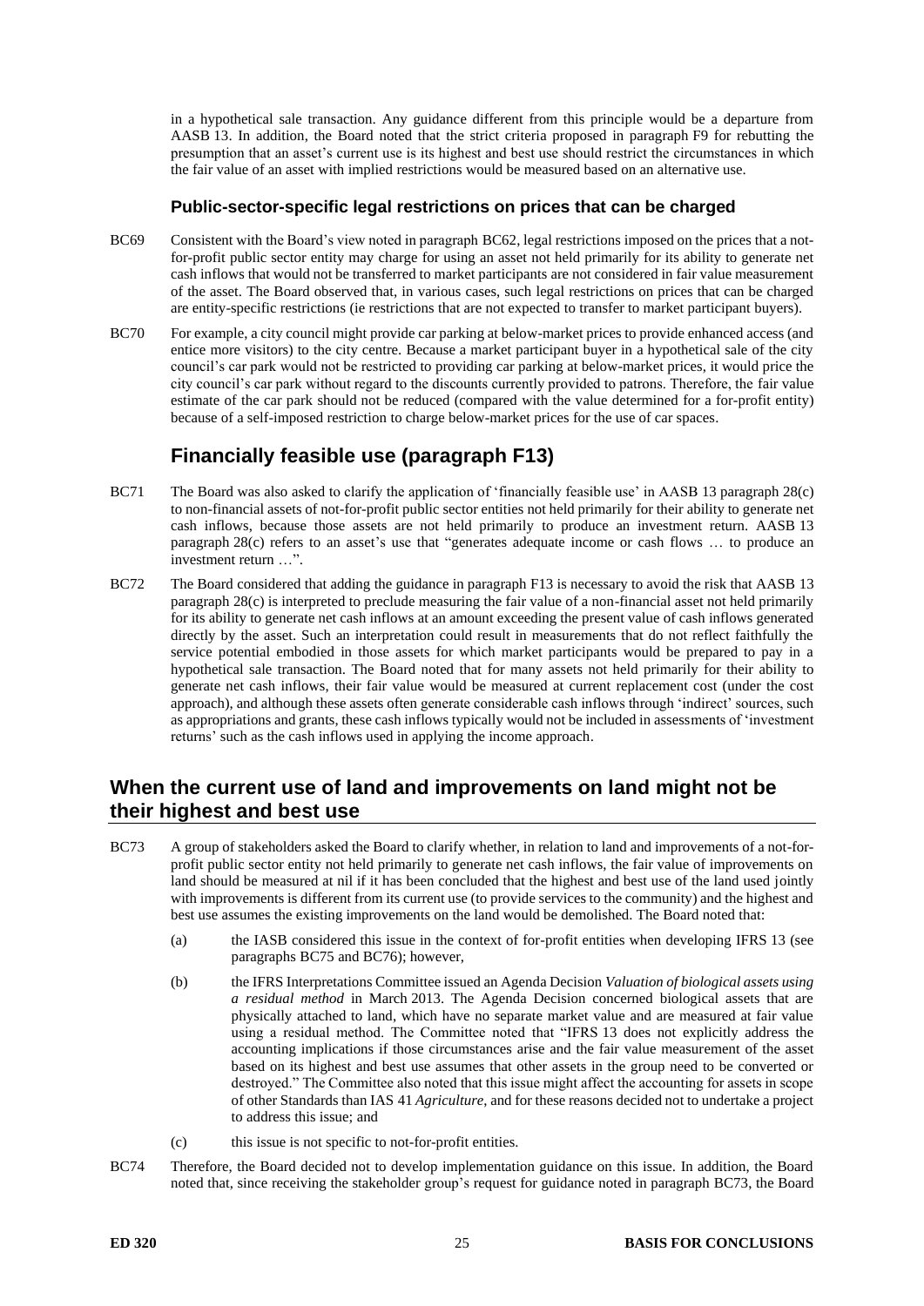in a hypothetical sale transaction. Any guidance different from this principle would be a departure from AASB 13. In addition, the Board noted that the strict criteria proposed in paragraph F9 for rebutting the presumption that an asset's current use is its highest and best use should restrict the circumstances in which the fair value of an asset with implied restrictions would be measured based on an alternative use.

### Public-sector-specific legal restrictions on prices that can be charged

BC69 Consistent with the Board's view noted in paragraph BC62, legal restrictions imposed on the prices that a not-for-profit public sector entity may charge for using an asset not held primarily for its ability to generate net cash inflows that would not be transferred to market participants are not considered in fair value measurement of the asset. The Board observed that, in various cases, such legal restrictions on prices that can be charged are entity-specific restrictions (ie restrictions that are not expected to transfer to market participant buyers).

BC70 For example, a city council might provide car parking at below-market prices to provide enhanced access (and entice more visitors) to the city centre. Because a market participant buyer in a hypothetical sale of the city council's car park would not be restricted to providing car parking at below-market prices, it would price the city council's car park without regard to the discounts currently provided to patrons. Therefore, the fair value estimate of the car park should not be reduced (compared with the value determined for a for-profit entity) because of a self-imposed restriction to charge below-market prices for the use of car spaces.

## Financially feasible use (paragraph F13)

BC71 The Board was also asked to clarify the application of 'financially feasible use' in AASB 13 paragraph 28(c) to non-financial assets of not-for-profit public sector entities not held primarily for their ability to generate net cash inflows, because those assets are not held primarily to produce an investment return. AASB 13 paragraph 28(c) refers to an asset's use that "generates adequate income or cash flows … to produce an investment return …".

BC72 The Board considered that adding the guidance in paragraph F13 is necessary to avoid the risk that AASB 13 paragraph 28(c) is interpreted to preclude measuring the fair value of a non-financial asset not held primarily for its ability to generate net cash inflows at an amount exceeding the present value of cash inflows generated directly by the asset. Such an interpretation could result in measurements that do not reflect faithfully the service potential embodied in those assets for which market participants would be prepared to pay in a hypothetical sale transaction. The Board noted that for many assets not held primarily for their ability to generate net cash inflows, their fair value would be measured at current replacement cost (under the cost approach), and although these assets often generate considerable cash inflows through 'indirect' sources, such as appropriations and grants, these cash inflows typically would not be included in assessments of 'investment returns' such as the cash inflows used in applying the income approach.

## When the current use of land and improvements on land might not be their highest and best use

BC73 A group of stakeholders asked the Board to clarify whether, in relation to land and improvements of a not-for-profit public sector entity not held primarily to generate net cash inflows, the fair value of improvements on land should be measured at nil if it has been concluded that the highest and best use of the land used jointly with improvements is different from its current use (to provide services to the community) and the highest and best use assumes the existing improvements on the land would be demolished. The Board noted that:

(a) the IASB considered this issue in the context of for-profit entities when developing IFRS 13 (see paragraphs BC75 and BC76); however,

(b) the IFRS Interpretations Committee issued an Agenda Decision *Valuation of biological assets using a residual method* in March 2013. The Agenda Decision concerned biological assets that are physically attached to land, which have no separate market value and are measured at fair value using a residual method. The Committee noted that "IFRS 13 does not explicitly address the accounting implications if those circumstances arise and the fair value measurement of the asset based on its highest and best use assumes that other assets in the group need to be converted or destroyed." The Committee also noted that this issue might affect the accounting for assets in scope of other Standards than IAS 41 *Agriculture*, and for these reasons decided not to undertake a project to address this issue; and

(c) this issue is not specific to not-for-profit entities.

BC74 Therefore, the Board decided not to develop implementation guidance on this issue. In addition, the Board noted that, since receiving the stakeholder group's request for guidance noted in paragraph BC73, the Board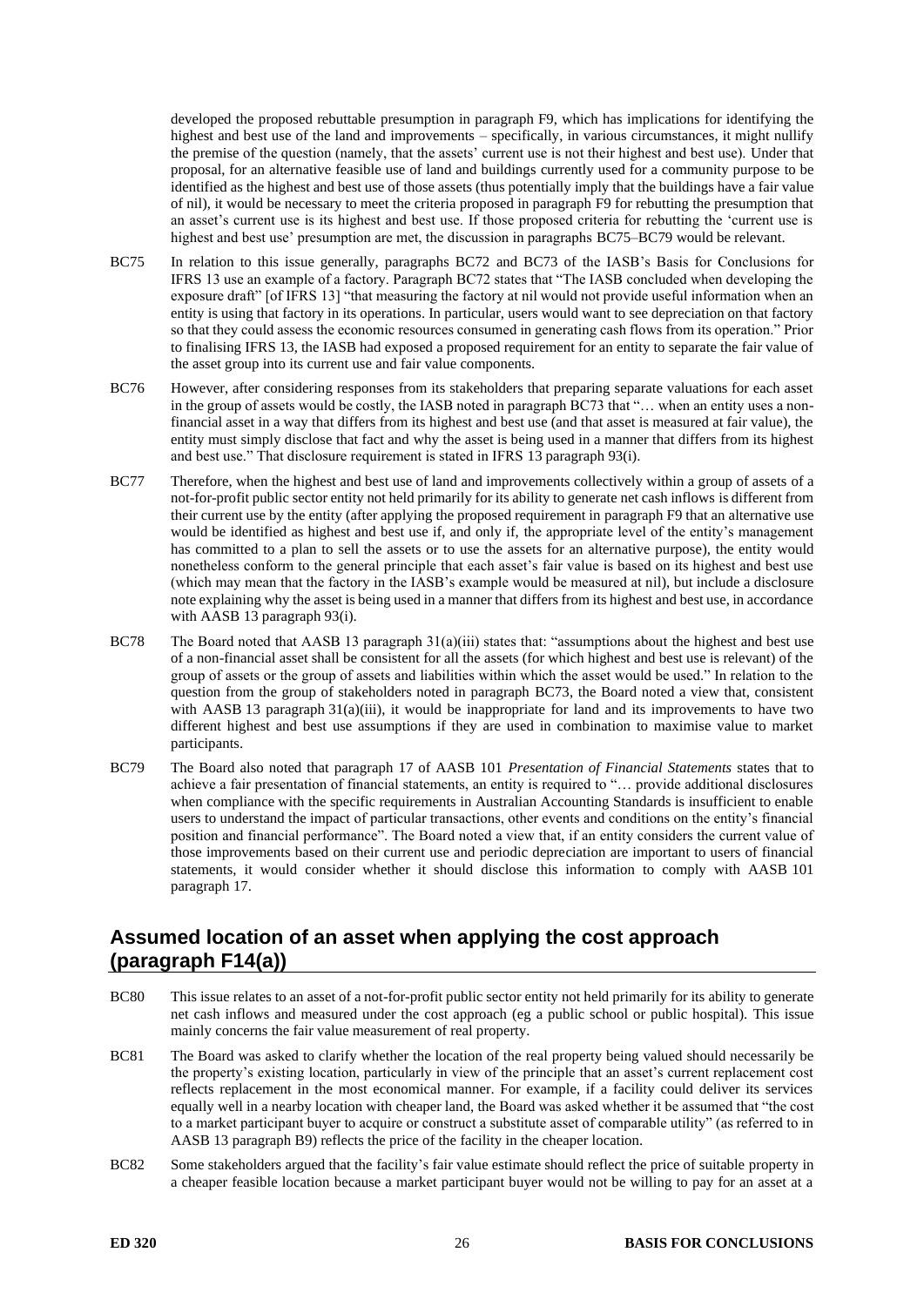developed the proposed rebuttable presumption in paragraph F9, which has implications for identifying the highest and best use of the land and improvements – specifically, in various circumstances, it might nullify the premise of the question (namely, that the assets' current use is not their highest and best use). Under that proposal, for an alternative feasible use of land and buildings currently used for a community purpose to be identified as the highest and best use of those assets (thus potentially imply that the buildings have a fair value of nil), it would be necessary to meet the criteria proposed in paragraph F9 for rebutting the presumption that an asset's current use is its highest and best use. If those proposed criteria for rebutting the 'current use is highest and best use' presumption are met, the discussion in paragraphs BC75–BC79 would be relevant.

BC75 In relation to this issue generally, paragraphs BC72 and BC73 of the IASB's Basis for Conclusions for IFRS 13 use an example of a factory. Paragraph BC72 states that "The IASB concluded when developing the exposure draft" [of IFRS 13] "that measuring the factory at nil would not provide useful information when an entity is using that factory in its operations. In particular, users would want to see depreciation on that factory so that they could assess the economic resources consumed in generating cash flows from its operation." Prior to finalising IFRS 13, the IASB had exposed a proposed requirement for an entity to separate the fair value of the asset group into its current use and fair value components.

BC76 However, after considering responses from its stakeholders that preparing separate valuations for each asset in the group of assets would be costly, the IASB noted in paragraph BC73 that "… when an entity uses a non-financial asset in a way that differs from its highest and best use (and that asset is measured at fair value), the entity must simply disclose that fact and why the asset is being used in a manner that differs from its highest and best use." That disclosure requirement is stated in IFRS 13 paragraph 93(i).

BC77 Therefore, when the highest and best use of land and improvements collectively within a group of assets of a not-for-profit public sector entity not held primarily for its ability to generate net cash inflows is different from their current use by the entity (after applying the proposed requirement in paragraph F9 that an alternative use would be identified as highest and best use if, and only if, the appropriate level of the entity's management has committed to a plan to sell the assets or to use the assets for an alternative purpose), the entity would nonetheless conform to the general principle that each asset's fair value is based on its highest and best use (which may mean that the factory in the IASB's example would be measured at nil), but include a disclosure note explaining why the asset is being used in a manner that differs from its highest and best use, in accordance with AASB 13 paragraph 93(i).

BC78 The Board noted that AASB 13 paragraph 31(a)(iii) states that: "assumptions about the highest and best use of a non-financial asset shall be consistent for all the assets (for which highest and best use is relevant) of the group of assets or the group of assets and liabilities within which the asset would be used." In relation to the question from the group of stakeholders noted in paragraph BC73, the Board noted a view that, consistent with AASB 13 paragraph 31(a)(iii), it would be inappropriate for land and its improvements to have two different highest and best use assumptions if they are used in combination to maximise value to market participants.

BC79 The Board also noted that paragraph 17 of AASB 101 *Presentation of Financial Statements* states that to achieve a fair presentation of financial statements, an entity is required to "… provide additional disclosures when compliance with the specific requirements in Australian Accounting Standards is insufficient to enable users to understand the impact of particular transactions, other events and conditions on the entity's financial position and financial performance". The Board noted a view that, if an entity considers the current value of those improvements based on their current use and periodic depreciation are important to users of financial statements, it would consider whether it should disclose this information to comply with AASB 101 paragraph 17.

## Assumed location of an asset when applying the cost approach (paragraph F14(a))

BC80 This issue relates to an asset of a not-for-profit public sector entity not held primarily for its ability to generate net cash inflows and measured under the cost approach (eg a public school or public hospital). This issue mainly concerns the fair value measurement of real property.

BC81 The Board was asked to clarify whether the location of the real property being valued should necessarily be the property's existing location, particularly in view of the principle that an asset's current replacement cost reflects replacement in the most economical manner. For example, if a facility could deliver its services equally well in a nearby location with cheaper land, the Board was asked whether it be assumed that "the cost to a market participant buyer to acquire or construct a substitute asset of comparable utility" (as referred to in AASB 13 paragraph B9) reflects the price of the facility in the cheaper location.

BC82 Some stakeholders argued that the facility's fair value estimate should reflect the price of suitable property in a cheaper feasible location because a market participant buyer would not be willing to pay for an asset at a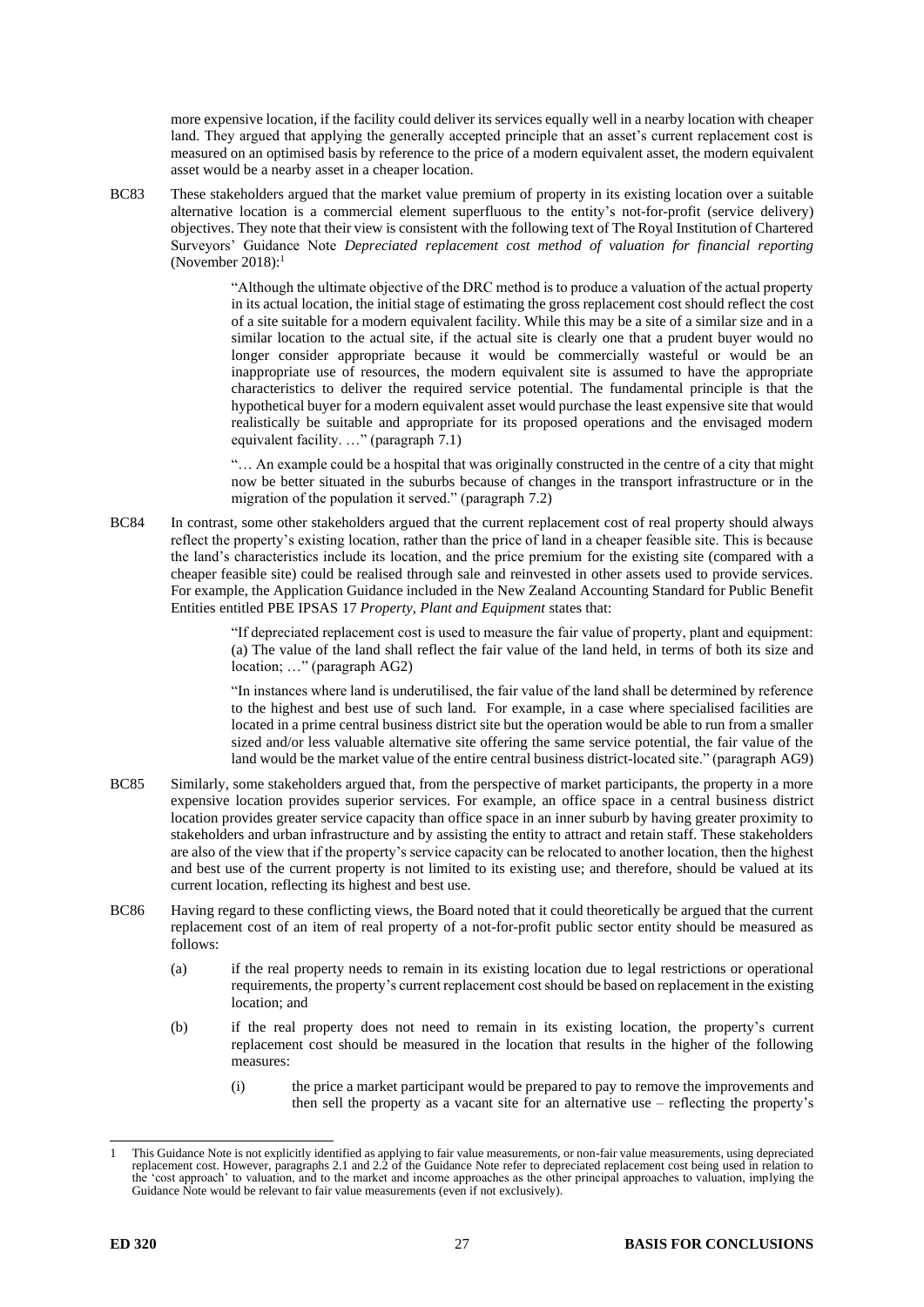more expensive location, if the facility could deliver its services equally well in a nearby location with cheaper land. They argued that applying the generally accepted principle that an asset's current replacement cost is measured on an optimised basis by reference to the price of a modern equivalent asset, the modern equivalent asset would be a nearby asset in a cheaper location.

BC83 These stakeholders argued that the market value premium of property in its existing location over a suitable alternative location is a commercial element superfluous to the entity's not-for-profit (service delivery) objectives. They note that their view is consistent with the following text of The Royal Institution of Chartered Surveyors' Guidance Note *Depreciated replacement cost method of valuation for financial reporting* (November 2018):[1]

> "Although the ultimate objective of the DRC method is to produce a valuation of the actual property in its actual location, the initial stage of estimating the gross replacement cost should reflect the cost of a site suitable for a modern equivalent facility. While this may be a site of a similar size and in a similar location to the actual site, if the actual site is clearly one that a prudent buyer would no longer consider appropriate because it would be commercially wasteful or would be an inappropriate use of resources, the modern equivalent site is assumed to have the appropriate characteristics to deliver the required service potential. The fundamental principle is that the hypothetical buyer for a modern equivalent asset would purchase the least expensive site that would realistically be suitable and appropriate for its proposed operations and the envisaged modern equivalent facility. …" (paragraph 7.1)
>
> "… An example could be a hospital that was originally constructed in the centre of a city that might now be better situated in the suburbs because of changes in the transport infrastructure or in the migration of the population it served." (paragraph 7.2)

BC84 In contrast, some other stakeholders argued that the current replacement cost of real property should always reflect the property's existing location, rather than the price of land in a cheaper feasible site. This is because the land's characteristics include its location, and the price premium for the existing site (compared with a cheaper feasible site) could be realised through sale and reinvested in other assets used to provide services. For example, the Application Guidance included in the New Zealand Accounting Standard for Public Benefit Entities entitled PBE IPSAS 17 *Property, Plant and Equipment* states that:

> "If depreciated replacement cost is used to measure the fair value of property, plant and equipment: (a) The value of the land shall reflect the fair value of the land held, in terms of both its size and location; …" (paragraph AG2)
>
> "In instances where land is underutilised, the fair value of the land shall be determined by reference to the highest and best use of such land. For example, in a case where specialised facilities are located in a prime central business district site but the operation would be able to run from a smaller sized and/or less valuable alternative site offering the same service potential, the fair value of the land would be the market value of the entire central business district-located site." (paragraph AG9)

BC85 Similarly, some stakeholders argued that, from the perspective of market participants, the property in a more expensive location provides superior services. For example, an office space in a central business district location provides greater service capacity than office space in an inner suburb by having greater proximity to stakeholders and urban infrastructure and by assisting the entity to attract and retain staff. These stakeholders are also of the view that if the property's service capacity can be relocated to another location, then the highest and best use of the current property is not limited to its existing use; and therefore, should be valued at its current location, reflecting its highest and best use.

BC86 Having regard to these conflicting views, the Board noted that it could theoretically be argued that the current replacement cost of an item of real property of a not-for-profit public sector entity should be measured as follows:

(a) if the real property needs to remain in its existing location due to legal restrictions or operational requirements, the property's current replacement cost should be based on replacement in the existing location; and

(b) if the real property does not need to remain in its existing location, the property's current replacement cost should be measured in the location that results in the higher of the following measures:

(i) the price a market participant would be prepared to pay to remove the improvements and then sell the property as a vacant site for an alternative use – reflecting the property's

---

[1] This Guidance Note is not explicitly identified as applying to fair value measurements, or non-fair value measurements, using depreciated replacement cost. However, paragraphs 2.1 and 2.2 of the Guidance Note refer to depreciated replacement cost being used in relation to the 'cost approach' to valuation, and to the market and income approaches as the other principal approaches to valuation, implying the Guidance Note would be relevant to fair value measurements (even if not exclusively).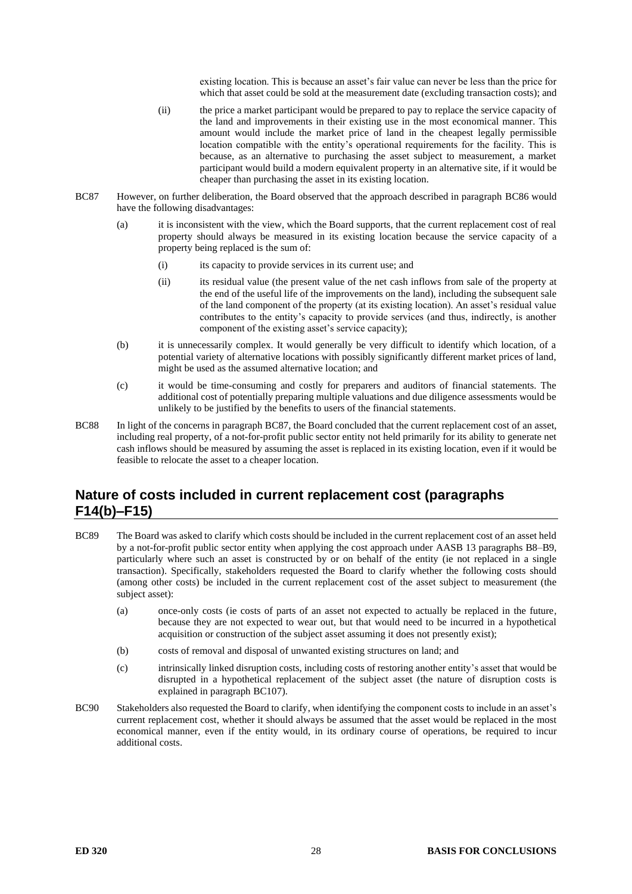existing location. This is because an asset's fair value can never be less than the price for which that asset could be sold at the measurement date (excluding transaction costs); and

(ii) the price a market participant would be prepared to pay to replace the service capacity of the land and improvements in their existing use in the most economical manner. This amount would include the market price of land in the cheapest legally permissible location compatible with the entity's operational requirements for the facility. This is because, as an alternative to purchasing the asset subject to measurement, a market participant would build a modern equivalent property in an alternative site, if it would be cheaper than purchasing the asset in its existing location.

BC87 However, on further deliberation, the Board observed that the approach described in paragraph BC86 would have the following disadvantages:

(a) it is inconsistent with the view, which the Board supports, that the current replacement cost of real property should always be measured in its existing location because the service capacity of a property being replaced is the sum of:

(i) its capacity to provide services in its current use; and

(ii) its residual value (the present value of the net cash inflows from sale of the property at the end of the useful life of the improvements on the land), including the subsequent sale of the land component of the property (at its existing location). An asset's residual value contributes to the entity's capacity to provide services (and thus, indirectly, is another component of the existing asset's service capacity);

(b) it is unnecessarily complex. It would generally be very difficult to identify which location, of a potential variety of alternative locations with possibly significantly different market prices of land, might be used as the assumed alternative location; and

(c) it would be time-consuming and costly for preparers and auditors of financial statements. The additional cost of potentially preparing multiple valuations and due diligence assessments would be unlikely to be justified by the benefits to users of the financial statements.

BC88 In light of the concerns in paragraph BC87, the Board concluded that the current replacement cost of an asset, including real property, of a not-for-profit public sector entity not held primarily for its ability to generate net cash inflows should be measured by assuming the asset is replaced in its existing location, even if it would be feasible to relocate the asset to a cheaper location.

## Nature of costs included in current replacement cost (paragraphs F14(b)–F15)

BC89 The Board was asked to clarify which costs should be included in the current replacement cost of an asset held by a not-for-profit public sector entity when applying the cost approach under AASB 13 paragraphs B8–B9, particularly where such an asset is constructed by or on behalf of the entity (ie not replaced in a single transaction). Specifically, stakeholders requested the Board to clarify whether the following costs should (among other costs) be included in the current replacement cost of the asset subject to measurement (the subject asset):

(a) once-only costs (ie costs of parts of an asset not expected to actually be replaced in the future, because they are not expected to wear out, but that would need to be incurred in a hypothetical acquisition or construction of the subject asset assuming it does not presently exist);

(b) costs of removal and disposal of unwanted existing structures on land; and

(c) intrinsically linked disruption costs, including costs of restoring another entity's asset that would be disrupted in a hypothetical replacement of the subject asset (the nature of disruption costs is explained in paragraph BC107).

BC90 Stakeholders also requested the Board to clarify, when identifying the component costs to include in an asset's current replacement cost, whether it should always be assumed that the asset would be replaced in the most economical manner, even if the entity would, in its ordinary course of operations, be required to incur additional costs.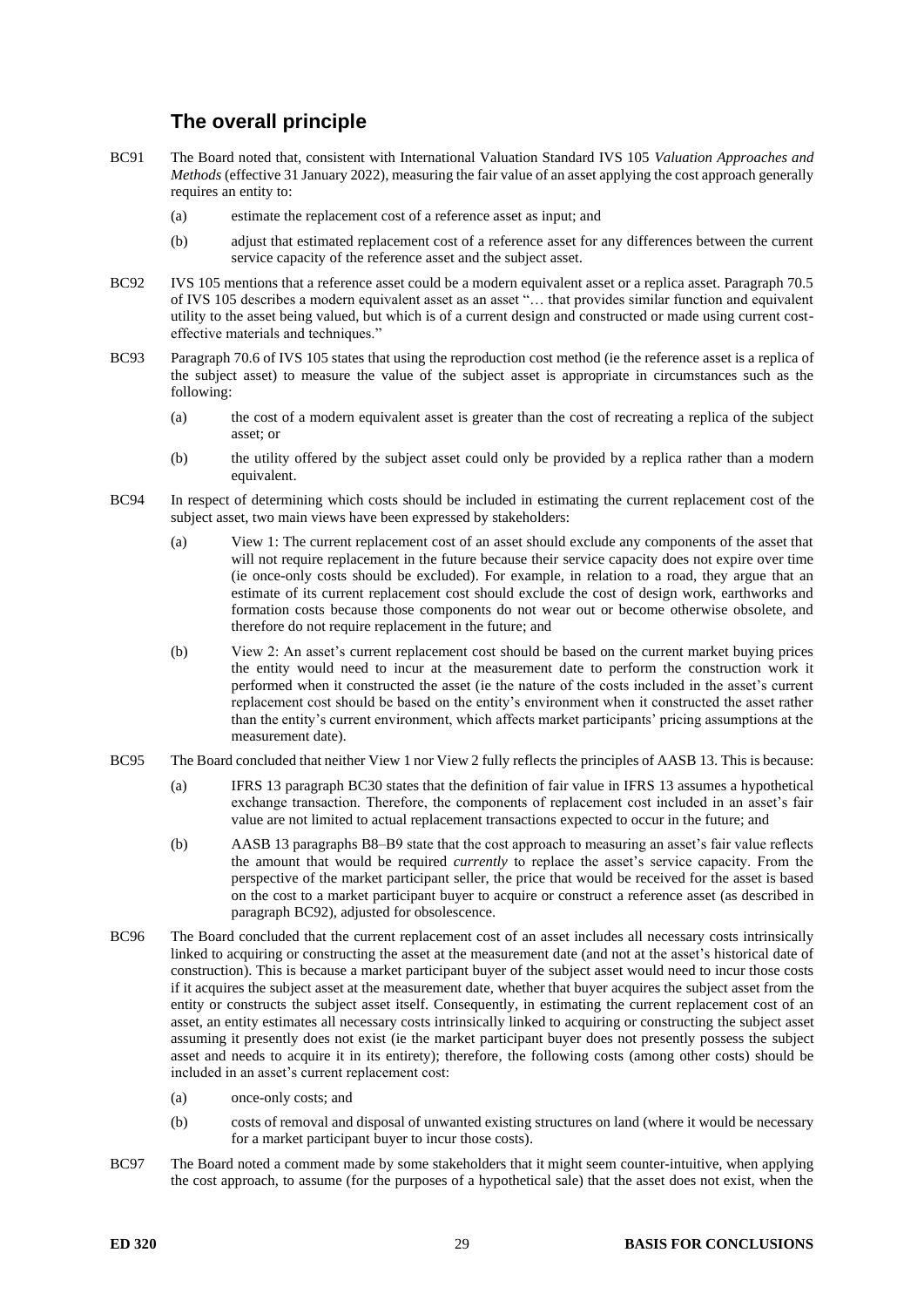## The overall principle

BC91 The Board noted that, consistent with International Valuation Standard IVS 105 *Valuation Approaches and Methods* (effective 31 January 2022), measuring the fair value of an asset applying the cost approach generally requires an entity to:

(a) estimate the replacement cost of a reference asset as input; and

(b) adjust that estimated replacement cost of a reference asset for any differences between the current service capacity of the reference asset and the subject asset.

BC92 IVS 105 mentions that a reference asset could be a modern equivalent asset or a replica asset. Paragraph 70.5 of IVS 105 describes a modern equivalent asset as an asset "… that provides similar function and equivalent utility to the asset being valued, but which is of a current design and constructed or made using current cost-effective materials and techniques."

BC93 Paragraph 70.6 of IVS 105 states that using the reproduction cost method (ie the reference asset is a replica of the subject asset) to measure the value of the subject asset is appropriate in circumstances such as the following:

(a) the cost of a modern equivalent asset is greater than the cost of recreating a replica of the subject asset; or

(b) the utility offered by the subject asset could only be provided by a replica rather than a modern equivalent.

BC94 In respect of determining which costs should be included in estimating the current replacement cost of the subject asset, two main views have been expressed by stakeholders:

(a) View 1: The current replacement cost of an asset should exclude any components of the asset that will not require replacement in the future because their service capacity does not expire over time (ie once-only costs should be excluded). For example, in relation to a road, they argue that an estimate of its current replacement cost should exclude the cost of design work, earthworks and formation costs because those components do not wear out or become otherwise obsolete, and therefore do not require replacement in the future; and

(b) View 2: An asset's current replacement cost should be based on the current market buying prices the entity would need to incur at the measurement date to perform the construction work it performed when it constructed the asset (ie the nature of the costs included in the asset's current replacement cost should be based on the entity's environment when it constructed the asset rather than the entity's current environment, which affects market participants' pricing assumptions at the measurement date).

BC95 The Board concluded that neither View 1 nor View 2 fully reflects the principles of AASB 13. This is because:

(a) IFRS 13 paragraph BC30 states that the definition of fair value in IFRS 13 assumes a hypothetical exchange transaction. Therefore, the components of replacement cost included in an asset's fair value are not limited to actual replacement transactions expected to occur in the future; and

(b) AASB 13 paragraphs B8–B9 state that the cost approach to measuring an asset's fair value reflects the amount that would be required *currently* to replace the asset's service capacity. From the perspective of the market participant seller, the price that would be received for the asset is based on the cost to a market participant buyer to acquire or construct a reference asset (as described in paragraph BC92), adjusted for obsolescence.

BC96 The Board concluded that the current replacement cost of an asset includes all necessary costs intrinsically linked to acquiring or constructing the asset at the measurement date (and not at the asset's historical date of construction). This is because a market participant buyer of the subject asset would need to incur those costs if it acquires the subject asset at the measurement date, whether that buyer acquires the subject asset from the entity or constructs the subject asset itself. Consequently, in estimating the current replacement cost of an asset, an entity estimates all necessary costs intrinsically linked to acquiring or constructing the subject asset assuming it presently does not exist (ie the market participant buyer does not presently possess the subject asset and needs to acquire it in its entirety); therefore, the following costs (among other costs) should be included in an asset's current replacement cost:

(a) once-only costs; and

(b) costs of removal and disposal of unwanted existing structures on land (where it would be necessary for a market participant buyer to incur those costs).

BC97 The Board noted a comment made by some stakeholders that it might seem counter-intuitive, when applying the cost approach, to assume (for the purposes of a hypothetical sale) that the asset does not exist, when the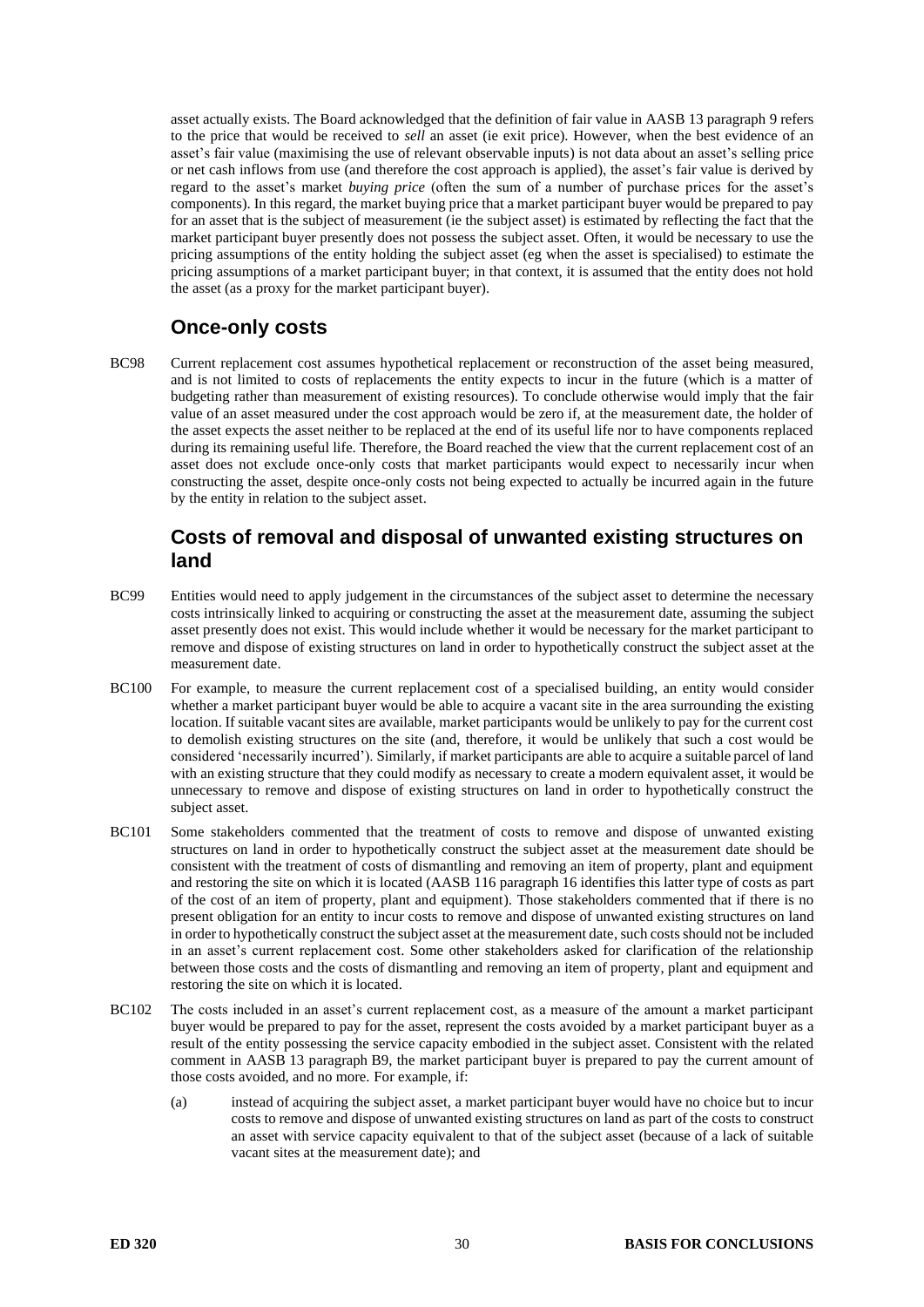asset actually exists. The Board acknowledged that the definition of fair value in AASB 13 paragraph 9 refers to the price that would be received to *sell* an asset (ie exit price). However, when the best evidence of an asset's fair value (maximising the use of relevant observable inputs) is not data about an asset's selling price or net cash inflows from use (and therefore the cost approach is applied), the asset's fair value is derived by regard to the asset's market *buying price* (often the sum of a number of purchase prices for the asset's components). In this regard, the market buying price that a market participant buyer would be prepared to pay for an asset that is the subject of measurement (ie the subject asset) is estimated by reflecting the fact that the market participant buyer presently does not possess the subject asset. Often, it would be necessary to use the pricing assumptions of the entity holding the subject asset (eg when the asset is specialised) to estimate the pricing assumptions of a market participant buyer; in that context, it is assumed that the entity does not hold the asset (as a proxy for the market participant buyer).

## Once-only costs

BC98 Current replacement cost assumes hypothetical replacement or reconstruction of the asset being measured, and is not limited to costs of replacements the entity expects to incur in the future (which is a matter of budgeting rather than measurement of existing resources). To conclude otherwise would imply that the fair value of an asset measured under the cost approach would be zero if, at the measurement date, the holder of the asset expects the asset neither to be replaced at the end of its useful life nor to have components replaced during its remaining useful life. Therefore, the Board reached the view that the current replacement cost of an asset does not exclude once-only costs that market participants would expect to necessarily incur when constructing the asset, despite once-only costs not being expected to actually be incurred again in the future by the entity in relation to the subject asset.

## Costs of removal and disposal of unwanted existing structures on land

BC99 Entities would need to apply judgement in the circumstances of the subject asset to determine the necessary costs intrinsically linked to acquiring or constructing the asset at the measurement date, assuming the subject asset presently does not exist. This would include whether it would be necessary for the market participant to remove and dispose of existing structures on land in order to hypothetically construct the subject asset at the measurement date.

BC100 For example, to measure the current replacement cost of a specialised building, an entity would consider whether a market participant buyer would be able to acquire a vacant site in the area surrounding the existing location. If suitable vacant sites are available, market participants would be unlikely to pay for the current cost to demolish existing structures on the site (and, therefore, it would be unlikely that such a cost would be considered 'necessarily incurred'). Similarly, if market participants are able to acquire a suitable parcel of land with an existing structure that they could modify as necessary to create a modern equivalent asset, it would be unnecessary to remove and dispose of existing structures on land in order to hypothetically construct the subject asset.

BC101 Some stakeholders commented that the treatment of costs to remove and dispose of unwanted existing structures on land in order to hypothetically construct the subject asset at the measurement date should be consistent with the treatment of costs of dismantling and removing an item of property, plant and equipment and restoring the site on which it is located (AASB 116 paragraph 16 identifies this latter type of costs as part of the cost of an item of property, plant and equipment). Those stakeholders commented that if there is no present obligation for an entity to incur costs to remove and dispose of unwanted existing structures on land in order to hypothetically construct the subject asset at the measurement date, such costs should not be included in an asset's current replacement cost. Some other stakeholders asked for clarification of the relationship between those costs and the costs of dismantling and removing an item of property, plant and equipment and restoring the site on which it is located.

BC102 The costs included in an asset's current replacement cost, as a measure of the amount a market participant buyer would be prepared to pay for the asset, represent the costs avoided by a market participant buyer as a result of the entity possessing the service capacity embodied in the subject asset. Consistent with the related comment in AASB 13 paragraph B9, the market participant buyer is prepared to pay the current amount of those costs avoided, and no more. For example, if:

(a) instead of acquiring the subject asset, a market participant buyer would have no choice but to incur costs to remove and dispose of unwanted existing structures on land as part of the costs to construct an asset with service capacity equivalent to that of the subject asset (because of a lack of suitable vacant sites at the measurement date); and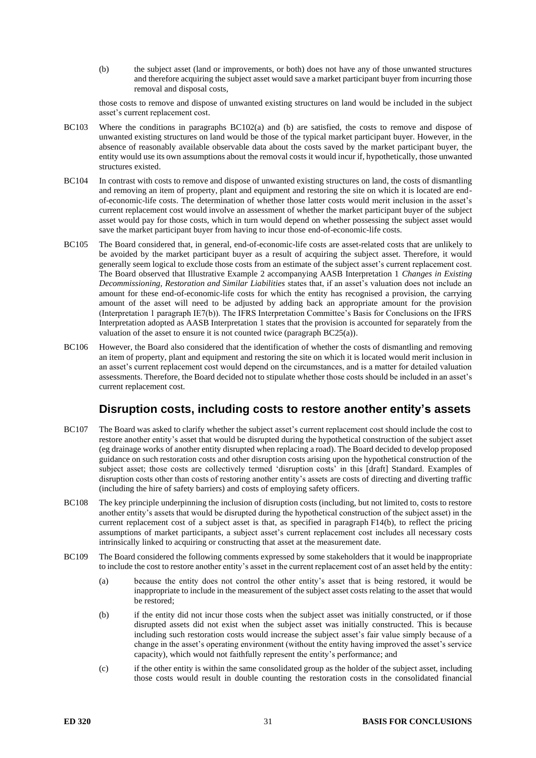(b) the subject asset (land or improvements, or both) does not have any of those unwanted structures and therefore acquiring the subject asset would save a market participant buyer from incurring those removal and disposal costs,

those costs to remove and dispose of unwanted existing structures on land would be included in the subject asset's current replacement cost.

BC103 Where the conditions in paragraphs BC102(a) and (b) are satisfied, the costs to remove and dispose of unwanted existing structures on land would be those of the typical market participant buyer. However, in the absence of reasonably available observable data about the costs saved by the market participant buyer, the entity would use its own assumptions about the removal costs it would incur if, hypothetically, those unwanted structures existed.

BC104 In contrast with costs to remove and dispose of unwanted existing structures on land, the costs of dismantling and removing an item of property, plant and equipment and restoring the site on which it is located are end-of-economic-life costs. The determination of whether those latter costs would merit inclusion in the asset's current replacement cost would involve an assessment of whether the market participant buyer of the subject asset would pay for those costs, which in turn would depend on whether possessing the subject asset would save the market participant buyer from having to incur those end-of-economic-life costs.

BC105 The Board considered that, in general, end-of-economic-life costs are asset-related costs that are unlikely to be avoided by the market participant buyer as a result of acquiring the subject asset. Therefore, it would generally seem logical to exclude those costs from an estimate of the subject asset's current replacement cost. The Board observed that Illustrative Example 2 accompanying AASB Interpretation 1 *Changes in Existing Decommissioning, Restoration and Similar Liabilities* states that, if an asset's valuation does not include an amount for these end-of-economic-life costs for which the entity has recognised a provision, the carrying amount of the asset will need to be adjusted by adding back an appropriate amount for the provision (Interpretation 1 paragraph IE7(b)). The IFRS Interpretation Committee's Basis for Conclusions on the IFRS Interpretation adopted as AASB Interpretation 1 states that the provision is accounted for separately from the valuation of the asset to ensure it is not counted twice (paragraph BC25(a)).

BC106 However, the Board also considered that the identification of whether the costs of dismantling and removing an item of property, plant and equipment and restoring the site on which it is located would merit inclusion in an asset's current replacement cost would depend on the circumstances, and is a matter for detailed valuation assessments. Therefore, the Board decided not to stipulate whether those costs should be included in an asset's current replacement cost.

## Disruption costs, including costs to restore another entity's assets

BC107 The Board was asked to clarify whether the subject asset's current replacement cost should include the cost to restore another entity's asset that would be disrupted during the hypothetical construction of the subject asset (eg drainage works of another entity disrupted when replacing a road). The Board decided to develop proposed guidance on such restoration costs and other disruption costs arising upon the hypothetical construction of the subject asset; those costs are collectively termed 'disruption costs' in this [draft] Standard. Examples of disruption costs other than costs of restoring another entity's assets are costs of directing and diverting traffic (including the hire of safety barriers) and costs of employing safety officers.

BC108 The key principle underpinning the inclusion of disruption costs (including, but not limited to, costs to restore another entity's assets that would be disrupted during the hypothetical construction of the subject asset) in the current replacement cost of a subject asset is that, as specified in paragraph F14(b), to reflect the pricing assumptions of market participants, a subject asset's current replacement cost includes all necessary costs intrinsically linked to acquiring or constructing that asset at the measurement date.

BC109 The Board considered the following comments expressed by some stakeholders that it would be inappropriate to include the cost to restore another entity's asset in the current replacement cost of an asset held by the entity:

(a) because the entity does not control the other entity's asset that is being restored, it would be inappropriate to include in the measurement of the subject asset costs relating to the asset that would be restored;

(b) if the entity did not incur those costs when the subject asset was initially constructed, or if those disrupted assets did not exist when the subject asset was initially constructed. This is because including such restoration costs would increase the subject asset's fair value simply because of a change in the asset's operating environment (without the entity having improved the asset's service capacity), which would not faithfully represent the entity's performance; and

(c) if the other entity is within the same consolidated group as the holder of the subject asset, including those costs would result in double counting the restoration costs in the consolidated financial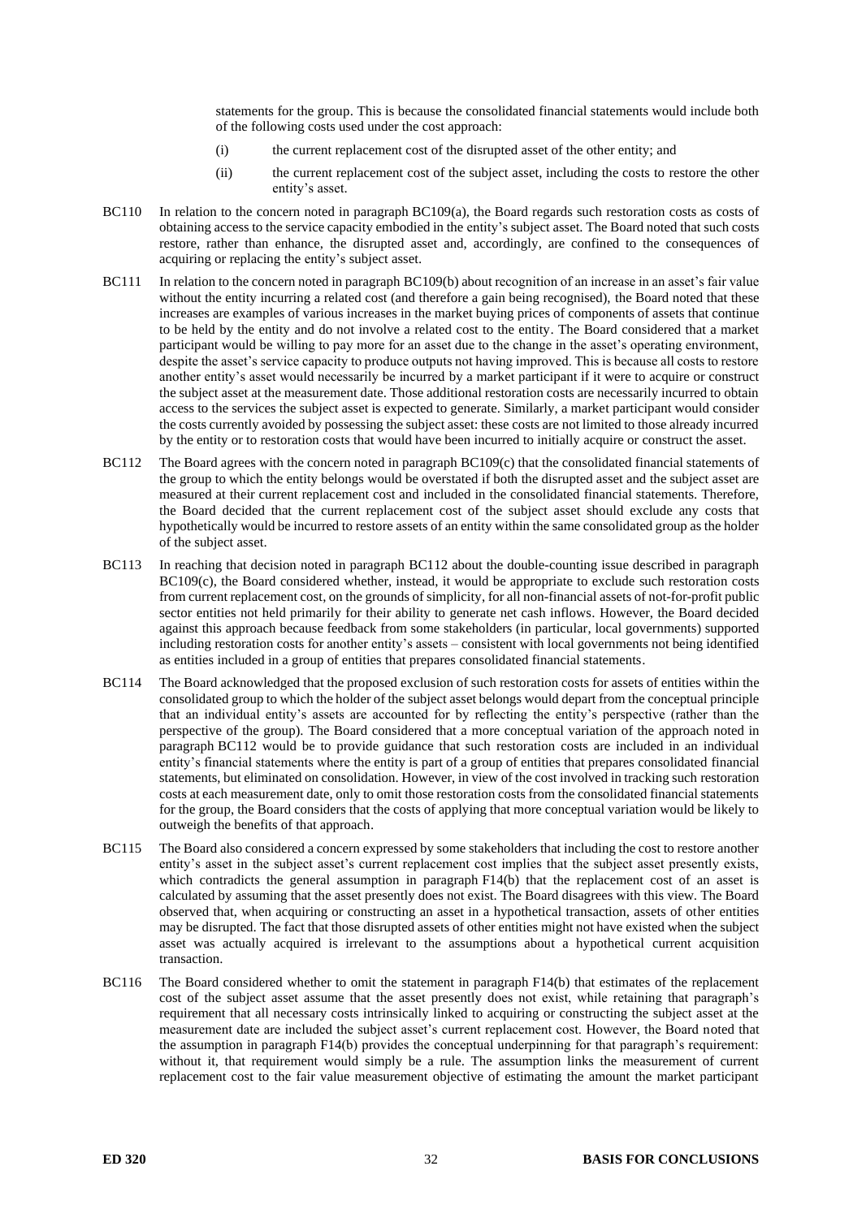statements for the group. This is because the consolidated financial statements would include both of the following costs used under the cost approach:

(i) the current replacement cost of the disrupted asset of the other entity; and

(ii) the current replacement cost of the subject asset, including the costs to restore the other entity's asset.

BC110 In relation to the concern noted in paragraph BC109(a), the Board regards such restoration costs as costs of obtaining access to the service capacity embodied in the entity's subject asset. The Board noted that such costs restore, rather than enhance, the disrupted asset and, accordingly, are confined to the consequences of acquiring or replacing the entity's subject asset.

BC111 In relation to the concern noted in paragraph BC109(b) about recognition of an increase in an asset's fair value without the entity incurring a related cost (and therefore a gain being recognised), the Board noted that these increases are examples of various increases in the market buying prices of components of assets that continue to be held by the entity and do not involve a related cost to the entity. The Board considered that a market participant would be willing to pay more for an asset due to the change in the asset's operating environment, despite the asset's service capacity to produce outputs not having improved. This is because all costs to restore another entity's asset would necessarily be incurred by a market participant if it were to acquire or construct the subject asset at the measurement date. These additional restoration costs are necessarily incurred to obtain access to the services the subject asset is expected to generate. Similarly, a market participant would consider the costs currently avoided by possessing the subject asset: these costs are not limited to those already incurred by the entity or to restoration costs that would have been incurred to initially acquire or construct the asset.

BC112 The Board agrees with the concern noted in paragraph BC109(c) that the consolidated financial statements of the group to which the entity belongs would be overstated if both the disrupted asset and the subject asset are measured at their current replacement cost and included in the consolidated financial statements. Therefore, the Board decided that the current replacement cost of the subject asset should exclude any costs that hypothetically would be incurred to restore assets of an entity within the same consolidated group as the holder of the subject asset.

BC113 In reaching that decision noted in paragraph BC112 about the double-counting issue described in paragraph BC109(c), the Board considered whether, instead, it would be appropriate to exclude such restoration costs from current replacement cost, on the grounds of simplicity, for all non-financial assets of not-for-profit public sector entities not held primarily for their ability to generate net cash inflows. However, the Board decided against this approach because feedback from some stakeholders (in particular, local governments) supported including restoration costs for another entity's assets – consistent with local governments not being identified as entities included in a group of entities that prepares consolidated financial statements.

BC114 The Board acknowledged that the proposed exclusion of such restoration costs for assets of entities within the consolidated group to which the holder of the subject asset belongs would depart from the conceptual principle that an individual entity's assets are accounted for by reflecting the entity's perspective (rather than the perspective of the group). The Board considered that a more conceptual variation of the approach noted in paragraph BC112 would be to provide guidance that such restoration costs are included in an individual entity's financial statements where the entity is part of a group of entities that prepares consolidated financial statements, but eliminated on consolidation. However, in view of the cost involved in tracking such restoration costs at each measurement date, only to omit those restoration costs from the consolidated financial statements for the group, the Board considers that the costs of applying that more conceptual variation would be likely to outweigh the benefits of that approach.

BC115 The Board also considered a concern expressed by some stakeholders that including the cost to restore another entity's asset in the subject asset's current replacement cost implies that the subject asset presently exists, which contradicts the general assumption in paragraph F14(b) that the replacement cost of an asset is calculated by assuming that the asset presently does not exist. The Board disagrees with this view. The Board observed that, when acquiring or constructing an asset in a hypothetical transaction, assets of other entities may be disrupted. The fact that those disrupted assets of other entities might not have existed when the subject asset was actually acquired is irrelevant to the assumptions about a hypothetical current acquisition transaction.

BC116 The Board considered whether to omit the statement in paragraph F14(b) that estimates of the replacement cost of the subject asset assume that the asset presently does not exist, while retaining that paragraph's requirement that all necessary costs intrinsically linked to acquiring or constructing the subject asset at the measurement date are included the subject asset's current replacement cost. However, the Board noted that the assumption in paragraph F14(b) provides the conceptual underpinning for that paragraph's requirement: without it, that requirement would simply be a rule. The assumption links the measurement of current replacement cost to the fair value measurement objective of estimating the amount the market participant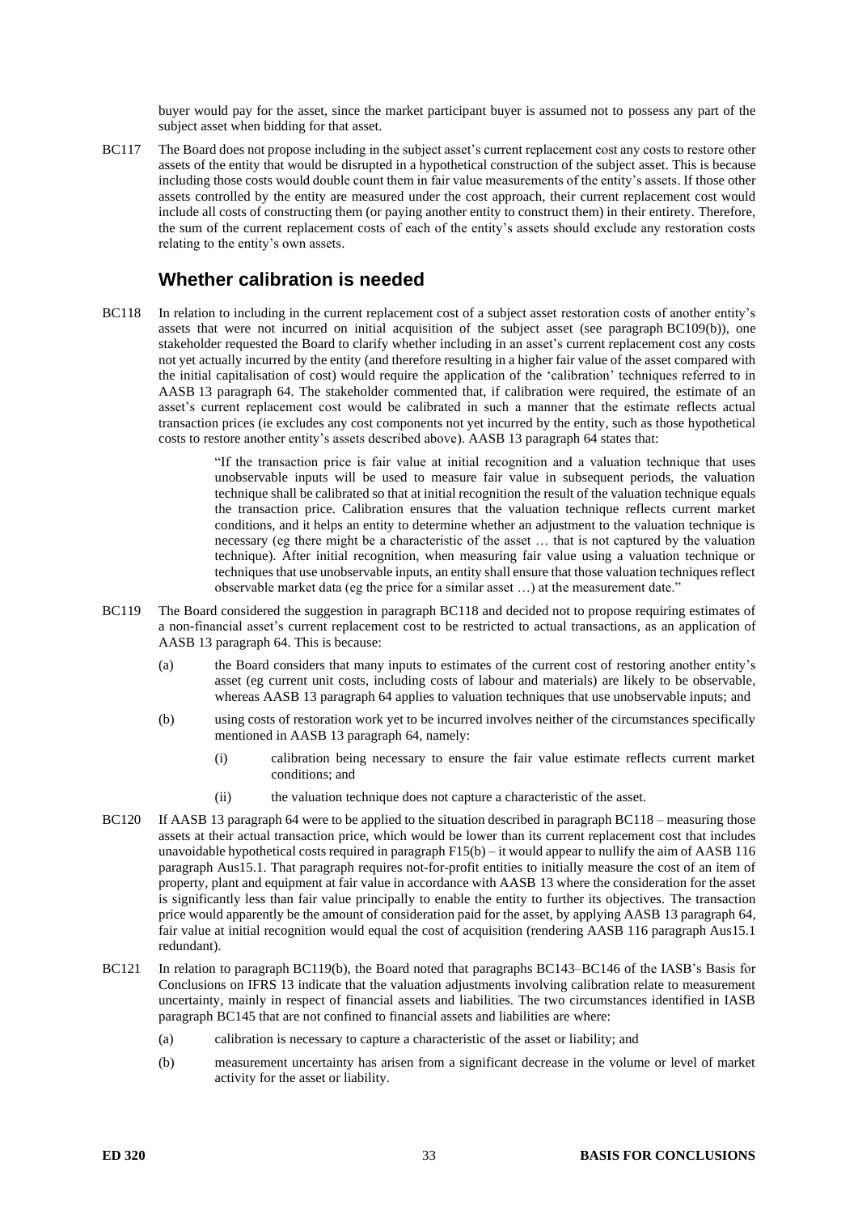buyer would pay for the asset, since the market participant buyer is assumed not to possess any part of the subject asset when bidding for that asset.

BC117 The Board does not propose including in the subject asset's current replacement cost any costs to restore other assets of the entity that would be disrupted in a hypothetical construction of the subject asset. This is because including those costs would double count them in fair value measurements of the entity's assets. If those other assets controlled by the entity are measured under the cost approach, their current replacement cost would include all costs of constructing them (or paying another entity to construct them) in their entirety. Therefore, the sum of the current replacement costs of each of the entity's assets should exclude any restoration costs relating to the entity's own assets.

## Whether calibration is needed

BC118 In relation to including in the current replacement cost of a subject asset restoration costs of another entity's assets that were not incurred on initial acquisition of the subject asset (see paragraph BC109(b)), one stakeholder requested the Board to clarify whether including in an asset's current replacement cost any costs not yet actually incurred by the entity (and therefore resulting in a higher fair value of the asset compared with the initial capitalisation of cost) would require the application of the 'calibration' techniques referred to in AASB 13 paragraph 64. The stakeholder commented that, if calibration were required, the estimate of an asset's current replacement cost would be calibrated in such a manner that the estimate reflects actual transaction prices (ie excludes any cost components not yet incurred by the entity, such as those hypothetical costs to restore another entity's assets described above). AASB 13 paragraph 64 states that:

> "If the transaction price is fair value at initial recognition and a valuation technique that uses unobservable inputs will be used to measure fair value in subsequent periods, the valuation technique shall be calibrated so that at initial recognition the result of the valuation technique equals the transaction price. Calibration ensures that the valuation technique reflects current market conditions, and it helps an entity to determine whether an adjustment to the valuation technique is necessary (eg there might be a characteristic of the asset … that is not captured by the valuation technique). After initial recognition, when measuring fair value using a valuation technique or techniques that use unobservable inputs, an entity shall ensure that those valuation techniques reflect observable market data (eg the price for a similar asset …) at the measurement date."

BC119 The Board considered the suggestion in paragraph BC118 and decided not to propose requiring estimates of a non-financial asset's current replacement cost to be restricted to actual transactions, as an application of AASB 13 paragraph 64. This is because:

(a) the Board considers that many inputs to estimates of the current cost of restoring another entity's asset (eg current unit costs, including costs of labour and materials) are likely to be observable, whereas AASB 13 paragraph 64 applies to valuation techniques that use unobservable inputs; and

(b) using costs of restoration work yet to be incurred involves neither of the circumstances specifically mentioned in AASB 13 paragraph 64, namely:

   (i) calibration being necessary to ensure the fair value estimate reflects current market conditions; and

   (ii) the valuation technique does not capture a characteristic of the asset.

BC120 If AASB 13 paragraph 64 were to be applied to the situation described in paragraph BC118 – measuring those assets at their actual transaction price, which would be lower than its current replacement cost that includes unavoidable hypothetical costs required in paragraph F15(b) – it would appear to nullify the aim of AASB 116 paragraph Aus15.1. That paragraph requires not-for-profit entities to initially measure the cost of an item of property, plant and equipment at fair value in accordance with AASB 13 where the consideration for the asset is significantly less than fair value principally to enable the entity to further its objectives. The transaction price would apparently be the amount of consideration paid for the asset, by applying AASB 13 paragraph 64, fair value at initial recognition would equal the cost of acquisition (rendering AASB 116 paragraph Aus15.1 redundant).

BC121 In relation to paragraph BC119(b), the Board noted that paragraphs BC143–BC146 of the IASB's Basis for Conclusions on IFRS 13 indicate that the valuation adjustments involving calibration relate to measurement uncertainty, mainly in respect of financial assets and liabilities. The two circumstances identified in IASB paragraph BC145 that are not confined to financial assets and liabilities are where:

(a) calibration is necessary to capture a characteristic of the asset or liability; and

(b) measurement uncertainty has arisen from a significant decrease in the volume or level of market activity for the asset or liability.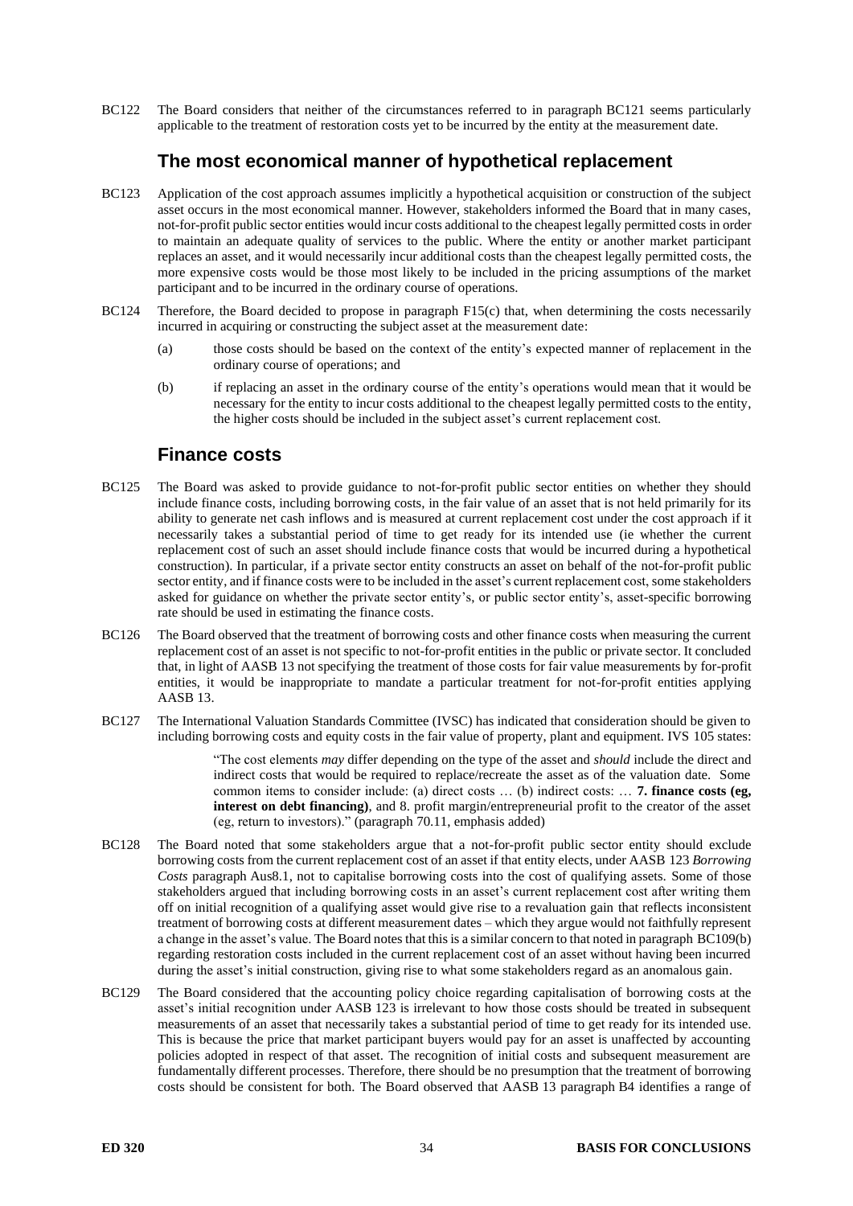BC122 The Board considers that neither of the circumstances referred to in paragraph BC121 seems particularly applicable to the treatment of restoration costs yet to be incurred by the entity at the measurement date.

## The most economical manner of hypothetical replacement

BC123 Application of the cost approach assumes implicitly a hypothetical acquisition or construction of the subject asset occurs in the most economical manner. However, stakeholders informed the Board that in many cases, not-for-profit public sector entities would incur costs additional to the cheapest legally permitted costs in order to maintain an adequate quality of services to the public. Where the entity or another market participant replaces an asset, and it would necessarily incur additional costs than the cheapest legally permitted costs, the more expensive costs would be those most likely to be included in the pricing assumptions of the market participant and to be incurred in the ordinary course of operations.

BC124 Therefore, the Board decided to propose in paragraph F15(c) that, when determining the costs necessarily incurred in acquiring or constructing the subject asset at the measurement date:

(a) those costs should be based on the context of the entity's expected manner of replacement in the ordinary course of operations; and

(b) if replacing an asset in the ordinary course of the entity's operations would mean that it would be necessary for the entity to incur costs additional to the cheapest legally permitted costs to the entity, the higher costs should be included in the subject asset's current replacement cost.

## Finance costs

BC125 The Board was asked to provide guidance to not-for-profit public sector entities on whether they should include finance costs, including borrowing costs, in the fair value of an asset that is not held primarily for its ability to generate net cash inflows and is measured at current replacement cost under the cost approach if it necessarily takes a substantial period of time to get ready for its intended use (ie whether the current replacement cost of such an asset should include finance costs that would be incurred during a hypothetical construction). In particular, if a private sector entity constructs an asset on behalf of the not-for-profit public sector entity, and if finance costs were to be included in the asset's current replacement cost, some stakeholders asked for guidance on whether the private sector entity's, or public sector entity's, asset-specific borrowing rate should be used in estimating the finance costs.

BC126 The Board observed that the treatment of borrowing costs and other finance costs when measuring the current replacement cost of an asset is not specific to not-for-profit entities in the public or private sector. It concluded that, in light of AASB 13 not specifying the treatment of those costs for fair value measurements by for-profit entities, it would be inappropriate to mandate a particular treatment for not-for-profit entities applying AASB 13.

BC127 The International Valuation Standards Committee (IVSC) has indicated that consideration should be given to including borrowing costs and equity costs in the fair value of property, plant and equipment. IVS 105 states:

> "The cost elements *may* differ depending on the type of the asset and *should* include the direct and indirect costs that would be required to replace/recreate the asset as of the valuation date. Some common items to consider include: (a) direct costs … (b) indirect costs: … **7. finance costs (eg, interest on debt financing)**, and 8. profit margin/entrepreneurial profit to the creator of the asset (eg, return to investors)." (paragraph 70.11, emphasis added)

BC128 The Board noted that some stakeholders argue that a not-for-profit public sector entity should exclude borrowing costs from the current replacement cost of an asset if that entity elects, under AASB 123 *Borrowing Costs* paragraph Aus8.1, not to capitalise borrowing costs into the cost of qualifying assets. Some of those stakeholders argued that including borrowing costs in an asset's current replacement cost after writing them off on initial recognition of a qualifying asset would give rise to a revaluation gain that reflects inconsistent treatment of borrowing costs at different measurement dates – which they argue would not faithfully represent a change in the asset's value. The Board notes that this is a similar concern to that noted in paragraph BC109(b) regarding restoration costs included in the current replacement cost of an asset without having been incurred during the asset's initial construction, giving rise to what some stakeholders regard as an anomalous gain.

BC129 The Board considered that the accounting policy choice regarding capitalisation of borrowing costs at the asset's initial recognition under AASB 123 is irrelevant to how those costs should be treated in subsequent measurements of an asset that necessarily takes a substantial period of time to get ready for its intended use. This is because the price that market participant buyers would pay for an asset is unaffected by accounting policies adopted in respect of that asset. The recognition of initial costs and subsequent measurement are fundamentally different processes. Therefore, there should be no presumption that the treatment of borrowing costs should be consistent for both. The Board observed that AASB 13 paragraph B4 identifies a range of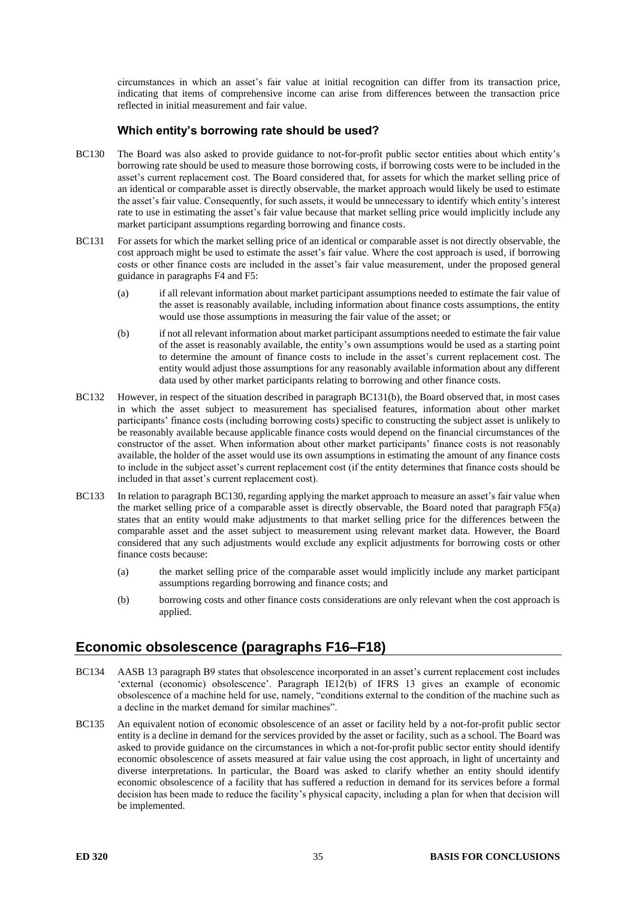circumstances in which an asset's fair value at initial recognition can differ from its transaction price, indicating that items of comprehensive income can arise from differences between the transaction price reflected in initial measurement and fair value.

### Which entity's borrowing rate should be used?

BC130 The Board was also asked to provide guidance to not-for-profit public sector entities about which entity's borrowing rate should be used to measure those borrowing costs, if borrowing costs were to be included in the asset's current replacement cost. The Board considered that, for assets for which the market selling price of an identical or comparable asset is directly observable, the market approach would likely be used to estimate the asset's fair value. Consequently, for such assets, it would be unnecessary to identify which entity's interest rate to use in estimating the asset's fair value because that market selling price would implicitly include any market participant assumptions regarding borrowing and finance costs.

BC131 For assets for which the market selling price of an identical or comparable asset is not directly observable, the cost approach might be used to estimate the asset's fair value. Where the cost approach is used, if borrowing costs or other finance costs are included in the asset's fair value measurement, under the proposed general guidance in paragraphs F4 and F5:

(a) if all relevant information about market participant assumptions needed to estimate the fair value of the asset is reasonably available, including information about finance costs assumptions, the entity would use those assumptions in measuring the fair value of the asset; or

(b) if not all relevant information about market participant assumptions needed to estimate the fair value of the asset is reasonably available, the entity's own assumptions would be used as a starting point to determine the amount of finance costs to include in the asset's current replacement cost. The entity would adjust those assumptions for any reasonably available information about any different data used by other market participants relating to borrowing and other finance costs.

BC132 However, in respect of the situation described in paragraph BC131(b), the Board observed that, in most cases in which the asset subject to measurement has specialised features, information about other market participants' finance costs (including borrowing costs) specific to constructing the subject asset is unlikely to be reasonably available because applicable finance costs would depend on the financial circumstances of the constructor of the asset. When information about other market participants' finance costs is not reasonably available, the holder of the asset would use its own assumptions in estimating the amount of any finance costs to include in the subject asset's current replacement cost (if the entity determines that finance costs should be included in that asset's current replacement cost).

BC133 In relation to paragraph BC130, regarding applying the market approach to measure an asset's fair value when the market selling price of a comparable asset is directly observable, the Board noted that paragraph F5(a) states that an entity would make adjustments to that market selling price for the differences between the comparable asset and the asset subject to measurement using relevant market data. However, the Board considered that any such adjustments would exclude any explicit adjustments for borrowing costs or other finance costs because:

(a) the market selling price of the comparable asset would implicitly include any market participant assumptions regarding borrowing and finance costs; and

(b) borrowing costs and other finance costs considerations are only relevant when the cost approach is applied.

## Economic obsolescence (paragraphs F16–F18)

BC134 AASB 13 paragraph B9 states that obsolescence incorporated in an asset's current replacement cost includes 'external (economic) obsolescence'. Paragraph IE12(b) of IFRS 13 gives an example of economic obsolescence of a machine held for use, namely, "conditions external to the condition of the machine such as a decline in the market demand for similar machines".

BC135 An equivalent notion of economic obsolescence of an asset or facility held by a not-for-profit public sector entity is a decline in demand for the services provided by the asset or facility, such as a school. The Board was asked to provide guidance on the circumstances in which a not-for-profit public sector entity should identify economic obsolescence of assets measured at fair value using the cost approach, in light of uncertainty and diverse interpretations. In particular, the Board was asked to clarify whether an entity should identify economic obsolescence of a facility that has suffered a reduction in demand for its services before a formal decision has been made to reduce the facility's physical capacity, including a plan for when that decision will be implemented.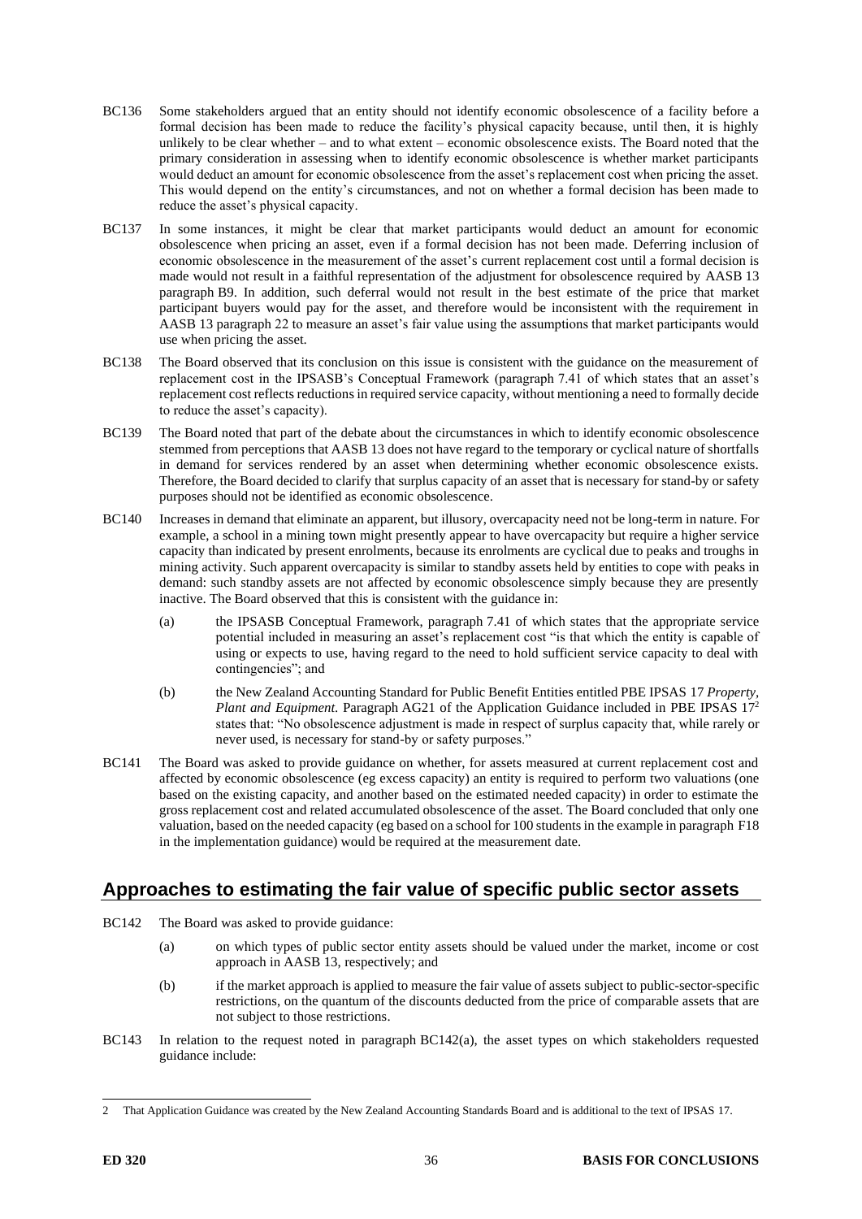BC136 Some stakeholders argued that an entity should not identify economic obsolescence of a facility before a formal decision has been made to reduce the facility's physical capacity because, until then, it is highly unlikely to be clear whether – and to what extent – economic obsolescence exists. The Board noted that the primary consideration in assessing when to identify economic obsolescence is whether market participants would deduct an amount for economic obsolescence from the asset's replacement cost when pricing the asset. This would depend on the entity's circumstances, and not on whether a formal decision has been made to reduce the asset's physical capacity.

BC137 In some instances, it might be clear that market participants would deduct an amount for economic obsolescence when pricing an asset, even if a formal decision has not been made. Deferring inclusion of economic obsolescence in the measurement of the asset's current replacement cost until a formal decision is made would not result in a faithful representation of the adjustment for obsolescence required by AASB 13 paragraph B9. In addition, such deferral would not result in the best estimate of the price that market participant buyers would pay for the asset, and therefore would be inconsistent with the requirement in AASB 13 paragraph 22 to measure an asset's fair value using the assumptions that market participants would use when pricing the asset.

BC138 The Board observed that its conclusion on this issue is consistent with the guidance on the measurement of replacement cost in the IPSASB's Conceptual Framework (paragraph 7.41 of which states that an asset's replacement cost reflects reductions in required service capacity, without mentioning a need to formally decide to reduce the asset's capacity).

BC139 The Board noted that part of the debate about the circumstances in which to identify economic obsolescence stemmed from perceptions that AASB 13 does not have regard to the temporary or cyclical nature of shortfalls in demand for services rendered by an asset when determining whether economic obsolescence exists. Therefore, the Board decided to clarify that surplus capacity of an asset that is necessary for stand-by or safety purposes should not be identified as economic obsolescence.

BC140 Increases in demand that eliminate an apparent, but illusory, overcapacity need not be long-term in nature. For example, a school in a mining town might presently appear to have overcapacity but require a higher service capacity than indicated by present enrolments, because its enrolments are cyclical due to peaks and troughs in mining activity. Such apparent overcapacity is similar to standby assets held by entities to cope with peaks in demand: such standby assets are not affected by economic obsolescence simply because they are presently inactive. The Board observed that this is consistent with the guidance in:

(a) the IPSASB Conceptual Framework, paragraph 7.41 of which states that the appropriate service potential included in measuring an asset's replacement cost "is that which the entity is capable of using or expects to use, having regard to the need to hold sufficient service capacity to deal with contingencies"; and

(b) the New Zealand Accounting Standard for Public Benefit Entities entitled PBE IPSAS 17 *Property, Plant and Equipment*. Paragraph AG21 of the Application Guidance included in PBE IPSAS 17[2] states that: "No obsolescence adjustment is made in respect of surplus capacity that, while rarely or never used, is necessary for stand-by or safety purposes."

BC141 The Board was asked to provide guidance on whether, for assets measured at current replacement cost and affected by economic obsolescence (eg excess capacity) an entity is required to perform two valuations (one based on the existing capacity, and another based on the estimated needed capacity) in order to estimate the gross replacement cost and related accumulated obsolescence of the asset. The Board concluded that only one valuation, based on the needed capacity (eg based on a school for 100 students in the example in paragraph F18 in the implementation guidance) would be required at the measurement date.

## Approaches to estimating the fair value of specific public sector assets

BC142 The Board was asked to provide guidance:

(a) on which types of public sector entity assets should be valued under the market, income or cost approach in AASB 13, respectively; and

(b) if the market approach is applied to measure the fair value of assets subject to public-sector-specific restrictions, on the quantum of the discounts deducted from the price of comparable assets that are not subject to those restrictions.

BC143 In relation to the request noted in paragraph BC142(a), the asset types on which stakeholders requested guidance include:

---

2 That Application Guidance was created by the New Zealand Accounting Standards Board and is additional to the text of IPSAS 17.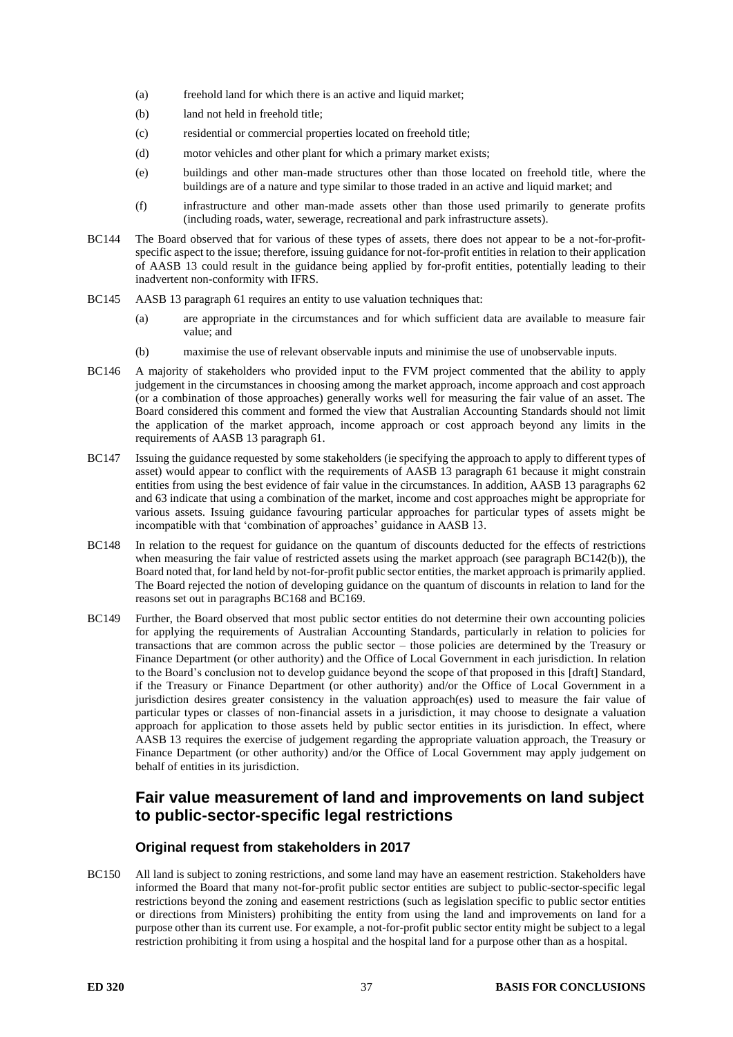(a) freehold land for which there is an active and liquid market;

(b) land not held in freehold title;

(c) residential or commercial properties located on freehold title;

(d) motor vehicles and other plant for which a primary market exists;

(e) buildings and other man-made structures other than those located on freehold title, where the buildings are of a nature and type similar to those traded in an active and liquid market; and

(f) infrastructure and other man-made assets other than those used primarily to generate profits (including roads, water, sewerage, recreational and park infrastructure assets).

BC144 The Board observed that for various of these types of assets, there does not appear to be a not-for-profit-specific aspect to the issue; therefore, issuing guidance for not-for-profit entities in relation to their application of AASB 13 could result in the guidance being applied by for-profit entities, potentially leading to their inadvertent non-conformity with IFRS.

BC145 AASB 13 paragraph 61 requires an entity to use valuation techniques that:

(a) are appropriate in the circumstances and for which sufficient data are available to measure fair value; and

(b) maximise the use of relevant observable inputs and minimise the use of unobservable inputs.

BC146 A majority of stakeholders who provided input to the FVM project commented that the ability to apply judgement in the circumstances in choosing among the market approach, income approach and cost approach (or a combination of those approaches) generally works well for measuring the fair value of an asset. The Board considered this comment and formed the view that Australian Accounting Standards should not limit the application of the market approach, income approach or cost approach beyond any limits in the requirements of AASB 13 paragraph 61.

BC147 Issuing the guidance requested by some stakeholders (ie specifying the approach to apply to different types of asset) would appear to conflict with the requirements of AASB 13 paragraph 61 because it might constrain entities from using the best evidence of fair value in the circumstances. In addition, AASB 13 paragraphs 62 and 63 indicate that using a combination of the market, income and cost approaches might be appropriate for various assets. Issuing guidance favouring particular approaches for particular types of assets might be incompatible with that 'combination of approaches' guidance in AASB 13.

BC148 In relation to the request for guidance on the quantum of discounts deducted for the effects of restrictions when measuring the fair value of restricted assets using the market approach (see paragraph BC142(b)), the Board noted that, for land held by not-for-profit public sector entities, the market approach is primarily applied. The Board rejected the notion of developing guidance on the quantum of discounts in relation to land for the reasons set out in paragraphs BC168 and BC169.

BC149 Further, the Board observed that most public sector entities do not determine their own accounting policies for applying the requirements of Australian Accounting Standards, particularly in relation to policies for transactions that are common across the public sector – those policies are determined by the Treasury or Finance Department (or other authority) and the Office of Local Government in each jurisdiction. In relation to the Board's conclusion not to develop guidance beyond the scope of that proposed in this [draft] Standard, if the Treasury or Finance Department (or other authority) and/or the Office of Local Government in a jurisdiction desires greater consistency in the valuation approach(es) used to measure the fair value of particular types or classes of non-financial assets in a jurisdiction, it may choose to designate a valuation approach for application to those assets held by public sector entities in its jurisdiction. In effect, where AASB 13 requires the exercise of judgement regarding the appropriate valuation approach, the Treasury or Finance Department (or other authority) and/or the Office of Local Government may apply judgement on behalf of entities in its jurisdiction.

## Fair value measurement of land and improvements on land subject to public-sector-specific legal restrictions

### Original request from stakeholders in 2017

BC150 All land is subject to zoning restrictions, and some land may have an easement restriction. Stakeholders have informed the Board that many not-for-profit public sector entities are subject to public-sector-specific legal restrictions beyond the zoning and easement restrictions (such as legislation specific to public sector entities or directions from Ministers) prohibiting the entity from using the land and improvements on land for a purpose other than its current use. For example, a not-for-profit public sector entity might be subject to a legal restriction prohibiting it from using a hospital and the hospital land for a purpose other than as a hospital.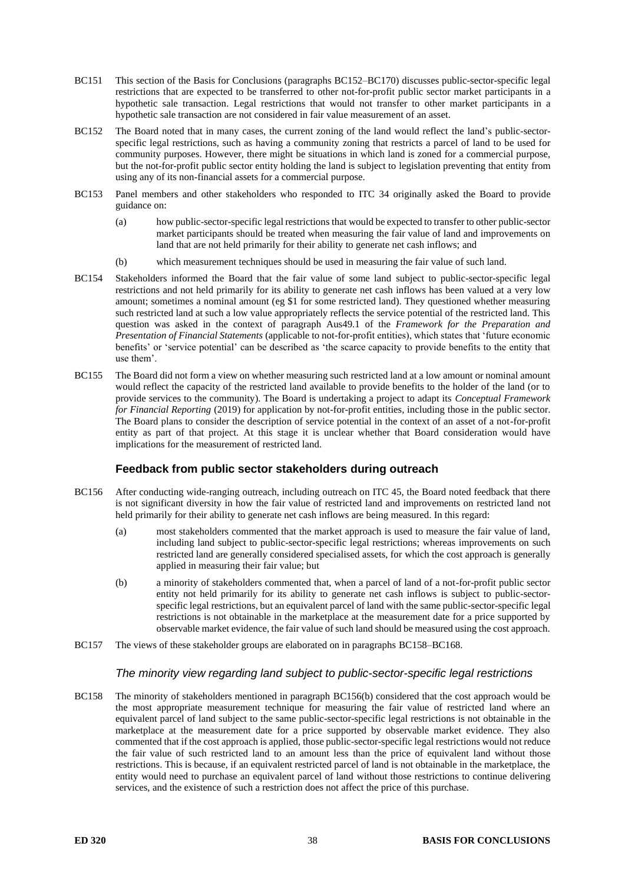BC151 This section of the Basis for Conclusions (paragraphs BC152–BC170) discusses public-sector-specific legal restrictions that are expected to be transferred to other not-for-profit public sector market participants in a hypothetic sale transaction. Legal restrictions that would not transfer to other market participants in a hypothetic sale transaction are not considered in fair value measurement of an asset.

BC152 The Board noted that in many cases, the current zoning of the land would reflect the land's public-sector-specific legal restrictions, such as having a community zoning that restricts a parcel of land to be used for community purposes. However, there might be situations in which land is zoned for a commercial purpose, but the not-for-profit public sector entity holding the land is subject to legislation preventing that entity from using any of its non-financial assets for a commercial purpose.

BC153 Panel members and other stakeholders who responded to ITC 34 originally asked the Board to provide guidance on:

(a) how public-sector-specific legal restrictions that would be expected to transfer to other public-sector market participants should be treated when measuring the fair value of land and improvements on land that are not held primarily for their ability to generate net cash inflows; and

(b) which measurement techniques should be used in measuring the fair value of such land.

BC154 Stakeholders informed the Board that the fair value of some land subject to public-sector-specific legal restrictions and not held primarily for its ability to generate net cash inflows has been valued at a very low amount; sometimes a nominal amount (eg $1 for some restricted land). They questioned whether measuring such restricted land at such a low value appropriately reflects the service potential of the restricted land. This question was asked in the context of paragraph Aus49.1 of the *Framework for the Preparation and Presentation of Financial Statements* (applicable to not-for-profit entities), which states that 'future economic benefits' or 'service potential' can be described as 'the scarce capacity to provide benefits to the entity that use them'.

BC155 The Board did not form a view on whether measuring such restricted land at a low amount or nominal amount would reflect the capacity of the restricted land available to provide benefits to the holder of the land (or to provide services to the community). The Board is undertaking a project to adapt its *Conceptual Framework for Financial Reporting* (2019) for application by not-for-profit entities, including those in the public sector. The Board plans to consider the description of service potential in the context of an asset of a not-for-profit entity as part of that project. At this stage it is unclear whether that Board consideration would have implications for the measurement of restricted land.

## Feedback from public sector stakeholders during outreach

BC156 After conducting wide-ranging outreach, including outreach on ITC 45, the Board noted feedback that there is not significant diversity in how the fair value of restricted land and improvements on restricted land not held primarily for their ability to generate net cash inflows are being measured. In this regard:

(a) most stakeholders commented that the market approach is used to measure the fair value of land, including land subject to public-sector-specific legal restrictions; whereas improvements on such restricted land are generally considered specialised assets, for which the cost approach is generally applied in measuring their fair value; but

(b) a minority of stakeholders commented that, when a parcel of land of a not-for-profit public sector entity not held primarily for its ability to generate net cash inflows is subject to public-sector-specific legal restrictions, but an equivalent parcel of land with the same public-sector-specific legal restrictions is not obtainable in the marketplace at the measurement date for a price supported by observable market evidence, the fair value of such land should be measured using the cost approach.

BC157 The views of these stakeholder groups are elaborated on in paragraphs BC158–BC168.

### *The minority view regarding land subject to public-sector-specific legal restrictions*

BC158 The minority of stakeholders mentioned in paragraph BC156(b) considered that the cost approach would be the most appropriate measurement technique for measuring the fair value of restricted land where an equivalent parcel of land subject to the same public-sector-specific legal restrictions is not obtainable in the marketplace at the measurement date for a price supported by observable market evidence. They also commented that if the cost approach is applied, those public-sector-specific legal restrictions would not reduce the fair value of such restricted land to an amount less than the price of equivalent land without those restrictions. This is because, if an equivalent restricted parcel of land is not obtainable in the marketplace, the entity would need to purchase an equivalent parcel of land without those restrictions to continue delivering services, and the existence of such a restriction does not affect the price of this purchase.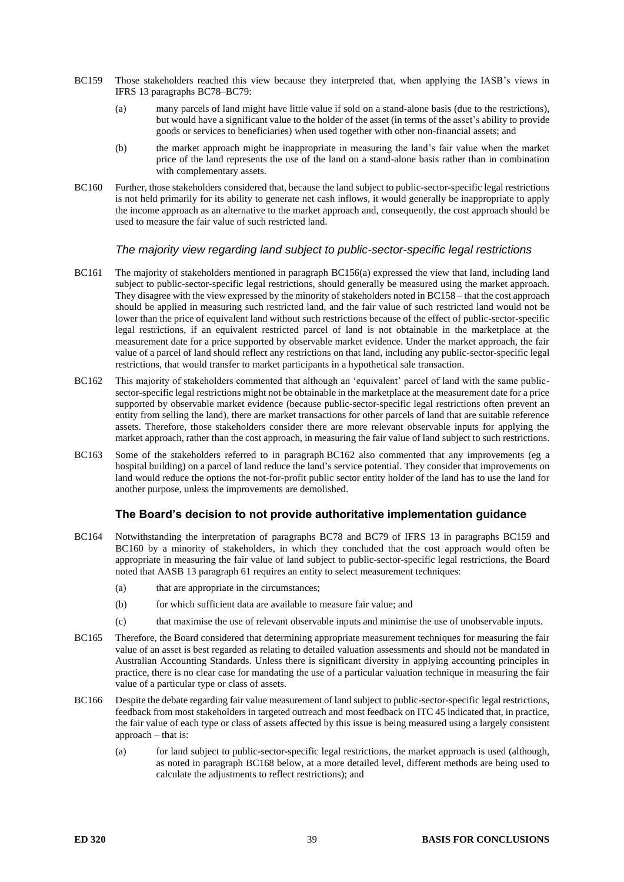BC159 Those stakeholders reached this view because they interpreted that, when applying the IASB's views in IFRS 13 paragraphs BC78–BC79:

(a) many parcels of land might have little value if sold on a stand-alone basis (due to the restrictions), but would have a significant value to the holder of the asset (in terms of the asset's ability to provide goods or services to beneficiaries) when used together with other non-financial assets; and

(b) the market approach might be inappropriate in measuring the land's fair value when the market price of the land represents the use of the land on a stand-alone basis rather than in combination with complementary assets.

BC160 Further, those stakeholders considered that, because the land subject to public-sector-specific legal restrictions is not held primarily for its ability to generate net cash inflows, it would generally be inappropriate to apply the income approach as an alternative to the market approach and, consequently, the cost approach should be used to measure the fair value of such restricted land.

### *The majority view regarding land subject to public-sector-specific legal restrictions*

BC161 The majority of stakeholders mentioned in paragraph BC156(a) expressed the view that land, including land subject to public-sector-specific legal restrictions, should generally be measured using the market approach. They disagree with the view expressed by the minority of stakeholders noted in BC158 – that the cost approach should be applied in measuring such restricted land, and the fair value of such restricted land would not be lower than the price of equivalent land without such restrictions because of the effect of public-sector-specific legal restrictions, if an equivalent restricted parcel of land is not obtainable in the marketplace at the measurement date for a price supported by observable market evidence. Under the market approach, the fair value of a parcel of land should reflect any restrictions on that land, including any public-sector-specific legal restrictions, that would transfer to market participants in a hypothetical sale transaction.

BC162 This majority of stakeholders commented that although an 'equivalent' parcel of land with the same public-sector-specific legal restrictions might not be obtainable in the marketplace at the measurement date for a price supported by observable market evidence (because public-sector-specific legal restrictions often prevent an entity from selling the land), there are market transactions for other parcels of land that are suitable reference assets. Therefore, those stakeholders consider there are more relevant observable inputs for applying the market approach, rather than the cost approach, in measuring the fair value of land subject to such restrictions.

BC163 Some of the stakeholders referred to in paragraph BC162 also commented that any improvements (eg a hospital building) on a parcel of land reduce the land's service potential. They consider that improvements on land would reduce the options the not-for-profit public sector entity holder of the land has to use the land for another purpose, unless the improvements are demolished.

## The Board's decision to not provide authoritative implementation guidance

BC164 Notwithstanding the interpretation of paragraphs BC78 and BC79 of IFRS 13 in paragraphs BC159 and BC160 by a minority of stakeholders, in which they concluded that the cost approach would often be appropriate in measuring the fair value of land subject to public-sector-specific legal restrictions, the Board noted that AASB 13 paragraph 61 requires an entity to select measurement techniques:

(a) that are appropriate in the circumstances;

(b) for which sufficient data are available to measure fair value; and

(c) that maximise the use of relevant observable inputs and minimise the use of unobservable inputs.

BC165 Therefore, the Board considered that determining appropriate measurement techniques for measuring the fair value of an asset is best regarded as relating to detailed valuation assessments and should not be mandated in Australian Accounting Standards. Unless there is significant diversity in applying accounting principles in practice, there is no clear case for mandating the use of a particular valuation technique in measuring the fair value of a particular type or class of assets.

BC166 Despite the debate regarding fair value measurement of land subject to public-sector-specific legal restrictions, feedback from most stakeholders in targeted outreach and most feedback on ITC 45 indicated that, in practice, the fair value of each type or class of assets affected by this issue is being measured using a largely consistent approach – that is:

(a) for land subject to public-sector-specific legal restrictions, the market approach is used (although, as noted in paragraph BC168 below, at a more detailed level, different methods are being used to calculate the adjustments to reflect restrictions); and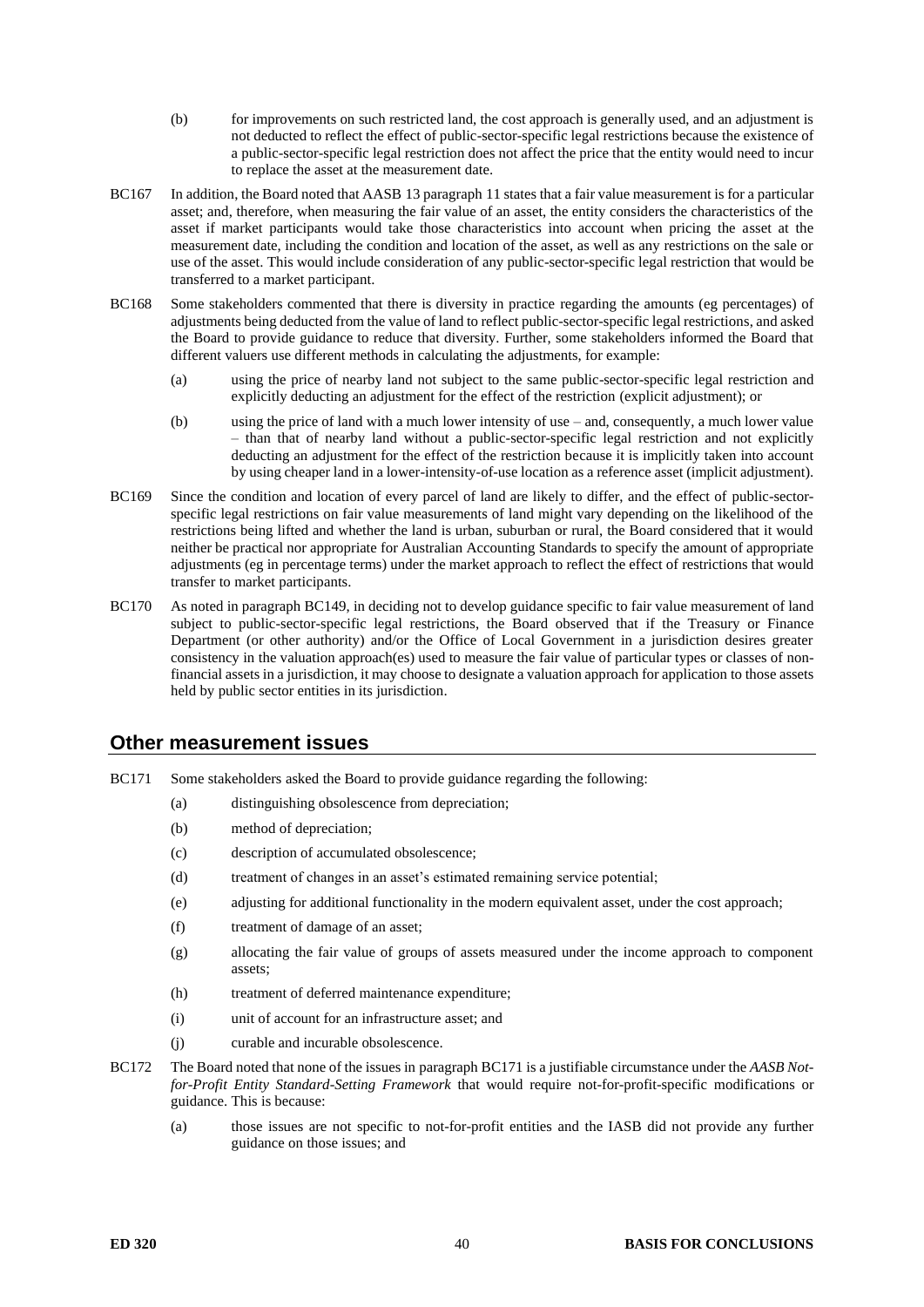(b) for improvements on such restricted land, the cost approach is generally used, and an adjustment is not deducted to reflect the effect of public-sector-specific legal restrictions because the existence of a public-sector-specific legal restriction does not affect the price that the entity would need to incur to replace the asset at the measurement date.

BC167 In addition, the Board noted that AASB 13 paragraph 11 states that a fair value measurement is for a particular asset; and, therefore, when measuring the fair value of an asset, the entity considers the characteristics of the asset if market participants would take those characteristics into account when pricing the asset at the measurement date, including the condition and location of the asset, as well as any restrictions on the sale or use of the asset. This would include consideration of any public-sector-specific legal restriction that would be transferred to a market participant.

BC168 Some stakeholders commented that there is diversity in practice regarding the amounts (eg percentages) of adjustments being deducted from the value of land to reflect public-sector-specific legal restrictions, and asked the Board to provide guidance to reduce that diversity. Further, some stakeholders informed the Board that different valuers use different methods in calculating the adjustments, for example:

(a) using the price of nearby land not subject to the same public-sector-specific legal restriction and explicitly deducting an adjustment for the effect of the restriction (explicit adjustment); or

(b) using the price of land with a much lower intensity of use – and, consequently, a much lower value – than that of nearby land without a public-sector-specific legal restriction and not explicitly deducting an adjustment for the effect of the restriction because it is implicitly taken into account by using cheaper land in a lower-intensity-of-use location as a reference asset (implicit adjustment).

BC169 Since the condition and location of every parcel of land are likely to differ, and the effect of public-sector-specific legal restrictions on fair value measurements of land might vary depending on the likelihood of the restrictions being lifted and whether the land is urban, suburban or rural, the Board considered that it would neither be practical nor appropriate for Australian Accounting Standards to specify the amount of appropriate adjustments (eg in percentage terms) under the market approach to reflect the effect of restrictions that would transfer to market participants.

BC170 As noted in paragraph BC149, in deciding not to develop guidance specific to fair value measurement of land subject to public-sector-specific legal restrictions, the Board observed that if the Treasury or Finance Department (or other authority) and/or the Office of Local Government in a jurisdiction desires greater consistency in the valuation approach(es) used to measure the fair value of particular types or classes of non-financial assets in a jurisdiction, it may choose to designate a valuation approach for application to those assets held by public sector entities in its jurisdiction.

## Other measurement issues

BC171 Some stakeholders asked the Board to provide guidance regarding the following:

(a) distinguishing obsolescence from depreciation;

(b) method of depreciation;

(c) description of accumulated obsolescence;

(d) treatment of changes in an asset's estimated remaining service potential;

(e) adjusting for additional functionality in the modern equivalent asset, under the cost approach;

(f) treatment of damage of an asset;

(g) allocating the fair value of groups of assets measured under the income approach to component assets;

(h) treatment of deferred maintenance expenditure;

(i) unit of account for an infrastructure asset; and

(j) curable and incurable obsolescence.

BC172 The Board noted that none of the issues in paragraph BC171 is a justifiable circumstance under the *AASB Not-for-Profit Entity Standard-Setting Framework* that would require not-for-profit-specific modifications or guidance. This is because:

(a) those issues are not specific to not-for-profit entities and the IASB did not provide any further guidance on those issues; and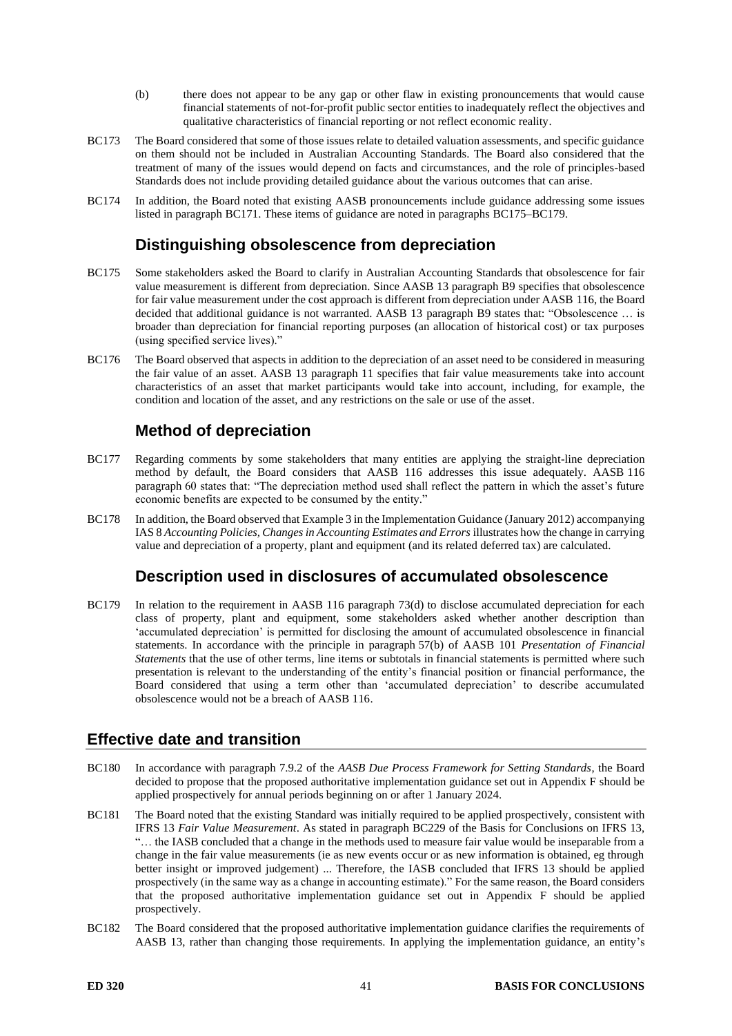(b) there does not appear to be any gap or other flaw in existing pronouncements that would cause financial statements of not-for-profit public sector entities to inadequately reflect the objectives and qualitative characteristics of financial reporting or not reflect economic reality.

BC173 The Board considered that some of those issues relate to detailed valuation assessments, and specific guidance on them should not be included in Australian Accounting Standards. The Board also considered that the treatment of many of the issues would depend on facts and circumstances, and the role of principles-based Standards does not include providing detailed guidance about the various outcomes that can arise.

BC174 In addition, the Board noted that existing AASB pronouncements include guidance addressing some issues listed in paragraph BC171. These items of guidance are noted in paragraphs BC175–BC179.

### Distinguishing obsolescence from depreciation

BC175 Some stakeholders asked the Board to clarify in Australian Accounting Standards that obsolescence for fair value measurement is different from depreciation. Since AASB 13 paragraph B9 specifies that obsolescence for fair value measurement under the cost approach is different from depreciation under AASB 116, the Board decided that additional guidance is not warranted. AASB 13 paragraph B9 states that: "Obsolescence … is broader than depreciation for financial reporting purposes (an allocation of historical cost) or tax purposes (using specified service lives)."

BC176 The Board observed that aspects in addition to the depreciation of an asset need to be considered in measuring the fair value of an asset. AASB 13 paragraph 11 specifies that fair value measurements take into account characteristics of an asset that market participants would take into account, including, for example, the condition and location of the asset, and any restrictions on the sale or use of the asset.

### Method of depreciation

BC177 Regarding comments by some stakeholders that many entities are applying the straight-line depreciation method by default, the Board considers that AASB 116 addresses this issue adequately. AASB 116 paragraph 60 states that: "The depreciation method used shall reflect the pattern in which the asset's future economic benefits are expected to be consumed by the entity."

BC178 In addition, the Board observed that Example 3 in the Implementation Guidance (January 2012) accompanying IAS 8 *Accounting Policies, Changes in Accounting Estimates and Errors* illustrates how the change in carrying value and depreciation of a property, plant and equipment (and its related deferred tax) are calculated.

### Description used in disclosures of accumulated obsolescence

BC179 In relation to the requirement in AASB 116 paragraph 73(d) to disclose accumulated depreciation for each class of property, plant and equipment, some stakeholders asked whether another description than 'accumulated depreciation' is permitted for disclosing the amount of accumulated obsolescence in financial statements. In accordance with the principle in paragraph 57(b) of AASB 101 *Presentation of Financial Statements* that the use of other terms, line items or subtotals in financial statements is permitted where such presentation is relevant to the understanding of the entity's financial position or financial performance, the Board considered that using a term other than 'accumulated depreciation' to describe accumulated obsolescence would not be a breach of AASB 116.

## Effective date and transition

BC180 In accordance with paragraph 7.9.2 of the *AASB Due Process Framework for Setting Standards*, the Board decided to propose that the proposed authoritative implementation guidance set out in Appendix F should be applied prospectively for annual periods beginning on or after 1 January 2024.

BC181 The Board noted that the existing Standard was initially required to be applied prospectively, consistent with IFRS 13 *Fair Value Measurement*. As stated in paragraph BC229 of the Basis for Conclusions on IFRS 13, "… the IASB concluded that a change in the methods used to measure fair value would be inseparable from a change in the fair value measurements (ie as new events occur or as new information is obtained, eg through better insight or improved judgement) ... Therefore, the IASB concluded that IFRS 13 should be applied prospectively (in the same way as a change in accounting estimate)." For the same reason, the Board considers that the proposed authoritative implementation guidance set out in Appendix F should be applied prospectively.

BC182 The Board considered that the proposed authoritative implementation guidance clarifies the requirements of AASB 13, rather than changing those requirements. In applying the implementation guidance, an entity's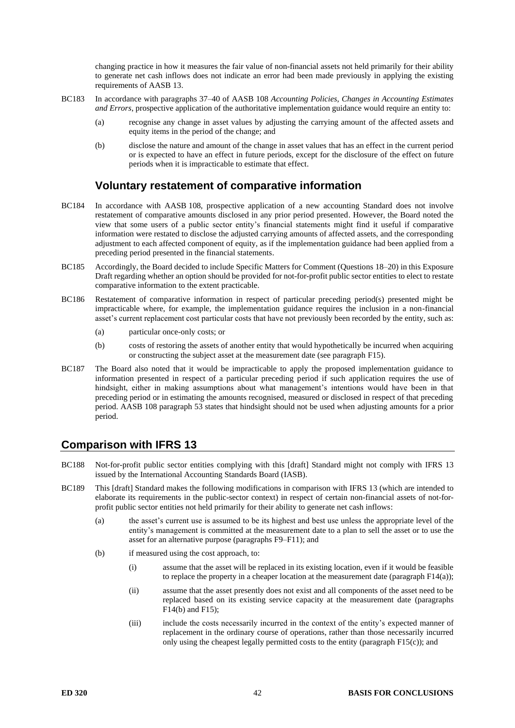changing practice in how it measures the fair value of non-financial assets not held primarily for their ability to generate net cash inflows does not indicate an error had been made previously in applying the existing requirements of AASB 13.

BC183 In accordance with paragraphs 37–40 of AASB 108 *Accounting Policies, Changes in Accounting Estimates and Errors*, prospective application of the authoritative implementation guidance would require an entity to:

(a) recognise any change in asset values by adjusting the carrying amount of the affected assets and equity items in the period of the change; and

(b) disclose the nature and amount of the change in asset values that has an effect in the current period or is expected to have an effect in future periods, except for the disclosure of the effect on future periods when it is impracticable to estimate that effect.

### Voluntary restatement of comparative information

BC184 In accordance with AASB 108, prospective application of a new accounting Standard does not involve restatement of comparative amounts disclosed in any prior period presented. However, the Board noted the view that some users of a public sector entity's financial statements might find it useful if comparative information were restated to disclose the adjusted carrying amounts of affected assets, and the corresponding adjustment to each affected component of equity, as if the implementation guidance had been applied from a preceding period presented in the financial statements.

BC185 Accordingly, the Board decided to include Specific Matters for Comment (Questions 18–20) in this Exposure Draft regarding whether an option should be provided for not-for-profit public sector entities to elect to restate comparative information to the extent practicable.

BC186 Restatement of comparative information in respect of particular preceding period(s) presented might be impracticable where, for example, the implementation guidance requires the inclusion in a non-financial asset's current replacement cost particular costs that have not previously been recorded by the entity, such as:

(a) particular once-only costs; or

(b) costs of restoring the assets of another entity that would hypothetically be incurred when acquiring or constructing the subject asset at the measurement date (see paragraph F15).

BC187 The Board also noted that it would be impracticable to apply the proposed implementation guidance to information presented in respect of a particular preceding period if such application requires the use of hindsight, either in making assumptions about what management's intentions would have been in that preceding period or in estimating the amounts recognised, measured or disclosed in respect of that preceding period. AASB 108 paragraph 53 states that hindsight should not be used when adjusting amounts for a prior period.

## Comparison with IFRS 13

BC188 Not-for-profit public sector entities complying with this [draft] Standard might not comply with IFRS 13 issued by the International Accounting Standards Board (IASB).

BC189 This [draft] Standard makes the following modifications in comparison with IFRS 13 (which are intended to elaborate its requirements in the public-sector context) in respect of certain non-financial assets of not-for-profit public sector entities not held primarily for their ability to generate net cash inflows:

(a) the asset's current use is assumed to be its highest and best use unless the appropriate level of the entity's management is committed at the measurement date to a plan to sell the asset or to use the asset for an alternative purpose (paragraphs F9–F11); and

(b) if measured using the cost approach, to:

(i) assume that the asset will be replaced in its existing location, even if it would be feasible to replace the property in a cheaper location at the measurement date (paragraph F14(a));

(ii) assume that the asset presently does not exist and all components of the asset need to be replaced based on its existing service capacity at the measurement date (paragraphs F14(b) and F15);

(iii) include the costs necessarily incurred in the context of the entity's expected manner of replacement in the ordinary course of operations, rather than those necessarily incurred only using the cheapest legally permitted costs to the entity (paragraph F15(c)); and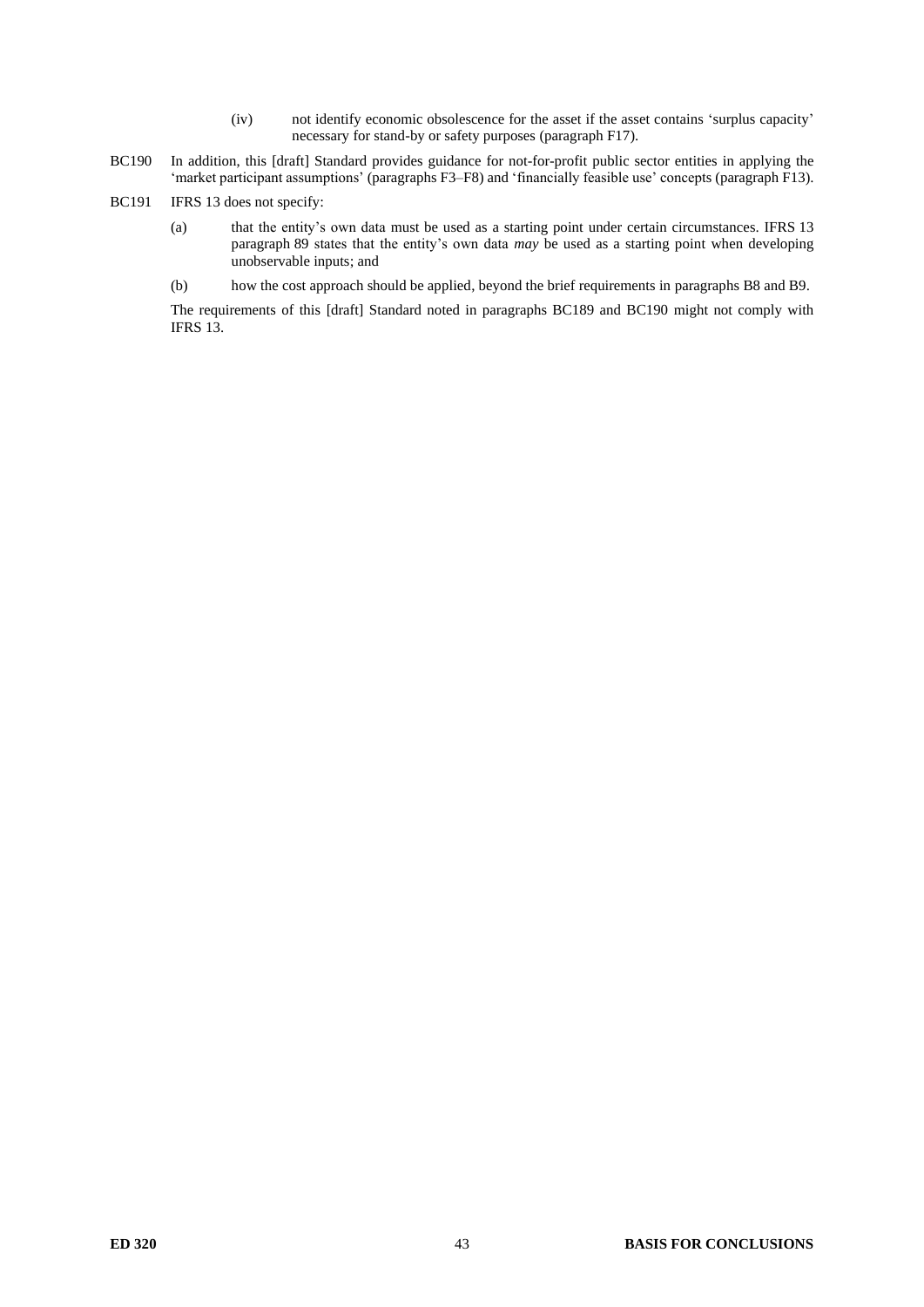(iv) not identify economic obsolescence for the asset if the asset contains 'surplus capacity' necessary for stand-by or safety purposes (paragraph F17).

BC190 In addition, this [draft] Standard provides guidance for not-for-profit public sector entities in applying the 'market participant assumptions' (paragraphs F3–F8) and 'financially feasible use' concepts (paragraph F13).

BC191 IFRS 13 does not specify:

(a) that the entity's own data must be used as a starting point under certain circumstances. IFRS 13 paragraph 89 states that the entity's own data *may* be used as a starting point when developing unobservable inputs; and

(b) how the cost approach should be applied, beyond the brief requirements in paragraphs B8 and B9.

The requirements of this [draft] Standard noted in paragraphs BC189 and BC190 might not comply with IFRS 13.